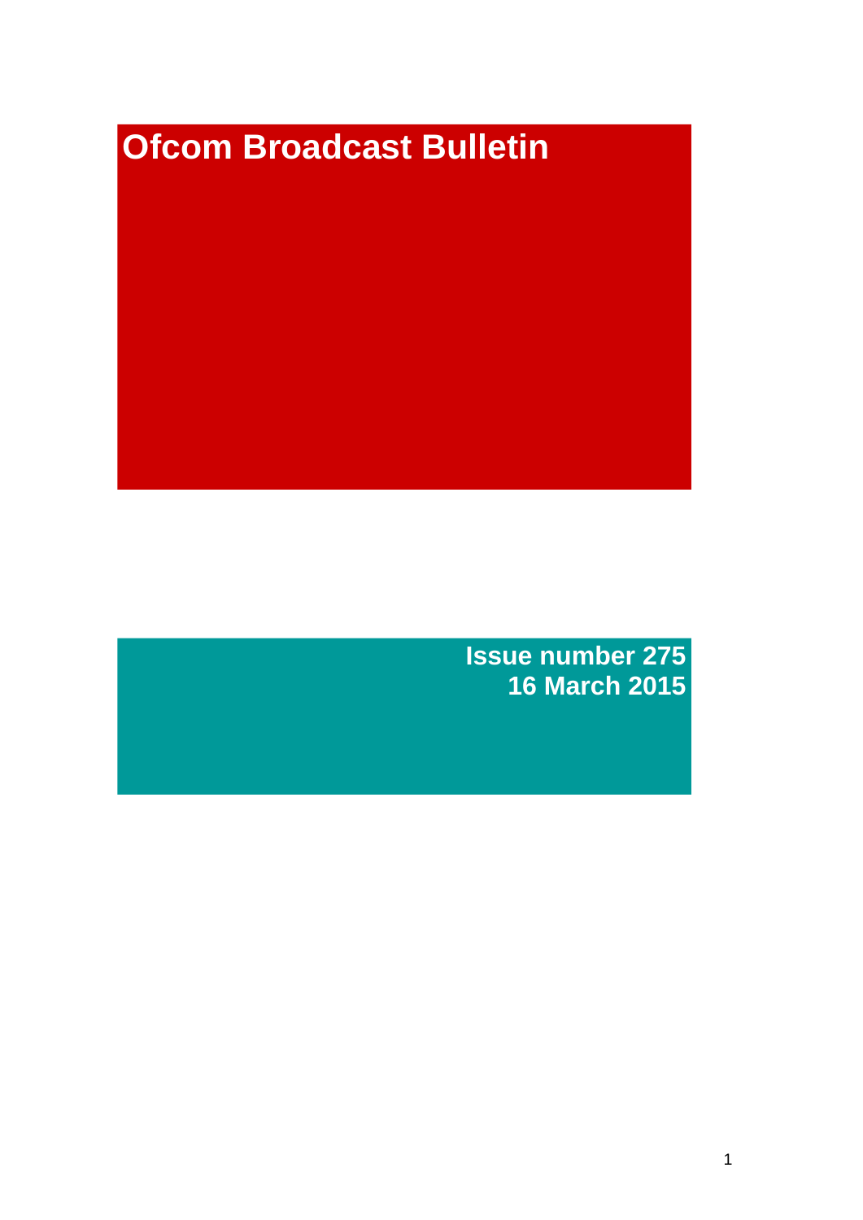# Ofcom Broadcast Bulletin

**Issue number 275**
**16 March 2015**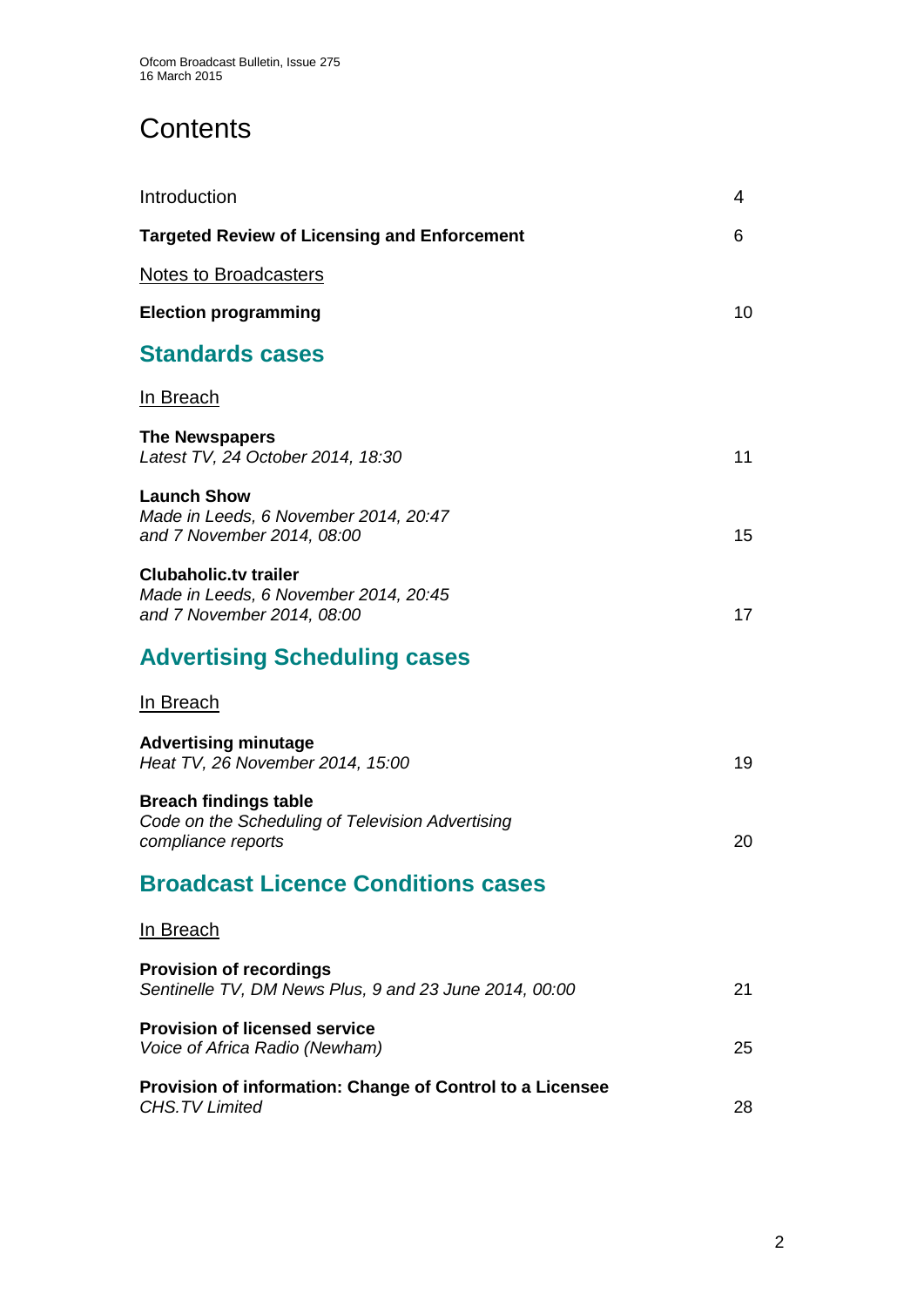# Contents

| | |
|---|---|
| Introduction | 4 |
| **Targeted Review of Licensing and Enforcement** | 6 |
| Notes to Broadcasters | |
| **Election programming** | 10 |

## Standards cases

In Breach

| | |
|---|---|
| **The Newspapers**<br>*Latest TV, 24 October 2014, 18:30* | 11 |
| **Launch Show**<br>*Made in Leeds, 6 November 2014, 20:47 and 7 November 2014, 08:00* | 15 |
| **Clubaholic.tv trailer**<br>*Made in Leeds, 6 November 2014, 20:45 and 7 November 2014, 08:00* | 17 |

## Advertising Scheduling cases

In Breach

| | |
|---|---|
| **Advertising minutage**<br>*Heat TV, 26 November 2014, 15:00* | 19 |
| **Breach findings table**<br>*Code on the Scheduling of Television Advertising compliance reports* | 20 |

## Broadcast Licence Conditions cases

In Breach

| | |
|---|---|
| **Provision of recordings**<br>*Sentinelle TV, DM News Plus, 9 and 23 June 2014, 00:00* | 21 |
| **Provision of licensed service**<br>*Voice of Africa Radio (Newham)* | 25 |
| **Provision of information: Change of Control to a Licensee**<br>*CHS.TV Limited* | 28 |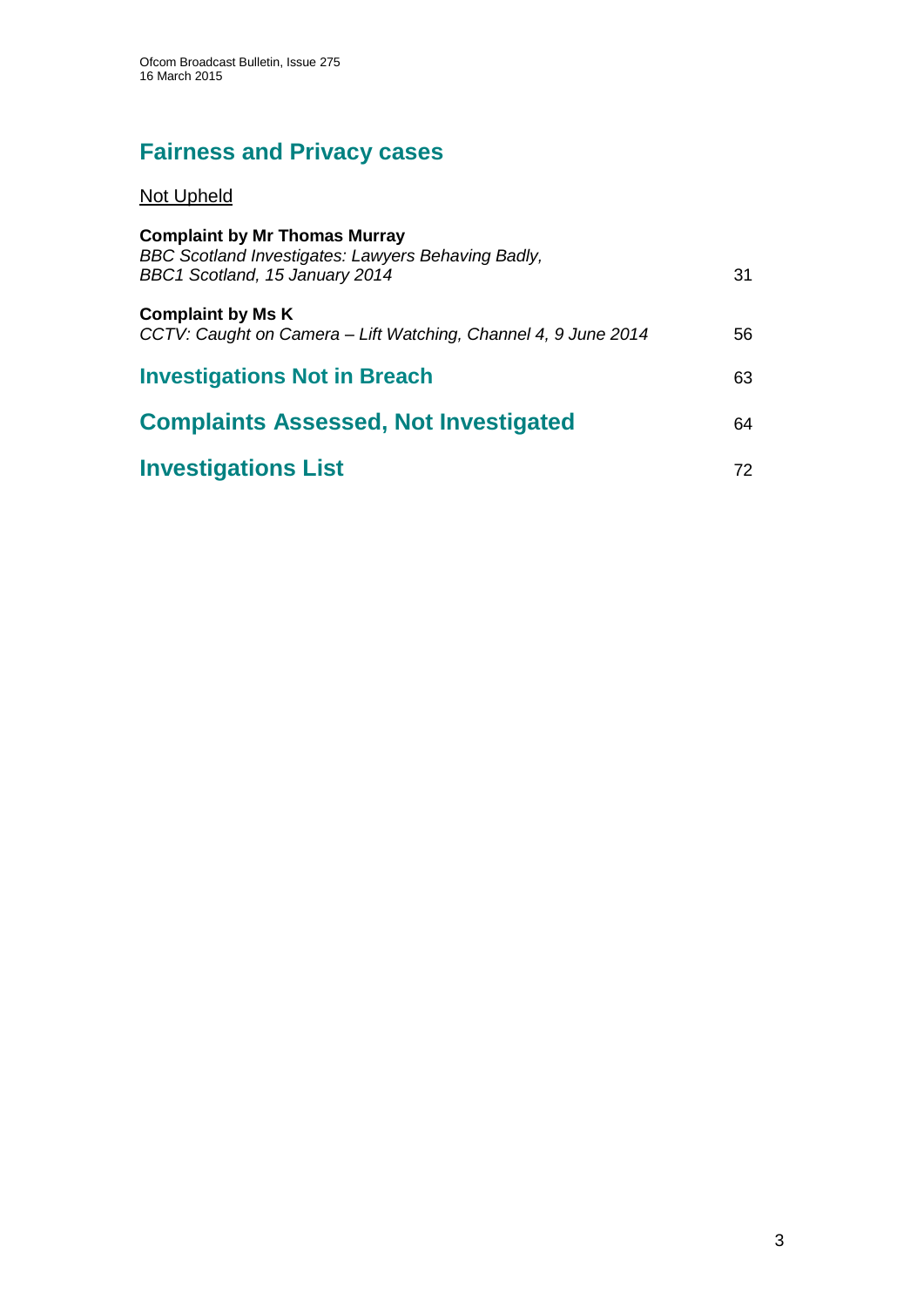## Fairness and Privacy cases

Not Upheld

**Complaint by Mr Thomas Murray**
*BBC Scotland Investigates: Lawyers Behaving Badly, BBC1 Scotland, 15 January 2014* 31

**Complaint by Ms K**
*CCTV: Caught on Camera – Lift Watching, Channel 4, 9 June 2014* 56

## Investigations Not in Breach 63

## Complaints Assessed, Not Investigated 64

## Investigations List 72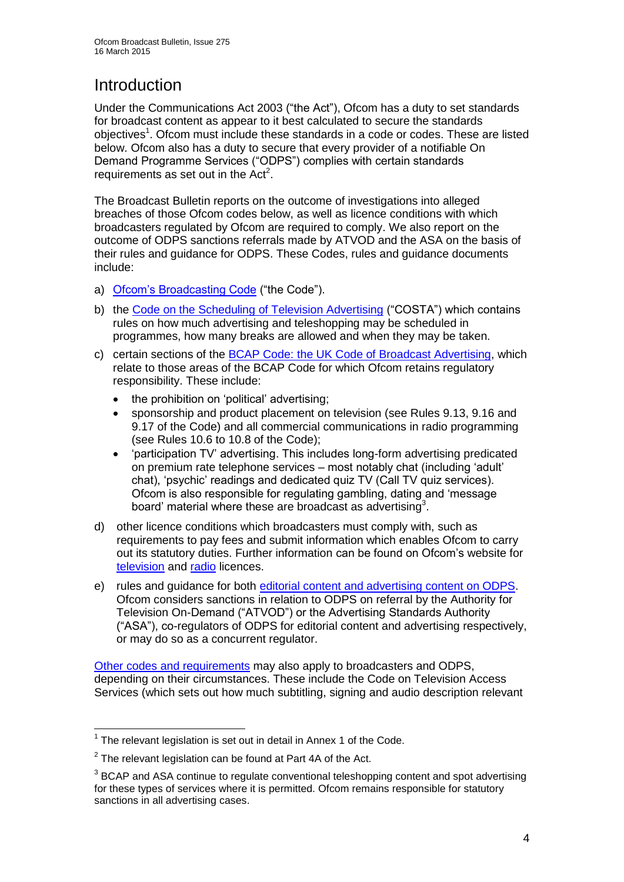# Introduction

Under the Communications Act 2003 ("the Act"), Ofcom has a duty to set standards for broadcast content as appear to it best calculated to secure the standards objectives[1]. Ofcom must include these standards in a code or codes. These are listed below. Ofcom also has a duty to secure that every provider of a notifiable On Demand Programme Services ("ODPS") complies with certain standards requirements as set out in the Act[2].

The Broadcast Bulletin reports on the outcome of investigations into alleged breaches of those Ofcom codes below, as well as licence conditions with which broadcasters regulated by Ofcom are required to comply. We also report on the outcome of ODPS sanctions referrals made by ATVOD and the ASA on the basis of their rules and guidance for ODPS. These Codes, rules and guidance documents include:

a) Ofcom's Broadcasting Code ("the Code").

b) the Code on the Scheduling of Television Advertising ("COSTA") which contains rules on how much advertising and teleshopping may be scheduled in programmes, how many breaks are allowed and when they may be taken.

c) certain sections of the BCAP Code: the UK Code of Broadcast Advertising, which relate to those areas of the BCAP Code for which Ofcom retains regulatory responsibility. These include:
   - the prohibition on 'political' advertising;
   - sponsorship and product placement on television (see Rules 9.13, 9.16 and 9.17 of the Code) and all commercial communications in radio programming (see Rules 10.6 to 10.8 of the Code);
   - 'participation TV' advertising. This includes long-form advertising predicated on premium rate telephone services – most notably chat (including 'adult' chat), 'psychic' readings and dedicated quiz TV (Call TV quiz services). Ofcom is also responsible for regulating gambling, dating and 'message board' material where these are broadcast as advertising[3].

d) other licence conditions which broadcasters must comply with, such as requirements to pay fees and submit information which enables Ofcom to carry out its statutory duties. Further information can be found on Ofcom's website for television and radio licences.

e) rules and guidance for both editorial content and advertising content on ODPS. Ofcom considers sanctions in relation to ODPS on referral by the Authority for Television On-Demand ("ATVOD") or the Advertising Standards Authority ("ASA"), co-regulators of ODPS for editorial content and advertising respectively, or may do so as a concurrent regulator.

Other codes and requirements may also apply to broadcasters and ODPS, depending on their circumstances. These include the Code on Television Access Services (which sets out how much subtitling, signing and audio description relevant

---

[1] The relevant legislation is set out in detail in Annex 1 of the Code.

[2] The relevant legislation can be found at Part 4A of the Act.

[3] BCAP and ASA continue to regulate conventional teleshopping content and spot advertising for these types of services where it is permitted. Ofcom remains responsible for statutory sanctions in all advertising cases.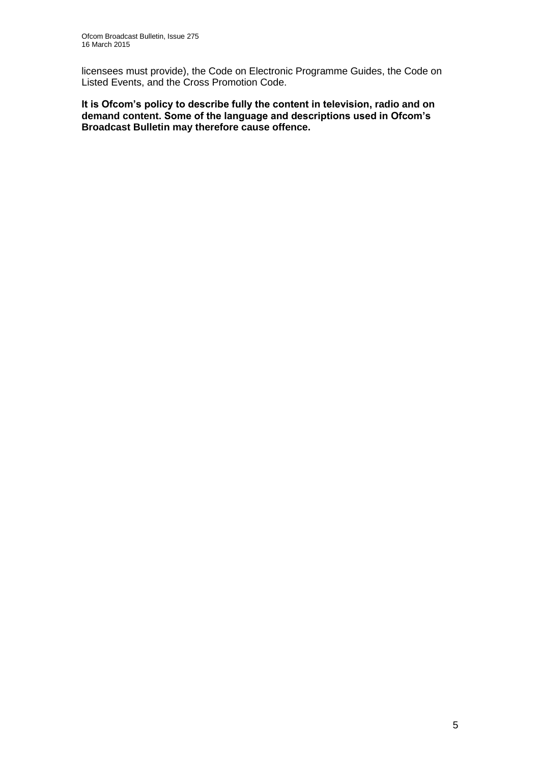licensees must provide), the Code on Electronic Programme Guides, the Code on Listed Events, and the Cross Promotion Code.

**It is Ofcom's policy to describe fully the content in television, radio and on demand content. Some of the language and descriptions used in Ofcom's Broadcast Bulletin may therefore cause offence.**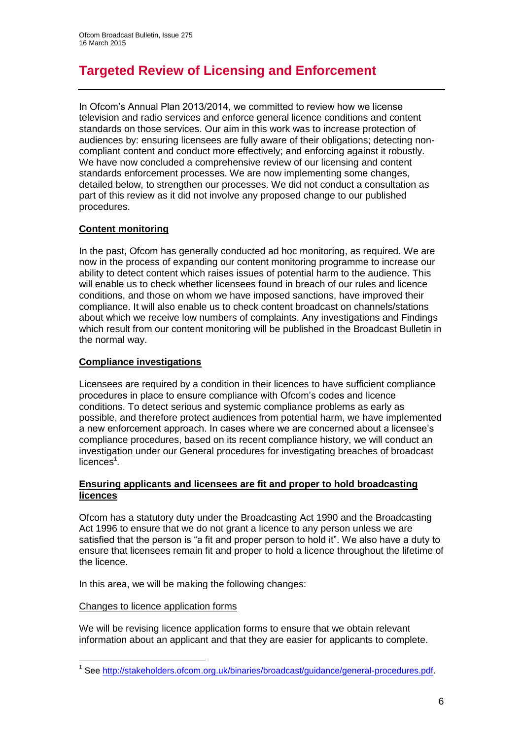# Targeted Review of Licensing and Enforcement

In Ofcom's Annual Plan 2013/2014, we committed to review how we license television and radio services and enforce general licence conditions and content standards on those services. Our aim in this work was to increase protection of audiences by: ensuring licensees are fully aware of their obligations; detecting non-compliant content and conduct more effectively; and enforcing against it robustly. We have now concluded a comprehensive review of our licensing and content standards enforcement processes. We are now implementing some changes, detailed below, to strengthen our processes. We did not conduct a consultation as part of this review as it did not involve any proposed change to our published procedures.

## Content monitoring

In the past, Ofcom has generally conducted ad hoc monitoring, as required. We are now in the process of expanding our content monitoring programme to increase our ability to detect content which raises issues of potential harm to the audience. This will enable us to check whether licensees found in breach of our rules and licence conditions, and those on whom we have imposed sanctions, have improved their compliance. It will also enable us to check content broadcast on channels/stations about which we receive low numbers of complaints. Any investigations and Findings which result from our content monitoring will be published in the Broadcast Bulletin in the normal way.

## Compliance investigations

Licensees are required by a condition in their licences to have sufficient compliance procedures in place to ensure compliance with Ofcom's codes and licence conditions. To detect serious and systemic compliance problems as early as possible, and therefore protect audiences from potential harm, we have implemented a new enforcement approach. In cases where we are concerned about a licensee's compliance procedures, based on its recent compliance history, we will conduct an investigation under our General procedures for investigating breaches of broadcast licences[1].

## Ensuring applicants and licensees are fit and proper to hold broadcasting licences

Ofcom has a statutory duty under the Broadcasting Act 1990 and the Broadcasting Act 1996 to ensure that we do not grant a licence to any person unless we are satisfied that the person is "a fit and proper person to hold it". We also have a duty to ensure that licensees remain fit and proper to hold a licence throughout the lifetime of the licence.

In this area, we will be making the following changes:

### Changes to licence application forms

We will be revising licence application forms to ensure that we obtain relevant information about an applicant and that they are easier for applicants to complete.

---

[1] See http://stakeholders.ofcom.org.uk/binaries/broadcast/guidance/general-procedures.pdf.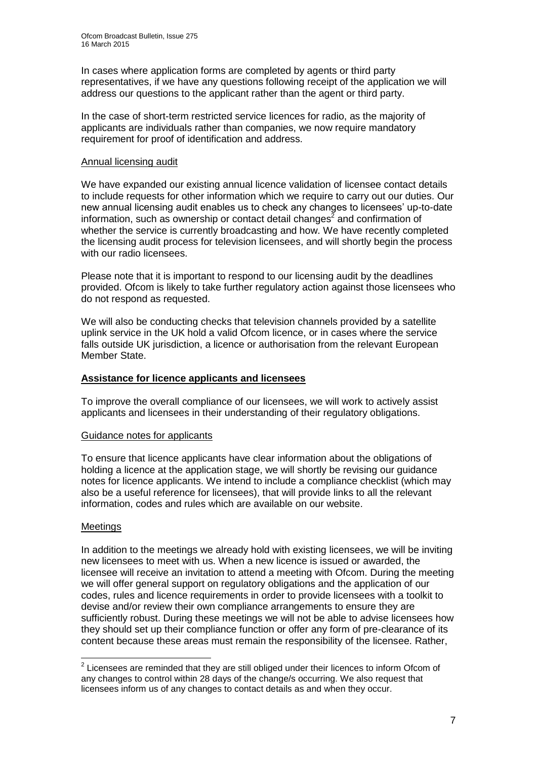In cases where application forms are completed by agents or third party representatives, if we have any questions following receipt of the application we will address our questions to the applicant rather than the agent or third party.

In the case of short-term restricted service licences for radio, as the majority of applicants are individuals rather than companies, we now require mandatory requirement for proof of identification and address.

Annual licensing audit

We have expanded our existing annual licence validation of licensee contact details to include requests for other information which we require to carry out our duties. Our new annual licensing audit enables us to check any changes to licensees' up-to-date information, such as ownership or contact detail changes[2] and confirmation of whether the service is currently broadcasting and how. We have recently completed the licensing audit process for television licensees, and will shortly begin the process with our radio licensees.

Please note that it is important to respond to our licensing audit by the deadlines provided. Ofcom is likely to take further regulatory action against those licensees who do not respond as requested.

We will also be conducting checks that television channels provided by a satellite uplink service in the UK hold a valid Ofcom licence, or in cases where the service falls outside UK jurisdiction, a licence or authorisation from the relevant European Member State.

**Assistance for licence applicants and licensees**

To improve the overall compliance of our licensees, we will work to actively assist applicants and licensees in their understanding of their regulatory obligations.

Guidance notes for applicants

To ensure that licence applicants have clear information about the obligations of holding a licence at the application stage, we will shortly be revising our guidance notes for licence applicants. We intend to include a compliance checklist (which may also be a useful reference for licensees), that will provide links to all the relevant information, codes and rules which are available on our website.

Meetings

In addition to the meetings we already hold with existing licensees, we will be inviting new licensees to meet with us. When a new licence is issued or awarded, the licensee will receive an invitation to attend a meeting with Ofcom. During the meeting we will offer general support on regulatory obligations and the application of our codes, rules and licence requirements in order to provide licensees with a toolkit to devise and/or review their own compliance arrangements to ensure they are sufficiently robust. During these meetings we will not be able to advise licensees how they should set up their compliance function or offer any form of pre-clearance of its content because these areas must remain the responsibility of the licensee. Rather,

[2] Licensees are reminded that they are still obliged under their licences to inform Ofcom of any changes to control within 28 days of the change/s occurring. We also request that licensees inform us of any changes to contact details as and when they occur.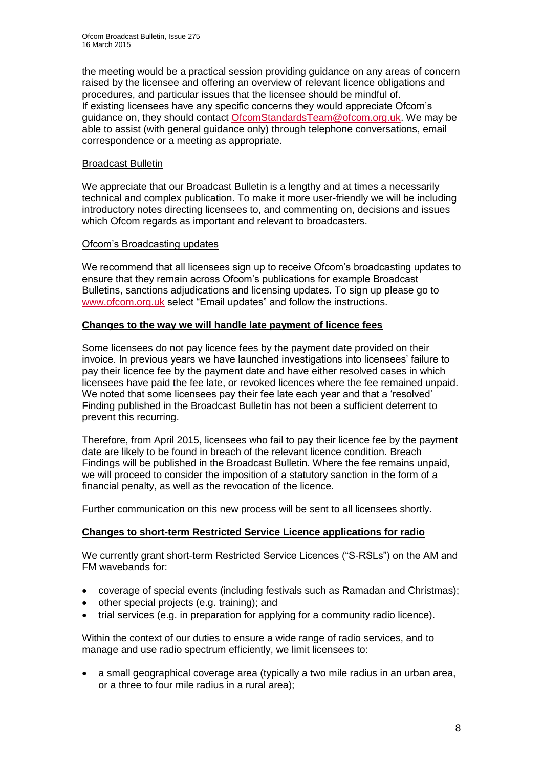the meeting would be a practical session providing guidance on any areas of concern raised by the licensee and offering an overview of relevant licence obligations and procedures, and particular issues that the licensee should be mindful of.
If existing licensees have any specific concerns they would appreciate Ofcom's guidance on, they should contact OfcomStandardsTeam@ofcom.org.uk. We may be able to assist (with general guidance only) through telephone conversations, email correspondence or a meeting as appropriate.

Broadcast Bulletin

We appreciate that our Broadcast Bulletin is a lengthy and at times a necessarily technical and complex publication. To make it more user-friendly we will be including introductory notes directing licensees to, and commenting on, decisions and issues which Ofcom regards as important and relevant to broadcasters.

Ofcom's Broadcasting updates

We recommend that all licensees sign up to receive Ofcom's broadcasting updates to ensure that they remain across Ofcom's publications for example Broadcast Bulletins, sanctions adjudications and licensing updates. To sign up please go to www.ofcom.org.uk select "Email updates" and follow the instructions.

**Changes to the way we will handle late payment of licence fees**

Some licensees do not pay licence fees by the payment date provided on their invoice. In previous years we have launched investigations into licensees' failure to pay their licence fee by the payment date and have either resolved cases in which licensees have paid the fee late, or revoked licences where the fee remained unpaid. We noted that some licensees pay their fee late each year and that a 'resolved' Finding published in the Broadcast Bulletin has not been a sufficient deterrent to prevent this recurring.

Therefore, from April 2015, licensees who fail to pay their licence fee by the payment date are likely to be found in breach of the relevant licence condition. Breach Findings will be published in the Broadcast Bulletin. Where the fee remains unpaid, we will proceed to consider the imposition of a statutory sanction in the form of a financial penalty, as well as the revocation of the licence.

Further communication on this new process will be sent to all licensees shortly.

**Changes to short-term Restricted Service Licence applications for radio**

We currently grant short-term Restricted Service Licences ("S-RSLs") on the AM and FM wavebands for:

- coverage of special events (including festivals such as Ramadan and Christmas);
- other special projects (e.g. training); and
- trial services (e.g. in preparation for applying for a community radio licence).

Within the context of our duties to ensure a wide range of radio services, and to manage and use radio spectrum efficiently, we limit licensees to:

- a small geographical coverage area (typically a two mile radius in an urban area, or a three to four mile radius in a rural area);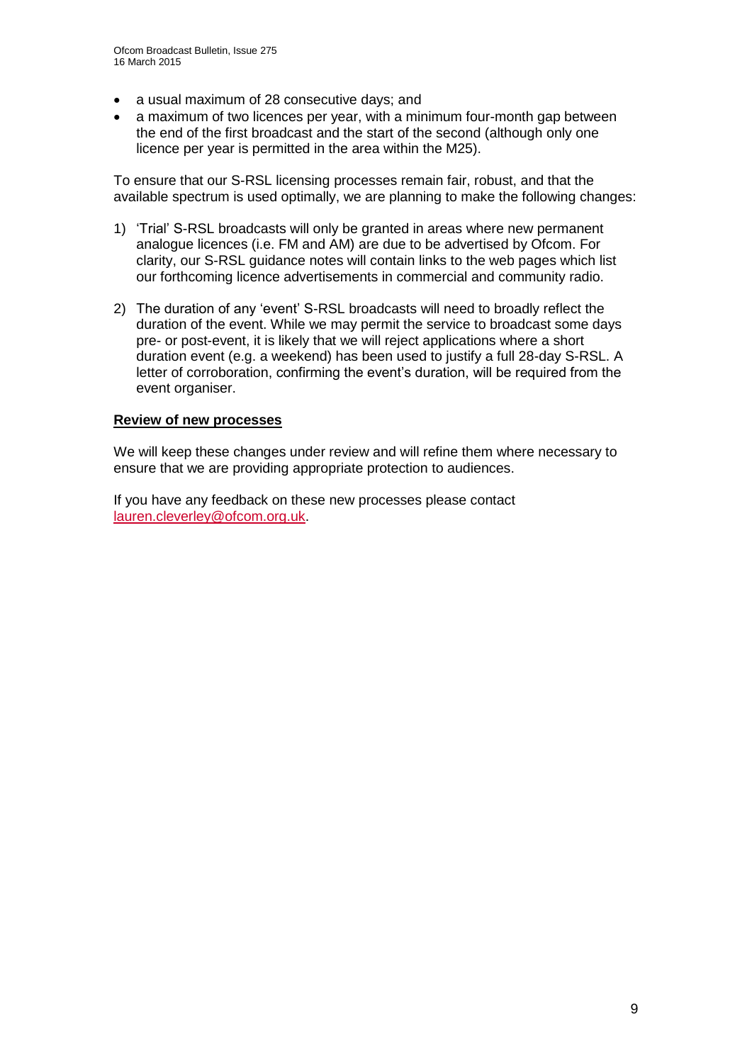- a usual maximum of 28 consecutive days; and
- a maximum of two licences per year, with a minimum four-month gap between the end of the first broadcast and the start of the second (although only one licence per year is permitted in the area within the M25).

To ensure that our S-RSL licensing processes remain fair, robust, and that the available spectrum is used optimally, we are planning to make the following changes:

1) 'Trial' S-RSL broadcasts will only be granted in areas where new permanent analogue licences (i.e. FM and AM) are due to be advertised by Ofcom. For clarity, our S-RSL guidance notes will contain links to the web pages which list our forthcoming licence advertisements in commercial and community radio.

2) The duration of any 'event' S-RSL broadcasts will need to broadly reflect the duration of the event. While we may permit the service to broadcast some days pre- or post-event, it is likely that we will reject applications where a short duration event (e.g. a weekend) has been used to justify a full 28-day S-RSL. A letter of corroboration, confirming the event's duration, will be required from the event organiser.

**Review of new processes**

We will keep these changes under review and will refine them where necessary to ensure that we are providing appropriate protection to audiences.

If you have any feedback on these new processes please contact lauren.cleverley@ofcom.org.uk.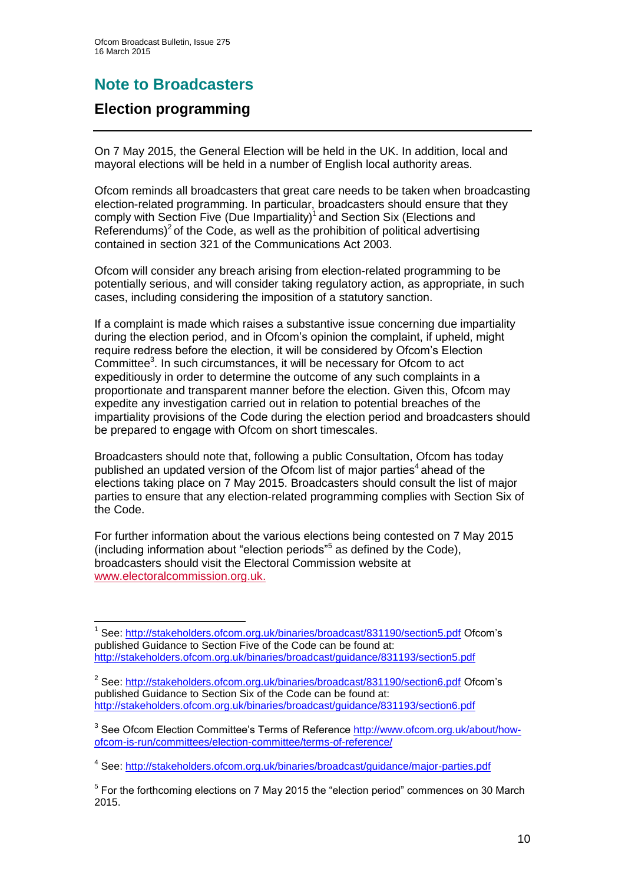# Note to Broadcasters

## Election programming

On 7 May 2015, the General Election will be held in the UK. In addition, local and mayoral elections will be held in a number of English local authority areas.

Ofcom reminds all broadcasters that great care needs to be taken when broadcasting election-related programming. In particular, broadcasters should ensure that they comply with Section Five (Due Impartiality)[1] and Section Six (Elections and Referendums)[2] of the Code, as well as the prohibition of political advertising contained in section 321 of the Communications Act 2003.

Ofcom will consider any breach arising from election-related programming to be potentially serious, and will consider taking regulatory action, as appropriate, in such cases, including considering the imposition of a statutory sanction.

If a complaint is made which raises a substantive issue concerning due impartiality during the election period, and in Ofcom's opinion the complaint, if upheld, might require redress before the election, it will be considered by Ofcom's Election Committee[3]. In such circumstances, it will be necessary for Ofcom to act expeditiously in order to determine the outcome of any such complaints in a proportionate and transparent manner before the election. Given this, Ofcom may expedite any investigation carried out in relation to potential breaches of the impartiality provisions of the Code during the election period and broadcasters should be prepared to engage with Ofcom on short timescales.

Broadcasters should note that, following a public Consultation, Ofcom has today published an updated version of the Ofcom list of major parties[4] ahead of the elections taking place on 7 May 2015. Broadcasters should consult the list of major parties to ensure that any election-related programming complies with Section Six of the Code.

For further information about the various elections being contested on 7 May 2015 (including information about "election periods"[5] as defined by the Code), broadcasters should visit the Electoral Commission website at www.electoralcommission.org.uk.

---

[1] See: http://stakeholders.ofcom.org.uk/binaries/broadcast/831190/section5.pdf Ofcom's published Guidance to Section Five of the Code can be found at: http://stakeholders.ofcom.org.uk/binaries/broadcast/guidance/831193/section5.pdf

[2] See: http://stakeholders.ofcom.org.uk/binaries/broadcast/831190/section6.pdf Ofcom's published Guidance to Section Six of the Code can be found at: http://stakeholders.ofcom.org.uk/binaries/broadcast/guidance/831193/section6.pdf

[3] See Ofcom Election Committee's Terms of Reference http://www.ofcom.org.uk/about/how-ofcom-is-run/committees/election-committee/terms-of-reference/

[4] See: http://stakeholders.ofcom.org.uk/binaries/broadcast/guidance/major-parties.pdf

[5] For the forthcoming elections on 7 May 2015 the "election period" commences on 30 March 2015.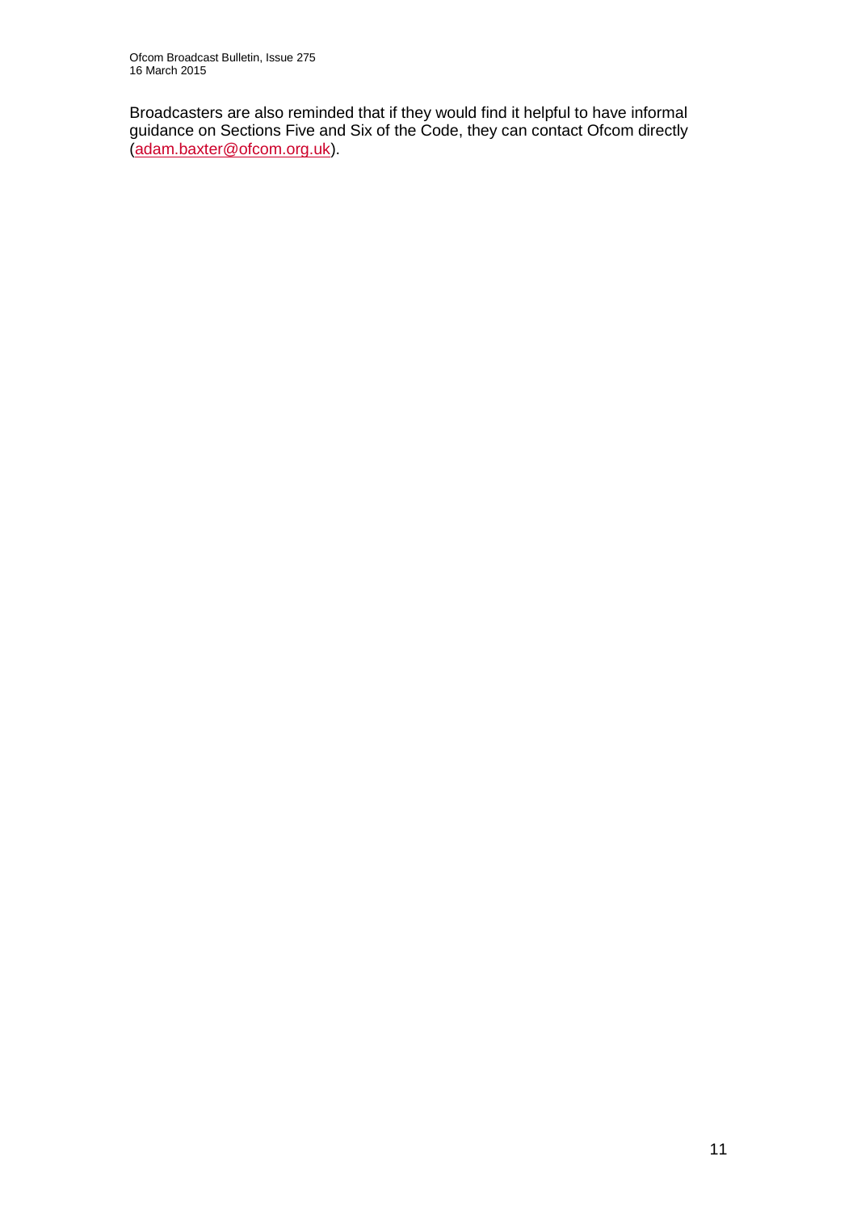Broadcasters are also reminded that if they would find it helpful to have informal guidance on Sections Five and Six of the Code, they can contact Ofcom directly (adam.baxter@ofcom.org.uk).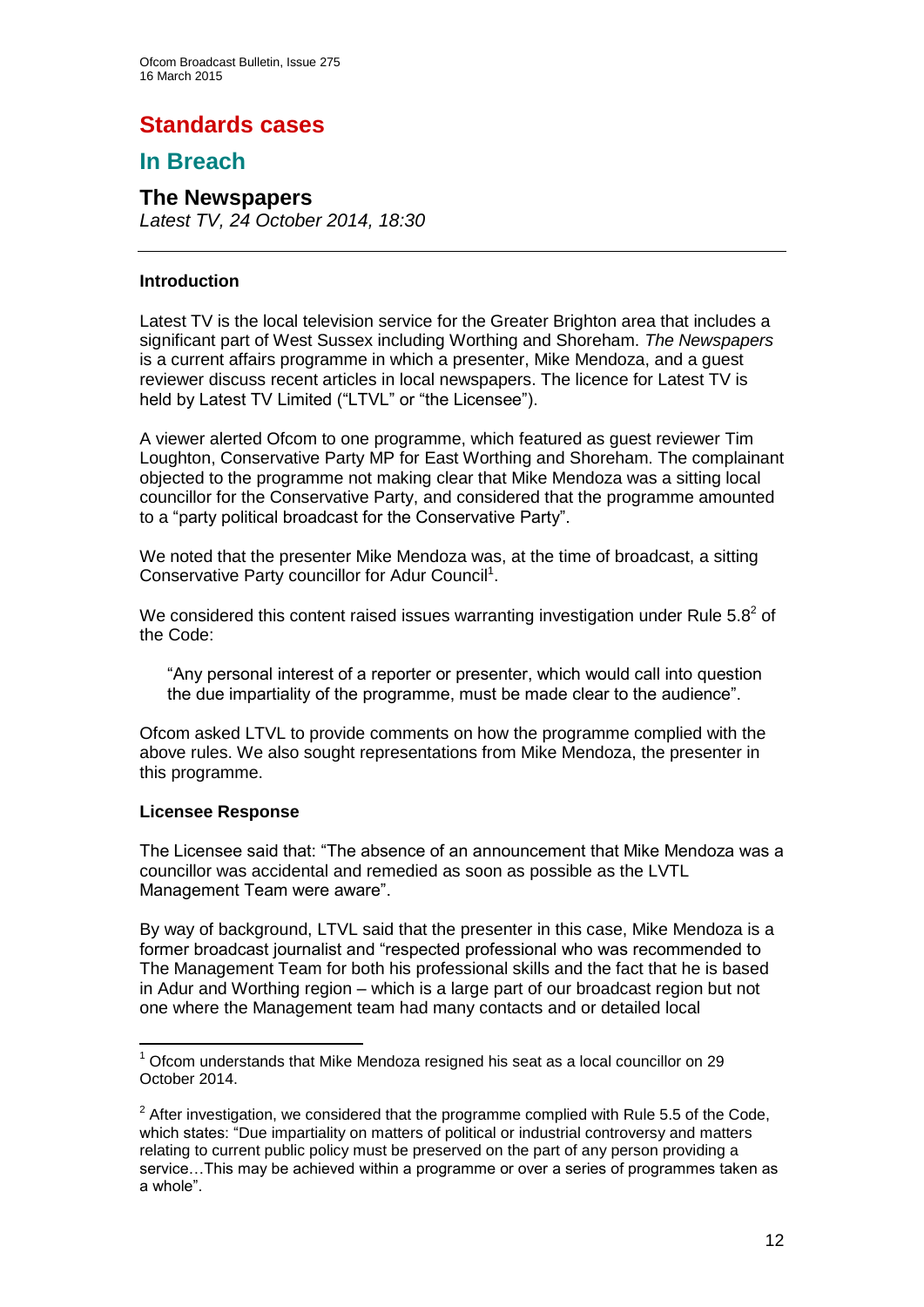# Standards cases

## In Breach

### The Newspapers

*Latest TV, 24 October 2014, 18:30*

**Introduction**

Latest TV is the local television service for the Greater Brighton area that includes a significant part of West Sussex including Worthing and Shoreham. *The Newspapers* is a current affairs programme in which a presenter, Mike Mendoza, and a guest reviewer discuss recent articles in local newspapers. The licence for Latest TV is held by Latest TV Limited ("LTVL" or "the Licensee").

A viewer alerted Ofcom to one programme, which featured as guest reviewer Tim Loughton, Conservative Party MP for East Worthing and Shoreham. The complainant objected to the programme not making clear that Mike Mendoza was a sitting local councillor for the Conservative Party, and considered that the programme amounted to a "party political broadcast for the Conservative Party".

We noted that the presenter Mike Mendoza was, at the time of broadcast, a sitting Conservative Party councillor for Adur Council[1].

We considered this content raised issues warranting investigation under Rule 5.8[2] of the Code:

> "Any personal interest of a reporter or presenter, which would call into question the due impartiality of the programme, must be made clear to the audience".

Ofcom asked LTVL to provide comments on how the programme complied with the above rules. We also sought representations from Mike Mendoza, the presenter in this programme.

**Licensee Response**

The Licensee said that: "The absence of an announcement that Mike Mendoza was a councillor was accidental and remedied as soon as possible as the LVTL Management Team were aware".

By way of background, LTVL said that the presenter in this case, Mike Mendoza is a former broadcast journalist and "respected professional who was recommended to The Management Team for both his professional skills and the fact that he is based in Adur and Worthing region – which is a large part of our broadcast region but not one where the Management team had many contacts and or detailed local

---

[1] Ofcom understands that Mike Mendoza resigned his seat as a local councillor on 29 October 2014.

[2] After investigation, we considered that the programme complied with Rule 5.5 of the Code, which states: "Due impartiality on matters of political or industrial controversy and matters relating to current public policy must be preserved on the part of any person providing a service…This may be achieved within a programme or over a series of programmes taken as a whole".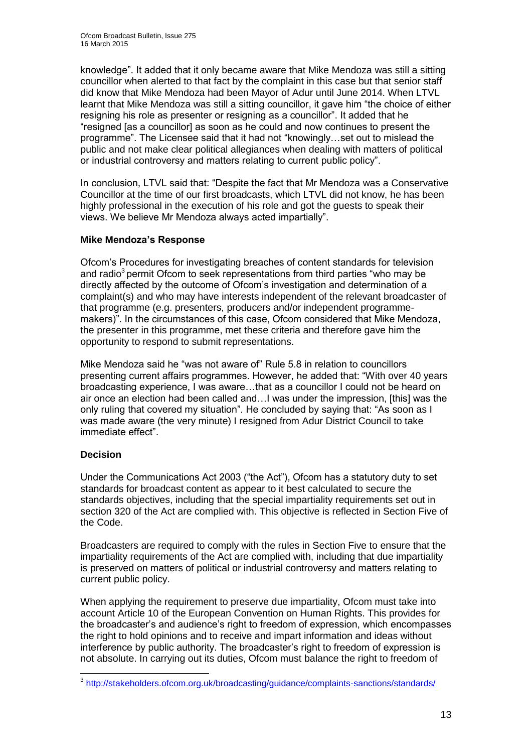knowledge". It added that it only became aware that Mike Mendoza was still a sitting councillor when alerted to that fact by the complaint in this case but that senior staff did know that Mike Mendoza had been Mayor of Adur until June 2014. When LTVL learnt that Mike Mendoza was still a sitting councillor, it gave him "the choice of either resigning his role as presenter or resigning as a councillor". It added that he "resigned [as a councillor] as soon as he could and now continues to present the programme". The Licensee said that it had not "knowingly…set out to mislead the public and not make clear political allegiances when dealing with matters of political or industrial controversy and matters relating to current public policy".

In conclusion, LTVL said that: "Despite the fact that Mr Mendoza was a Conservative Councillor at the time of our first broadcasts, which LTVL did not know, he has been highly professional in the execution of his role and got the guests to speak their views. We believe Mr Mendoza always acted impartially".

**Mike Mendoza's Response**

Ofcom's Procedures for investigating breaches of content standards for television and radio[3] permit Ofcom to seek representations from third parties "who may be directly affected by the outcome of Ofcom's investigation and determination of a complaint(s) and who may have interests independent of the relevant broadcaster of that programme (e.g. presenters, producers and/or independent programme-makers)". In the circumstances of this case, Ofcom considered that Mike Mendoza, the presenter in this programme, met these criteria and therefore gave him the opportunity to respond to submit representations.

Mike Mendoza said he "was not aware of" Rule 5.8 in relation to councillors presenting current affairs programmes. However, he added that: "With over 40 years broadcasting experience, I was aware…that as a councillor I could not be heard on air once an election had been called and…I was under the impression, [this] was the only ruling that covered my situation". He concluded by saying that: "As soon as I was made aware (the very minute) I resigned from Adur District Council to take immediate effect".

**Decision**

Under the Communications Act 2003 ("the Act"), Ofcom has a statutory duty to set standards for broadcast content as appear to it best calculated to secure the standards objectives, including that the special impartiality requirements set out in section 320 of the Act are complied with. This objective is reflected in Section Five of the Code.

Broadcasters are required to comply with the rules in Section Five to ensure that the impartiality requirements of the Act are complied with, including that due impartiality is preserved on matters of political or industrial controversy and matters relating to current public policy.

When applying the requirement to preserve due impartiality, Ofcom must take into account Article 10 of the European Convention on Human Rights. This provides for the broadcaster's and audience's right to freedom of expression, which encompasses the right to hold opinions and to receive and impart information and ideas without interference by public authority. The broadcaster's right to freedom of expression is not absolute. In carrying out its duties, Ofcom must balance the right to freedom of

[3] http://stakeholders.ofcom.org.uk/broadcasting/guidance/complaints-sanctions/standards/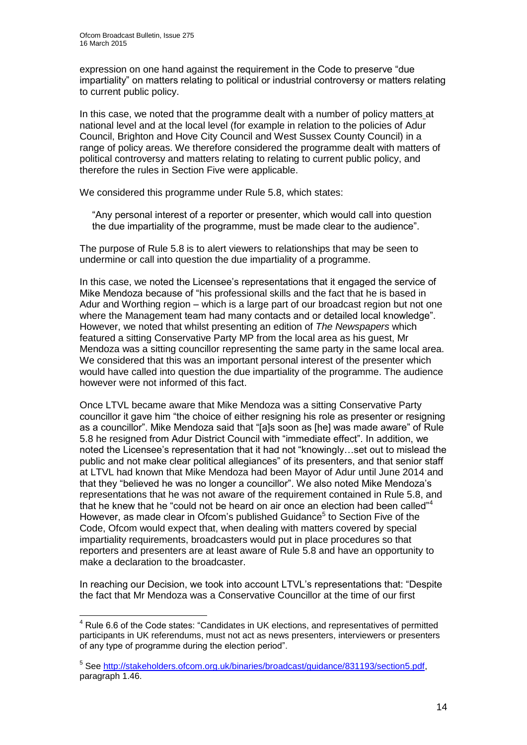expression on one hand against the requirement in the Code to preserve "due impartiality" on matters relating to political or industrial controversy or matters relating to current public policy.

In this case, we noted that the programme dealt with a number of policy matters at national level and at the local level (for example in relation to the policies of Adur Council, Brighton and Hove City Council and West Sussex County Council) in a range of policy areas. We therefore considered the programme dealt with matters of political controversy and matters relating to relating to current public policy, and therefore the rules in Section Five were applicable.

We considered this programme under Rule 5.8, which states:

> "Any personal interest of a reporter or presenter, which would call into question the due impartiality of the programme, must be made clear to the audience".

The purpose of Rule 5.8 is to alert viewers to relationships that may be seen to undermine or call into question the due impartiality of a programme.

In this case, we noted the Licensee's representations that it engaged the service of Mike Mendoza because of "his professional skills and the fact that he is based in Adur and Worthing region – which is a large part of our broadcast region but not one where the Management team had many contacts and or detailed local knowledge". However, we noted that whilst presenting an edition of *The Newspapers* which featured a sitting Conservative Party MP from the local area as his guest, Mr Mendoza was a sitting councillor representing the same party in the same local area. We considered that this was an important personal interest of the presenter which would have called into question the due impartiality of the programme. The audience however were not informed of this fact.

Once LTVL became aware that Mike Mendoza was a sitting Conservative Party councillor it gave him "the choice of either resigning his role as presenter or resigning as a councillor". Mike Mendoza said that "[a]s soon as [he] was made aware" of Rule 5.8 he resigned from Adur District Council with "immediate effect". In addition, we noted the Licensee's representation that it had not "knowingly…set out to mislead the public and not make clear political allegiances" of its presenters, and that senior staff at LTVL had known that Mike Mendoza had been Mayor of Adur until June 2014 and that they "believed he was no longer a councillor". We also noted Mike Mendoza's representations that he was not aware of the requirement contained in Rule 5.8, and that he knew that he "could not be heard on air once an election had been called"[4] However, as made clear in Ofcom's published Guidance[5] to Section Five of the Code, Ofcom would expect that, when dealing with matters covered by special impartiality requirements, broadcasters would put in place procedures so that reporters and presenters are at least aware of Rule 5.8 and have an opportunity to make a declaration to the broadcaster.

In reaching our Decision, we took into account LTVL's representations that: "Despite the fact that Mr Mendoza was a Conservative Councillor at the time of our first

---

[4] Rule 6.6 of the Code states: "Candidates in UK elections, and representatives of permitted participants in UK referendums, must not act as news presenters, interviewers or presenters of any type of programme during the election period".

[5] See http://stakeholders.ofcom.org.uk/binaries/broadcast/guidance/831193/section5.pdf, paragraph 1.46.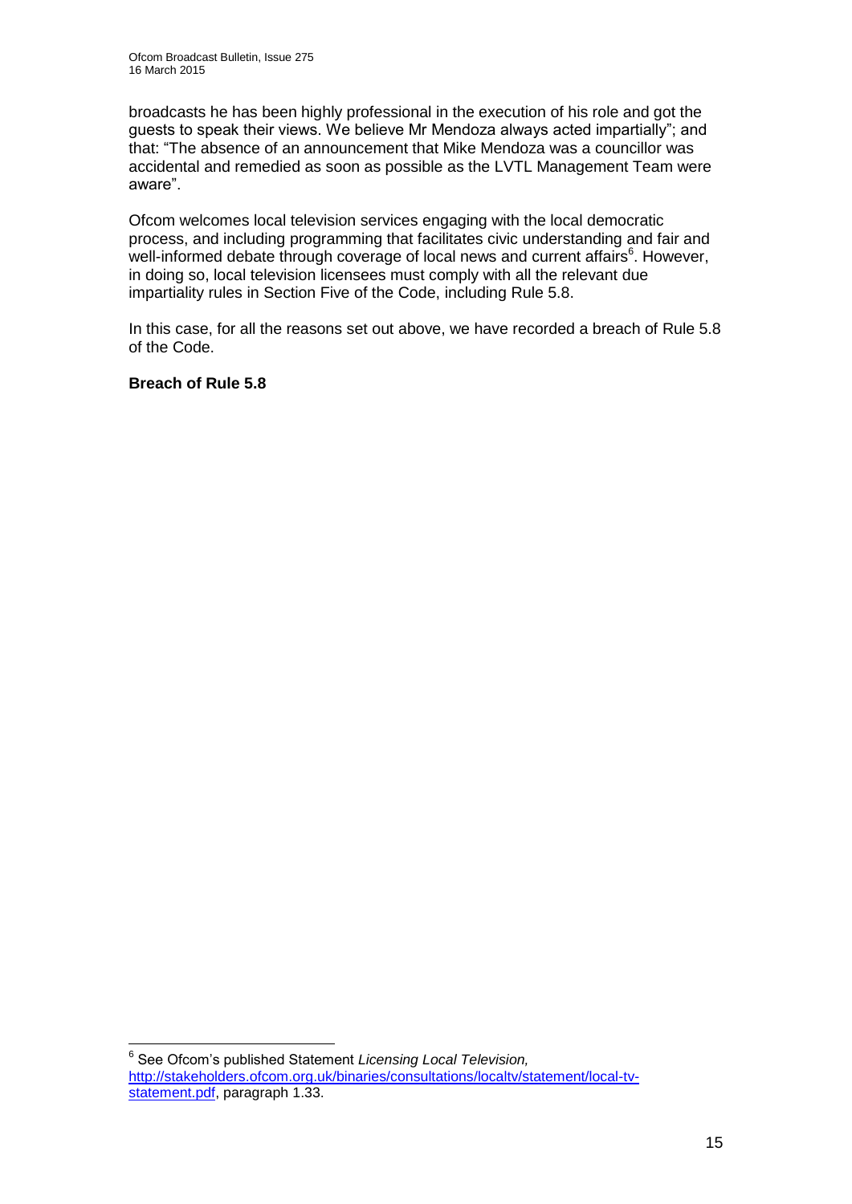broadcasts he has been highly professional in the execution of his role and got the guests to speak their views. We believe Mr Mendoza always acted impartially"; and that: "The absence of an announcement that Mike Mendoza was a councillor was accidental and remedied as soon as possible as the LVTL Management Team were aware".

Ofcom welcomes local television services engaging with the local democratic process, and including programming that facilitates civic understanding and fair and well-informed debate through coverage of local news and current affairs[6]. However, in doing so, local television licensees must comply with all the relevant due impartiality rules in Section Five of the Code, including Rule 5.8.

In this case, for all the reasons set out above, we have recorded a breach of Rule 5.8 of the Code.

**Breach of Rule 5.8**

---

[6] See Ofcom's published Statement *Licensing Local Television,* [http://stakeholders.ofcom.org.uk/binaries/consultations/localtv/statement/local-tv-statement.pdf](http://stakeholders.ofcom.org.uk/binaries/consultations/localtv/statement/local-tv-statement.pdf), paragraph 1.33.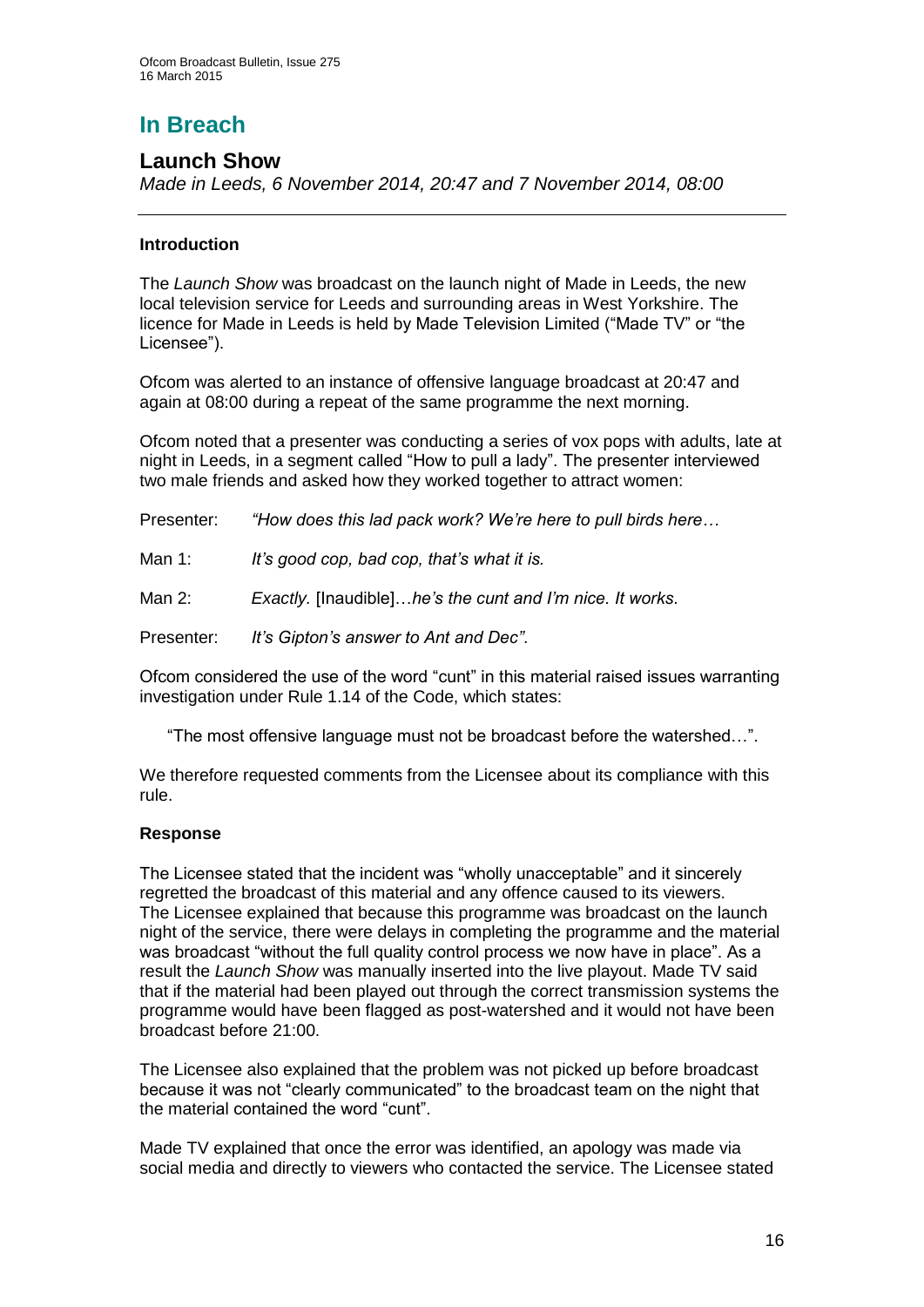# In Breach

## Launch Show

*Made in Leeds, 6 November 2014, 20:47 and 7 November 2014, 08:00*

---

### Introduction

The *Launch Show* was broadcast on the launch night of Made in Leeds, the new local television service for Leeds and surrounding areas in West Yorkshire. The licence for Made in Leeds is held by Made Television Limited ("Made TV" or "the Licensee").

Ofcom was alerted to an instance of offensive language broadcast at 20:47 and again at 08:00 during a repeat of the same programme the next morning.

Ofcom noted that a presenter was conducting a series of vox pops with adults, late at night in Leeds, in a segment called "How to pull a lady". The presenter interviewed two male friends and asked how they worked together to attract women:

Presenter: *"How does this lad pack work? We're here to pull birds here…*

Man 1: *It's good cop, bad cop, that's what it is.*

Man 2: *Exactly.* [Inaudible]*…he's the cunt and I'm nice. It works.*

Presenter: *It's Gipton's answer to Ant and Dec".*

Ofcom considered the use of the word "cunt" in this material raised issues warranting investigation under Rule 1.14 of the Code, which states:

> "The most offensive language must not be broadcast before the watershed…".

We therefore requested comments from the Licensee about its compliance with this rule.

### Response

The Licensee stated that the incident was "wholly unacceptable" and it sincerely regretted the broadcast of this material and any offence caused to its viewers. The Licensee explained that because this programme was broadcast on the launch night of the service, there were delays in completing the programme and the material was broadcast "without the full quality control process we now have in place". As a result the *Launch Show* was manually inserted into the live playout. Made TV said that if the material had been played out through the correct transmission systems the programme would have been flagged as post-watershed and it would not have been broadcast before 21:00.

The Licensee also explained that the problem was not picked up before broadcast because it was not "clearly communicated" to the broadcast team on the night that the material contained the word "cunt".

Made TV explained that once the error was identified, an apology was made via social media and directly to viewers who contacted the service. The Licensee stated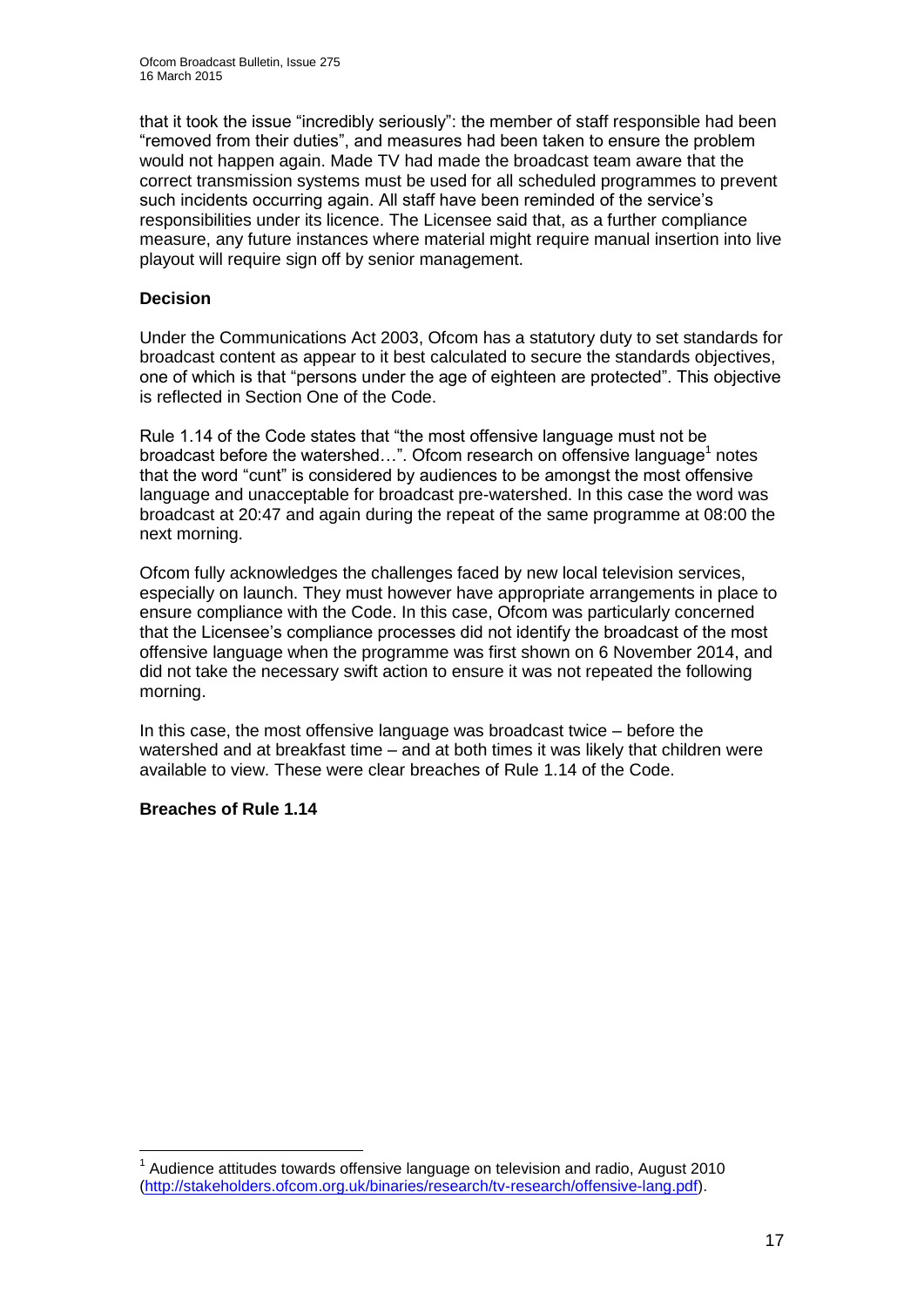that it took the issue "incredibly seriously": the member of staff responsible had been "removed from their duties", and measures had been taken to ensure the problem would not happen again. Made TV had made the broadcast team aware that the correct transmission systems must be used for all scheduled programmes to prevent such incidents occurring again. All staff have been reminded of the service's responsibilities under its licence. The Licensee said that, as a further compliance measure, any future instances where material might require manual insertion into live playout will require sign off by senior management.

**Decision**

Under the Communications Act 2003, Ofcom has a statutory duty to set standards for broadcast content as appear to it best calculated to secure the standards objectives, one of which is that "persons under the age of eighteen are protected". This objective is reflected in Section One of the Code.

Rule 1.14 of the Code states that "the most offensive language must not be broadcast before the watershed…". Ofcom research on offensive language[1] notes that the word "cunt" is considered by audiences to be amongst the most offensive language and unacceptable for broadcast pre-watershed. In this case the word was broadcast at 20:47 and again during the repeat of the same programme at 08:00 the next morning.

Ofcom fully acknowledges the challenges faced by new local television services, especially on launch. They must however have appropriate arrangements in place to ensure compliance with the Code. In this case, Ofcom was particularly concerned that the Licensee's compliance processes did not identify the broadcast of the most offensive language when the programme was first shown on 6 November 2014, and did not take the necessary swift action to ensure it was not repeated the following morning.

In this case, the most offensive language was broadcast twice – before the watershed and at breakfast time – and at both times it was likely that children were available to view. These were clear breaches of Rule 1.14 of the Code.

**Breaches of Rule 1.14**

[1] Audience attitudes towards offensive language on television and radio, August 2010 (http://stakeholders.ofcom.org.uk/binaries/research/tv-research/offensive-lang.pdf).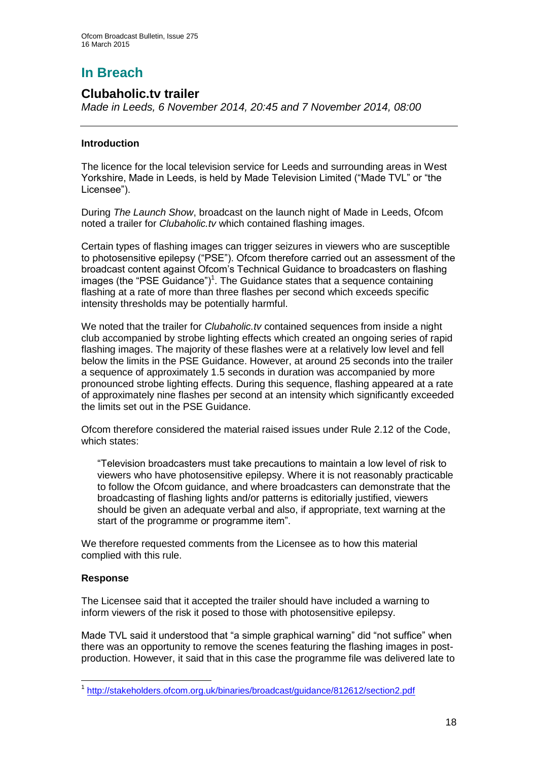# In Breach

## Clubaholic.tv trailer

*Made in Leeds, 6 November 2014, 20:45 and 7 November 2014, 08:00*

---

### Introduction

The licence for the local television service for Leeds and surrounding areas in West Yorkshire, Made in Leeds, is held by Made Television Limited ("Made TVL" or "the Licensee").

During *The Launch Show*, broadcast on the launch night of Made in Leeds, Ofcom noted a trailer for *Clubaholic.tv* which contained flashing images.

Certain types of flashing images can trigger seizures in viewers who are susceptible to photosensitive epilepsy ("PSE"). Ofcom therefore carried out an assessment of the broadcast content against Ofcom's Technical Guidance to broadcasters on flashing images (the "PSE Guidance")[1]. The Guidance states that a sequence containing flashing at a rate of more than three flashes per second which exceeds specific intensity thresholds may be potentially harmful.

We noted that the trailer for *Clubaholic.tv* contained sequences from inside a night club accompanied by strobe lighting effects which created an ongoing series of rapid flashing images. The majority of these flashes were at a relatively low level and fell below the limits in the PSE Guidance. However, at around 25 seconds into the trailer a sequence of approximately 1.5 seconds in duration was accompanied by more pronounced strobe lighting effects. During this sequence, flashing appeared at a rate of approximately nine flashes per second at an intensity which significantly exceeded the limits set out in the PSE Guidance.

Ofcom therefore considered the material raised issues under Rule 2.12 of the Code, which states:

> "Television broadcasters must take precautions to maintain a low level of risk to viewers who have photosensitive epilepsy. Where it is not reasonably practicable to follow the Ofcom guidance, and where broadcasters can demonstrate that the broadcasting of flashing lights and/or patterns is editorially justified, viewers should be given an adequate verbal and also, if appropriate, text warning at the start of the programme or programme item".

We therefore requested comments from the Licensee as to how this material complied with this rule.

### Response

The Licensee said that it accepted the trailer should have included a warning to inform viewers of the risk it posed to those with photosensitive epilepsy.

Made TVL said it understood that "a simple graphical warning" did "not suffice" when there was an opportunity to remove the scenes featuring the flashing images in post-production. However, it said that in this case the programme file was delivered late to

---

[1] http://stakeholders.ofcom.org.uk/binaries/broadcast/guidance/812612/section2.pdf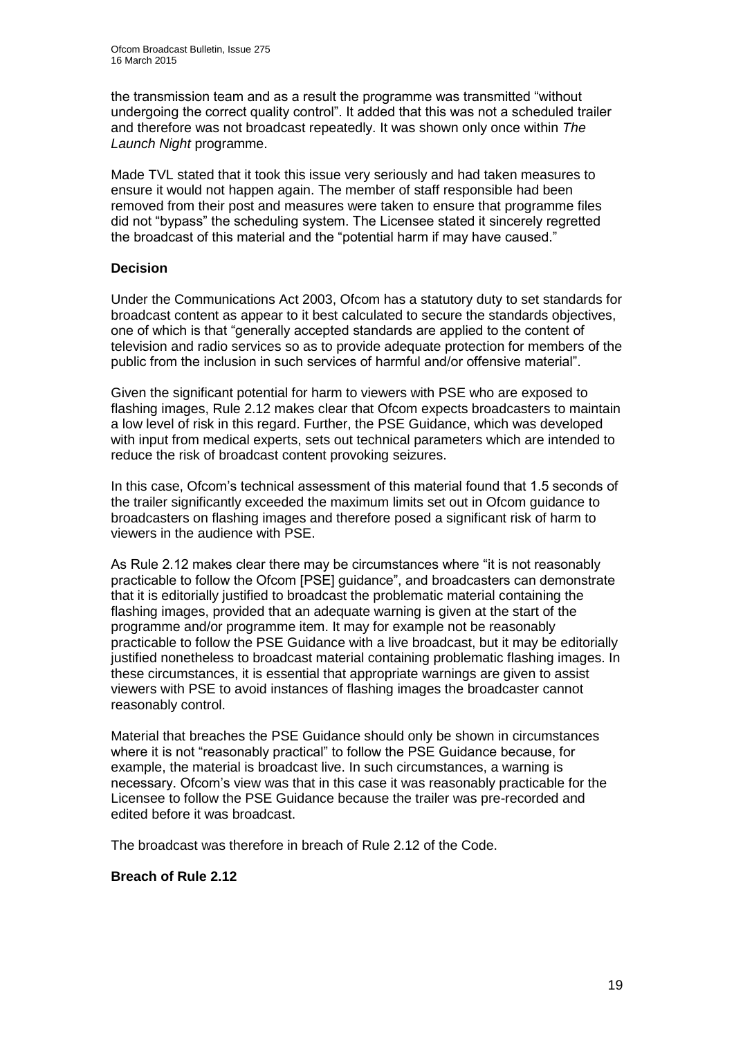the transmission team and as a result the programme was transmitted "without undergoing the correct quality control". It added that this was not a scheduled trailer and therefore was not broadcast repeatedly. It was shown only once within *The Launch Night* programme.

Made TVL stated that it took this issue very seriously and had taken measures to ensure it would not happen again. The member of staff responsible had been removed from their post and measures were taken to ensure that programme files did not "bypass" the scheduling system. The Licensee stated it sincerely regretted the broadcast of this material and the "potential harm if may have caused."

**Decision**

Under the Communications Act 2003, Ofcom has a statutory duty to set standards for broadcast content as appear to it best calculated to secure the standards objectives, one of which is that "generally accepted standards are applied to the content of television and radio services so as to provide adequate protection for members of the public from the inclusion in such services of harmful and/or offensive material".

Given the significant potential for harm to viewers with PSE who are exposed to flashing images, Rule 2.12 makes clear that Ofcom expects broadcasters to maintain a low level of risk in this regard. Further, the PSE Guidance, which was developed with input from medical experts, sets out technical parameters which are intended to reduce the risk of broadcast content provoking seizures.

In this case, Ofcom's technical assessment of this material found that 1.5 seconds of the trailer significantly exceeded the maximum limits set out in Ofcom guidance to broadcasters on flashing images and therefore posed a significant risk of harm to viewers in the audience with PSE.

As Rule 2.12 makes clear there may be circumstances where "it is not reasonably practicable to follow the Ofcom [PSE] guidance", and broadcasters can demonstrate that it is editorially justified to broadcast the problematic material containing the flashing images, provided that an adequate warning is given at the start of the programme and/or programme item. It may for example not be reasonably practicable to follow the PSE Guidance with a live broadcast, but it may be editorially justified nonetheless to broadcast material containing problematic flashing images. In these circumstances, it is essential that appropriate warnings are given to assist viewers with PSE to avoid instances of flashing images the broadcaster cannot reasonably control.

Material that breaches the PSE Guidance should only be shown in circumstances where it is not "reasonably practical" to follow the PSE Guidance because, for example, the material is broadcast live. In such circumstances, a warning is necessary. Ofcom's view was that in this case it was reasonably practicable for the Licensee to follow the PSE Guidance because the trailer was pre-recorded and edited before it was broadcast.

The broadcast was therefore in breach of Rule 2.12 of the Code.

**Breach of Rule 2.12**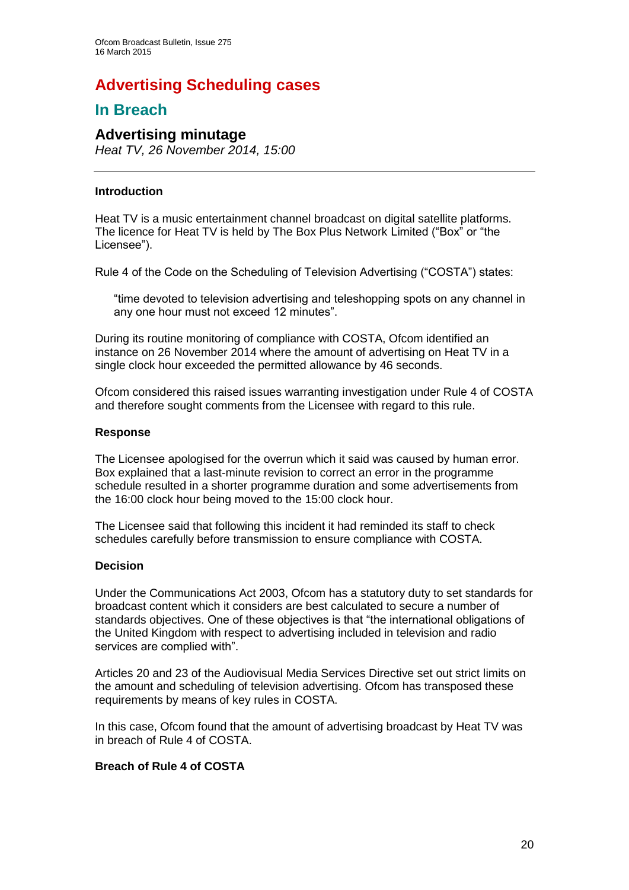# Advertising Scheduling cases

## In Breach

### Advertising minutage

*Heat TV, 26 November 2014, 15:00*

---

**Introduction**

Heat TV is a music entertainment channel broadcast on digital satellite platforms. The licence for Heat TV is held by The Box Plus Network Limited ("Box" or "the Licensee").

Rule 4 of the Code on the Scheduling of Television Advertising ("COSTA") states:

> "time devoted to television advertising and teleshopping spots on any channel in any one hour must not exceed 12 minutes".

During its routine monitoring of compliance with COSTA, Ofcom identified an instance on 26 November 2014 where the amount of advertising on Heat TV in a single clock hour exceeded the permitted allowance by 46 seconds.

Ofcom considered this raised issues warranting investigation under Rule 4 of COSTA and therefore sought comments from the Licensee with regard to this rule.

**Response**

The Licensee apologised for the overrun which it said was caused by human error. Box explained that a last-minute revision to correct an error in the programme schedule resulted in a shorter programme duration and some advertisements from the 16:00 clock hour being moved to the 15:00 clock hour.

The Licensee said that following this incident it had reminded its staff to check schedules carefully before transmission to ensure compliance with COSTA.

**Decision**

Under the Communications Act 2003, Ofcom has a statutory duty to set standards for broadcast content which it considers are best calculated to secure a number of standards objectives. One of these objectives is that "the international obligations of the United Kingdom with respect to advertising included in television and radio services are complied with".

Articles 20 and 23 of the Audiovisual Media Services Directive set out strict limits on the amount and scheduling of television advertising. Ofcom has transposed these requirements by means of key rules in COSTA.

In this case, Ofcom found that the amount of advertising broadcast by Heat TV was in breach of Rule 4 of COSTA.

**Breach of Rule 4 of COSTA**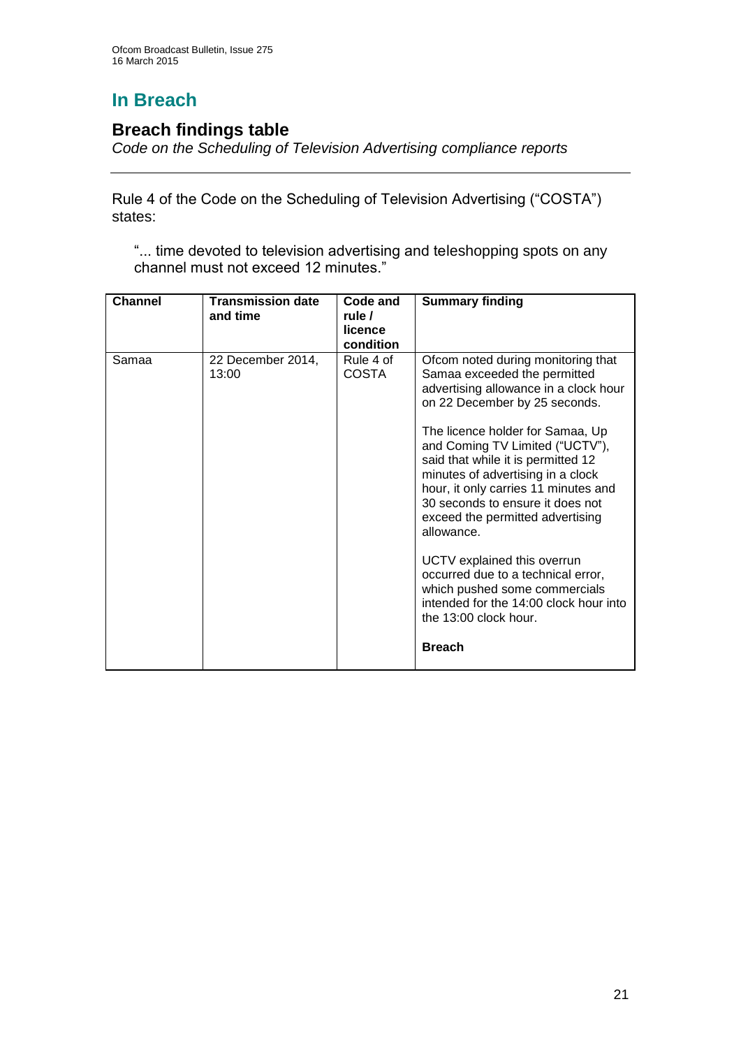# In Breach

## Breach findings table

*Code on the Scheduling of Television Advertising compliance reports*

---

Rule 4 of the Code on the Scheduling of Television Advertising ("COSTA") states:

> "... time devoted to television advertising and teleshopping spots on any channel must not exceed 12 minutes."

| Channel | Transmission date and time | Code and rule / licence condition | Summary finding |
|---|---|---|---|
| Samaa | 22 December 2014, 13:00 | Rule 4 of COSTA | Ofcom noted during monitoring that Samaa exceeded the permitted advertising allowance in a clock hour on 22 December by 25 seconds.<br><br>The licence holder for Samaa, Up and Coming TV Limited ("UCTV"), said that while it is permitted 12 minutes of advertising in a clock hour, it only carries 11 minutes and 30 seconds to ensure it does not exceed the permitted advertising allowance.<br><br>UCTV explained this overrun occurred due to a technical error, which pushed some commercials intended for the 14:00 clock hour into the 13:00 clock hour.<br><br>**Breach** |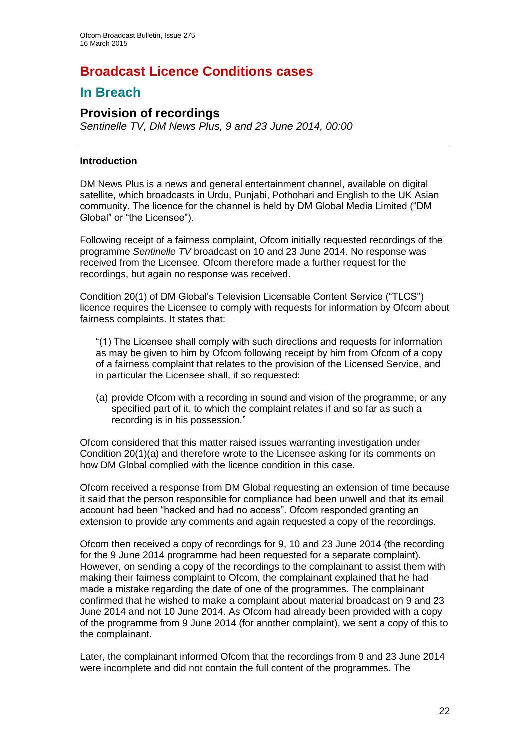# Broadcast Licence Conditions cases

## In Breach

### Provision of recordings

*Sentinelle TV, DM News Plus, 9 and 23 June 2014, 00:00*

---

**Introduction**

DM News Plus is a news and general entertainment channel, available on digital satellite, which broadcasts in Urdu, Punjabi, Pothohari and English to the UK Asian community. The licence for the channel is held by DM Global Media Limited ("DM Global" or "the Licensee").

Following receipt of a fairness complaint, Ofcom initially requested recordings of the programme *Sentinelle TV* broadcast on 10 and 23 June 2014. No response was received from the Licensee. Ofcom therefore made a further request for the recordings, but again no response was received.

Condition 20(1) of DM Global's Television Licensable Content Service ("TLCS") licence requires the Licensee to comply with requests for information by Ofcom about fairness complaints. It states that:

> "(1) The Licensee shall comply with such directions and requests for information as may be given to him by Ofcom following receipt by him from Ofcom of a copy of a fairness complaint that relates to the provision of the Licensed Service, and in particular the Licensee shall, if so requested:
>
> (a) provide Ofcom with a recording in sound and vision of the programme, or any specified part of it, to which the complaint relates if and so far as such a recording is in his possession."

Ofcom considered that this matter raised issues warranting investigation under Condition 20(1)(a) and therefore wrote to the Licensee asking for its comments on how DM Global complied with the licence condition in this case.

Ofcom received a response from DM Global requesting an extension of time because it said that the person responsible for compliance had been unwell and that its email account had been "hacked and had no access". Ofcom responded granting an extension to provide any comments and again requested a copy of the recordings.

Ofcom then received a copy of recordings for 9, 10 and 23 June 2014 (the recording for the 9 June 2014 programme had been requested for a separate complaint). However, on sending a copy of the recordings to the complainant to assist them with making their fairness complaint to Ofcom, the complainant explained that he had made a mistake regarding the date of one of the programmes. The complainant confirmed that he wished to make a complaint about material broadcast on 9 and 23 June 2014 and not 10 June 2014. As Ofcom had already been provided with a copy of the programme from 9 June 2014 (for another complaint), we sent a copy of this to the complainant.

Later, the complainant informed Ofcom that the recordings from 9 and 23 June 2014 were incomplete and did not contain the full content of the programmes. The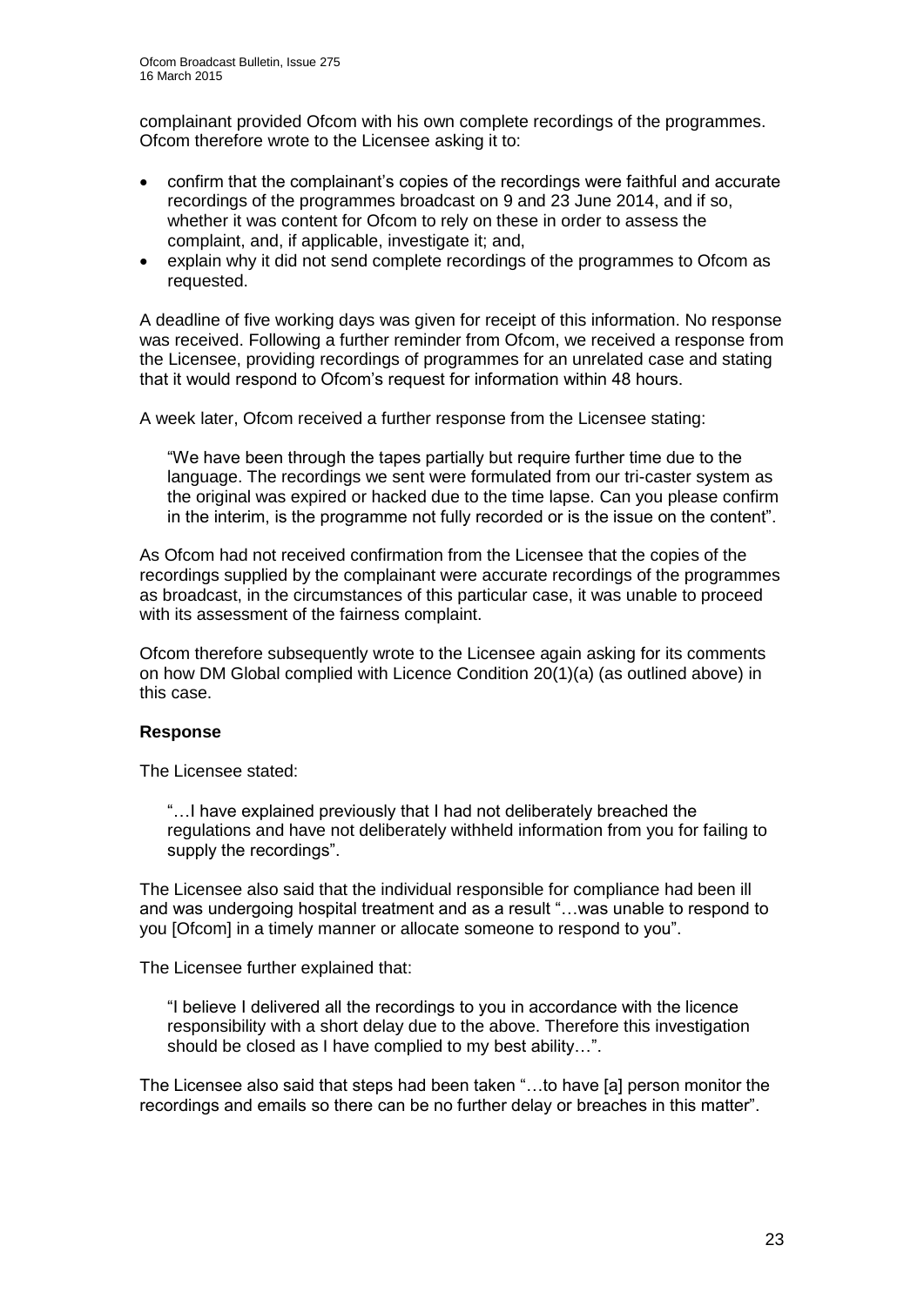complainant provided Ofcom with his own complete recordings of the programmes. Ofcom therefore wrote to the Licensee asking it to:

- confirm that the complainant's copies of the recordings were faithful and accurate recordings of the programmes broadcast on 9 and 23 June 2014, and if so, whether it was content for Ofcom to rely on these in order to assess the complaint, and, if applicable, investigate it; and,
- explain why it did not send complete recordings of the programmes to Ofcom as requested.

A deadline of five working days was given for receipt of this information. No response was received. Following a further reminder from Ofcom, we received a response from the Licensee, providing recordings of programmes for an unrelated case and stating that it would respond to Ofcom's request for information within 48 hours.

A week later, Ofcom received a further response from the Licensee stating:

> "We have been through the tapes partially but require further time due to the language. The recordings we sent were formulated from our tri-caster system as the original was expired or hacked due to the time lapse. Can you please confirm in the interim, is the programme not fully recorded or is the issue on the content".

As Ofcom had not received confirmation from the Licensee that the copies of the recordings supplied by the complainant were accurate recordings of the programmes as broadcast, in the circumstances of this particular case, it was unable to proceed with its assessment of the fairness complaint.

Ofcom therefore subsequently wrote to the Licensee again asking for its comments on how DM Global complied with Licence Condition 20(1)(a) (as outlined above) in this case.

**Response**

The Licensee stated:

> "…I have explained previously that I had not deliberately breached the regulations and have not deliberately withheld information from you for failing to supply the recordings".

The Licensee also said that the individual responsible for compliance had been ill and was undergoing hospital treatment and as a result "…was unable to respond to you [Ofcom] in a timely manner or allocate someone to respond to you".

The Licensee further explained that:

> "I believe I delivered all the recordings to you in accordance with the licence responsibility with a short delay due to the above. Therefore this investigation should be closed as I have complied to my best ability…".

The Licensee also said that steps had been taken "…to have [a] person monitor the recordings and emails so there can be no further delay or breaches in this matter".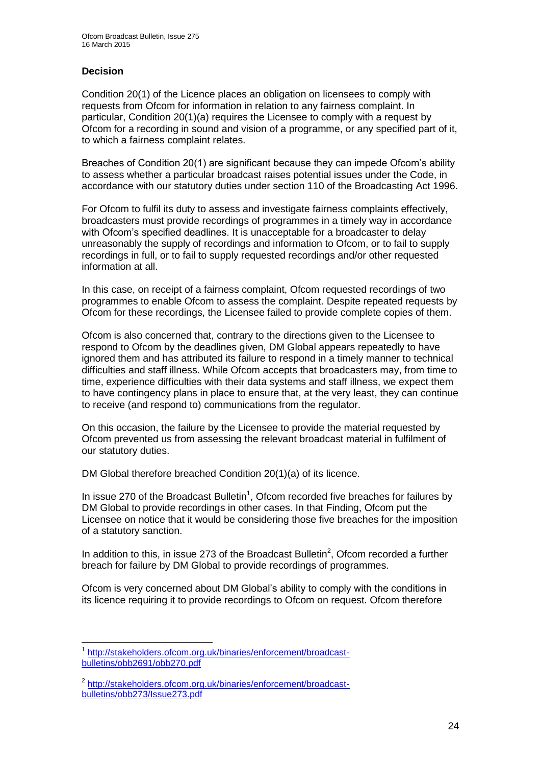### Decision

Condition 20(1) of the Licence places an obligation on licensees to comply with requests from Ofcom for information in relation to any fairness complaint. In particular, Condition 20(1)(a) requires the Licensee to comply with a request by Ofcom for a recording in sound and vision of a programme, or any specified part of it, to which a fairness complaint relates.

Breaches of Condition 20(1) are significant because they can impede Ofcom's ability to assess whether a particular broadcast raises potential issues under the Code, in accordance with our statutory duties under section 110 of the Broadcasting Act 1996.

For Ofcom to fulfil its duty to assess and investigate fairness complaints effectively, broadcasters must provide recordings of programmes in a timely way in accordance with Ofcom's specified deadlines. It is unacceptable for a broadcaster to delay unreasonably the supply of recordings and information to Ofcom, or to fail to supply recordings in full, or to fail to supply requested recordings and/or other requested information at all.

In this case, on receipt of a fairness complaint, Ofcom requested recordings of two programmes to enable Ofcom to assess the complaint. Despite repeated requests by Ofcom for these recordings, the Licensee failed to provide complete copies of them.

Ofcom is also concerned that, contrary to the directions given to the Licensee to respond to Ofcom by the deadlines given, DM Global appears repeatedly to have ignored them and has attributed its failure to respond in a timely manner to technical difficulties and staff illness. While Ofcom accepts that broadcasters may, from time to time, experience difficulties with their data systems and staff illness, we expect them to have contingency plans in place to ensure that, at the very least, they can continue to receive (and respond to) communications from the regulator.

On this occasion, the failure by the Licensee to provide the material requested by Ofcom prevented us from assessing the relevant broadcast material in fulfilment of our statutory duties.

DM Global therefore breached Condition 20(1)(a) of its licence.

In issue 270 of the Broadcast Bulletin[1], Ofcom recorded five breaches for failures by DM Global to provide recordings in other cases. In that Finding, Ofcom put the Licensee on notice that it would be considering those five breaches for the imposition of a statutory sanction.

In addition to this, in issue 273 of the Broadcast Bulletin[2], Ofcom recorded a further breach for failure by DM Global to provide recordings of programmes.

Ofcom is very concerned about DM Global's ability to comply with the conditions in its licence requiring it to provide recordings to Ofcom on request. Ofcom therefore

---

[1] http://stakeholders.ofcom.org.uk/binaries/enforcement/broadcast-bulletins/obb2691/obb270.pdf

[2] http://stakeholders.ofcom.org.uk/binaries/enforcement/broadcast-bulletins/obb273/Issue273.pdf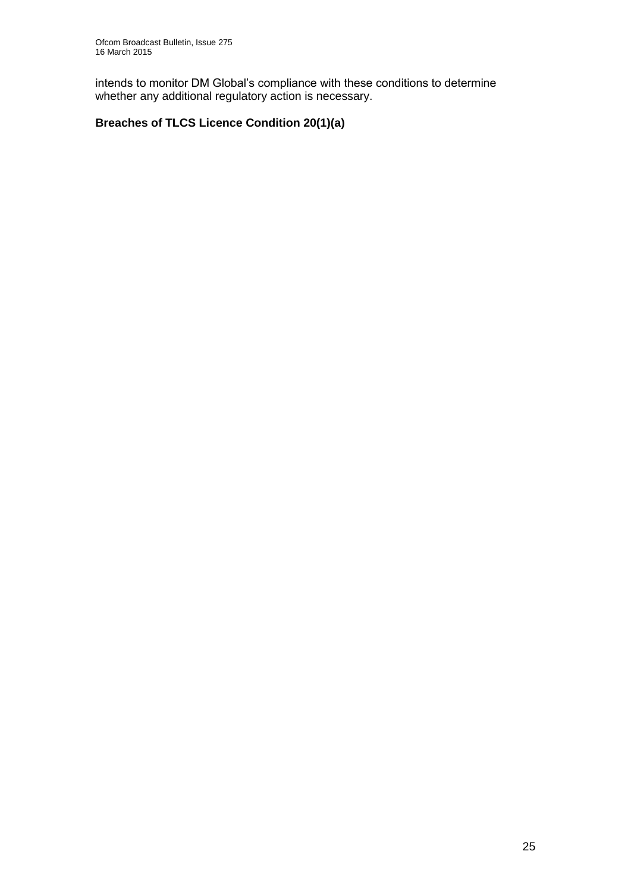intends to monitor DM Global's compliance with these conditions to determine whether any additional regulatory action is necessary.

**Breaches of TLCS Licence Condition 20(1)(a)**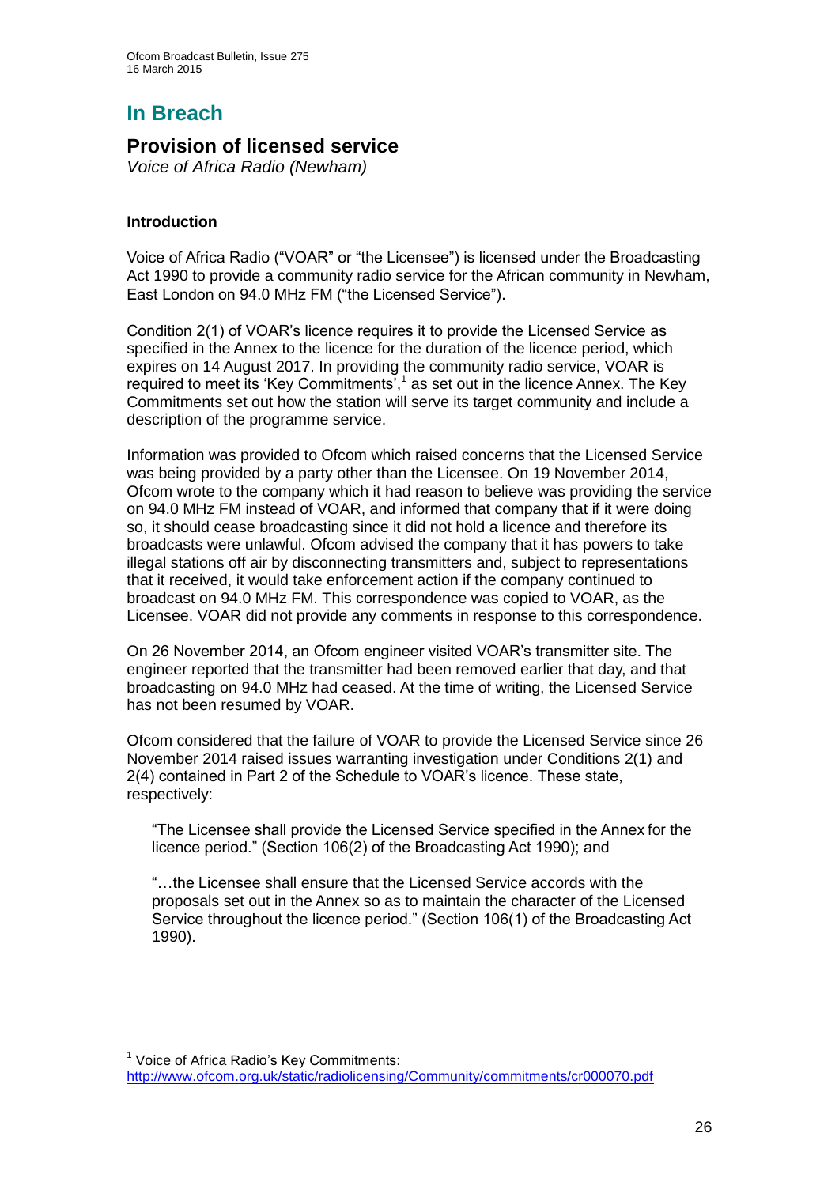# In Breach

## Provision of licensed service

*Voice of Africa Radio (Newham)*

---

### Introduction

Voice of Africa Radio ("VOAR" or "the Licensee") is licensed under the Broadcasting Act 1990 to provide a community radio service for the African community in Newham, East London on 94.0 MHz FM ("the Licensed Service").

Condition 2(1) of VOAR's licence requires it to provide the Licensed Service as specified in the Annex to the licence for the duration of the licence period, which expires on 14 August 2017. In providing the community radio service, VOAR is required to meet its 'Key Commitments',[1] as set out in the licence Annex. The Key Commitments set out how the station will serve its target community and include a description of the programme service.

Information was provided to Ofcom which raised concerns that the Licensed Service was being provided by a party other than the Licensee. On 19 November 2014, Ofcom wrote to the company which it had reason to believe was providing the service on 94.0 MHz FM instead of VOAR, and informed that company that if it were doing so, it should cease broadcasting since it did not hold a licence and therefore its broadcasts were unlawful. Ofcom advised the company that it has powers to take illegal stations off air by disconnecting transmitters and, subject to representations that it received, it would take enforcement action if the company continued to broadcast on 94.0 MHz FM. This correspondence was copied to VOAR, as the Licensee. VOAR did not provide any comments in response to this correspondence.

On 26 November 2014, an Ofcom engineer visited VOAR's transmitter site. The engineer reported that the transmitter had been removed earlier that day, and that broadcasting on 94.0 MHz had ceased. At the time of writing, the Licensed Service has not been resumed by VOAR.

Ofcom considered that the failure of VOAR to provide the Licensed Service since 26 November 2014 raised issues warranting investigation under Conditions 2(1) and 2(4) contained in Part 2 of the Schedule to VOAR's licence. These state, respectively:

> "The Licensee shall provide the Licensed Service specified in the Annex for the licence period." (Section 106(2) of the Broadcasting Act 1990); and
>
> "…the Licensee shall ensure that the Licensed Service accords with the proposals set out in the Annex so as to maintain the character of the Licensed Service throughout the licence period." (Section 106(1) of the Broadcasting Act 1990).

---

[1] Voice of Africa Radio's Key Commitments: http://www.ofcom.org.uk/static/radiolicensing/Community/commitments/cr000070.pdf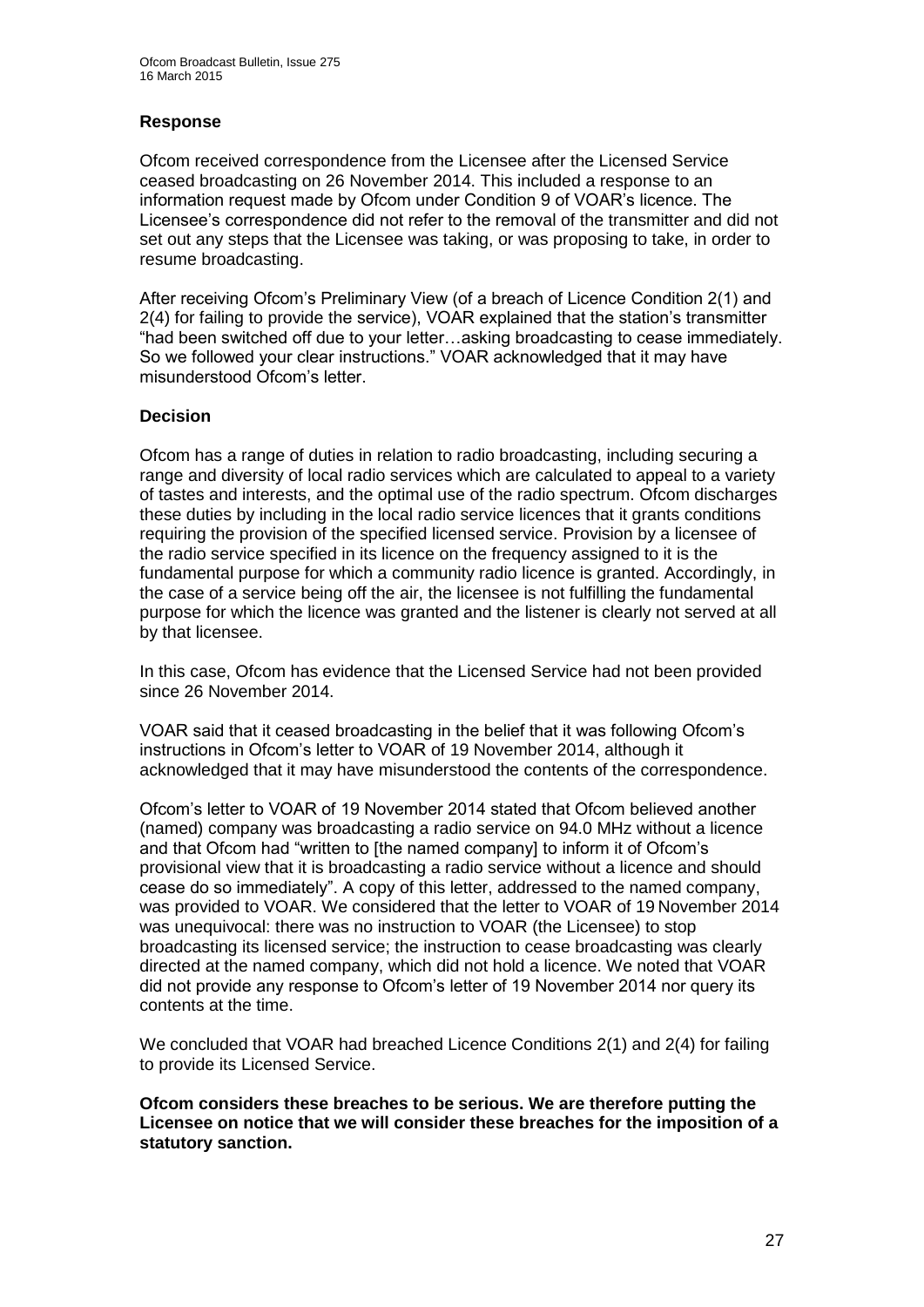### Response

Ofcom received correspondence from the Licensee after the Licensed Service ceased broadcasting on 26 November 2014. This included a response to an information request made by Ofcom under Condition 9 of VOAR's licence. The Licensee's correspondence did not refer to the removal of the transmitter and did not set out any steps that the Licensee was taking, or was proposing to take, in order to resume broadcasting.

After receiving Ofcom's Preliminary View (of a breach of Licence Condition 2(1) and 2(4) for failing to provide the service), VOAR explained that the station's transmitter "had been switched off due to your letter…asking broadcasting to cease immediately. So we followed your clear instructions." VOAR acknowledged that it may have misunderstood Ofcom's letter.

### Decision

Ofcom has a range of duties in relation to radio broadcasting, including securing a range and diversity of local radio services which are calculated to appeal to a variety of tastes and interests, and the optimal use of the radio spectrum. Ofcom discharges these duties by including in the local radio service licences that it grants conditions requiring the provision of the specified licensed service. Provision by a licensee of the radio service specified in its licence on the frequency assigned to it is the fundamental purpose for which a community radio licence is granted. Accordingly, in the case of a service being off the air, the licensee is not fulfilling the fundamental purpose for which the licence was granted and the listener is clearly not served at all by that licensee.

In this case, Ofcom has evidence that the Licensed Service had not been provided since 26 November 2014.

VOAR said that it ceased broadcasting in the belief that it was following Ofcom's instructions in Ofcom's letter to VOAR of 19 November 2014, although it acknowledged that it may have misunderstood the contents of the correspondence.

Ofcom's letter to VOAR of 19 November 2014 stated that Ofcom believed another (named) company was broadcasting a radio service on 94.0 MHz without a licence and that Ofcom had "written to [the named company] to inform it of Ofcom's provisional view that it is broadcasting a radio service without a licence and should cease do so immediately". A copy of this letter, addressed to the named company, was provided to VOAR. We considered that the letter to VOAR of 19 November 2014 was unequivocal: there was no instruction to VOAR (the Licensee) to stop broadcasting its licensed service; the instruction to cease broadcasting was clearly directed at the named company, which did not hold a licence. We noted that VOAR did not provide any response to Ofcom's letter of 19 November 2014 nor query its contents at the time.

We concluded that VOAR had breached Licence Conditions 2(1) and 2(4) for failing to provide its Licensed Service.

**Ofcom considers these breaches to be serious. We are therefore putting the Licensee on notice that we will consider these breaches for the imposition of a statutory sanction.**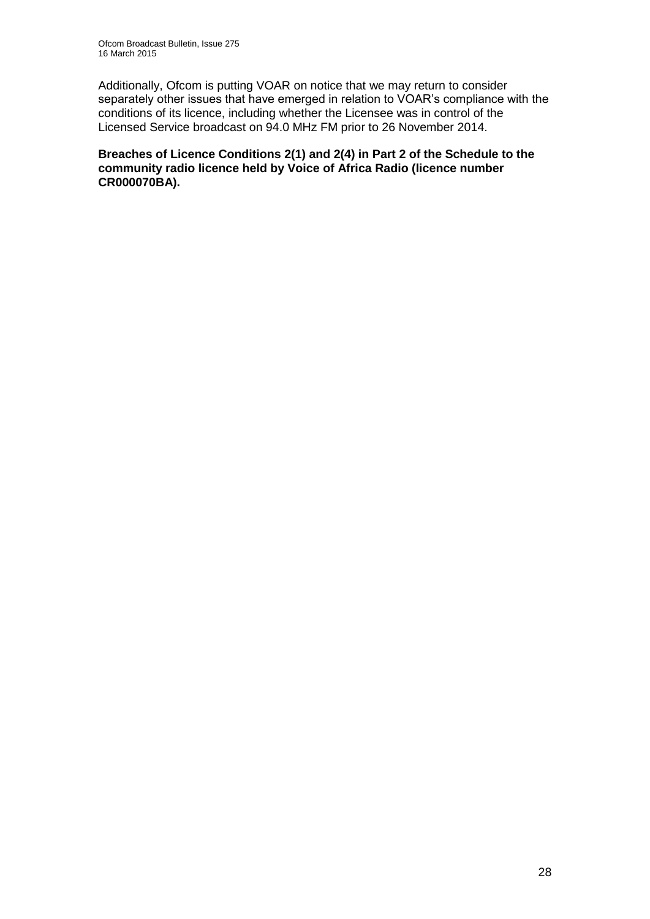Additionally, Ofcom is putting VOAR on notice that we may return to consider separately other issues that have emerged in relation to VOAR's compliance with the conditions of its licence, including whether the Licensee was in control of the Licensed Service broadcast on 94.0 MHz FM prior to 26 November 2014.

**Breaches of Licence Conditions 2(1) and 2(4) in Part 2 of the Schedule to the community radio licence held by Voice of Africa Radio (licence number CR000070BA).**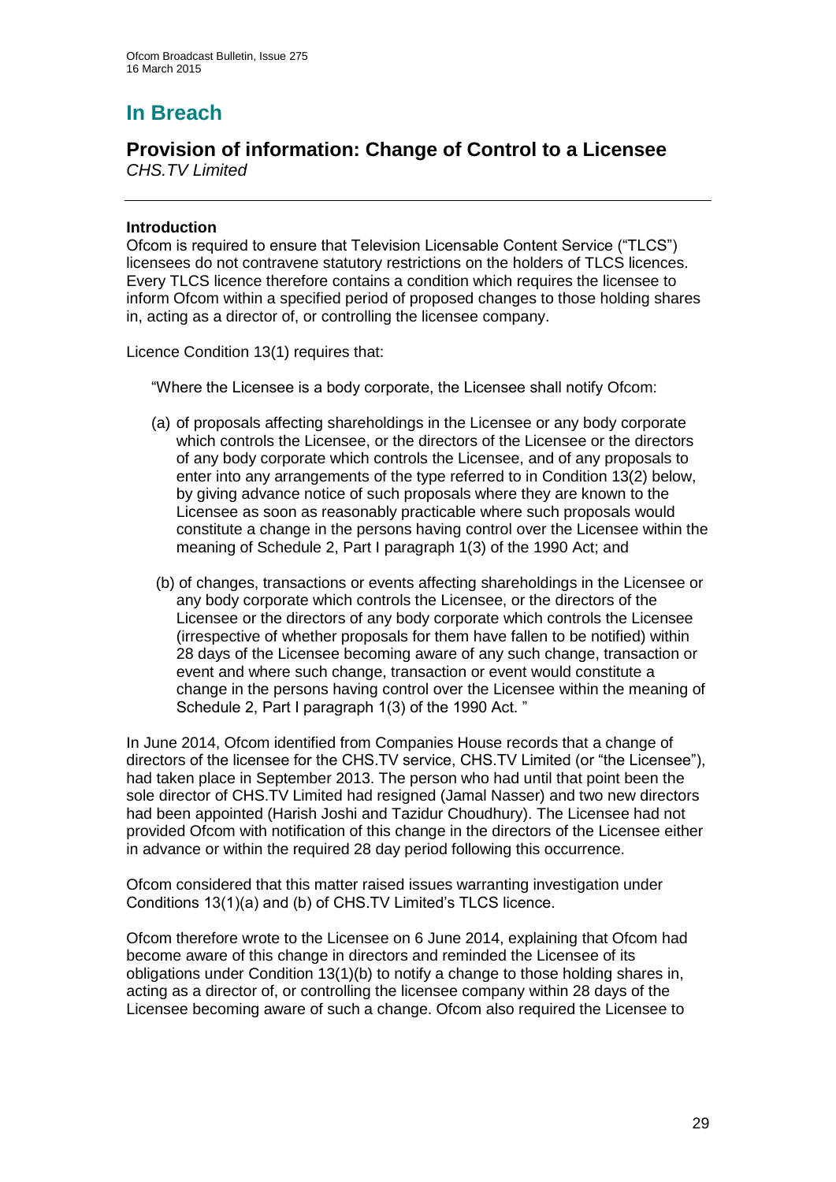# In Breach

## Provision of information: Change of Control to a Licensee

*CHS.TV Limited*

### Introduction

Ofcom is required to ensure that Television Licensable Content Service ("TLCS") licensees do not contravene statutory restrictions on the holders of TLCS licences. Every TLCS licence therefore contains a condition which requires the licensee to inform Ofcom within a specified period of proposed changes to those holding shares in, acting as a director of, or controlling the licensee company.

Licence Condition 13(1) requires that:

> "Where the Licensee is a body corporate, the Licensee shall notify Ofcom:
>
> (a) of proposals affecting shareholdings in the Licensee or any body corporate which controls the Licensee, or the directors of the Licensee or the directors of any body corporate which controls the Licensee, and of any proposals to enter into any arrangements of the type referred to in Condition 13(2) below, by giving advance notice of such proposals where they are known to the Licensee as soon as reasonably practicable where such proposals would constitute a change in the persons having control over the Licensee within the meaning of Schedule 2, Part I paragraph 1(3) of the 1990 Act; and
>
> (b) of changes, transactions or events affecting shareholdings in the Licensee or any body corporate which controls the Licensee, or the directors of the Licensee or the directors of any body corporate which controls the Licensee (irrespective of whether proposals for them have fallen to be notified) within 28 days of the Licensee becoming aware of any such change, transaction or event and where such change, transaction or event would constitute a change in the persons having control over the Licensee within the meaning of Schedule 2, Part I paragraph 1(3) of the 1990 Act. "

In June 2014, Ofcom identified from Companies House records that a change of directors of the licensee for the CHS.TV service, CHS.TV Limited (or "the Licensee"), had taken place in September 2013. The person who had until that point been the sole director of CHS.TV Limited had resigned (Jamal Nasser) and two new directors had been appointed (Harish Joshi and Tazidur Choudhury). The Licensee had not provided Ofcom with notification of this change in the directors of the Licensee either in advance or within the required 28 day period following this occurrence.

Ofcom considered that this matter raised issues warranting investigation under Conditions 13(1)(a) and (b) of CHS.TV Limited's TLCS licence.

Ofcom therefore wrote to the Licensee on 6 June 2014, explaining that Ofcom had become aware of this change in directors and reminded the Licensee of its obligations under Condition 13(1)(b) to notify a change to those holding shares in, acting as a director of, or controlling the licensee company within 28 days of the Licensee becoming aware of such a change. Ofcom also required the Licensee to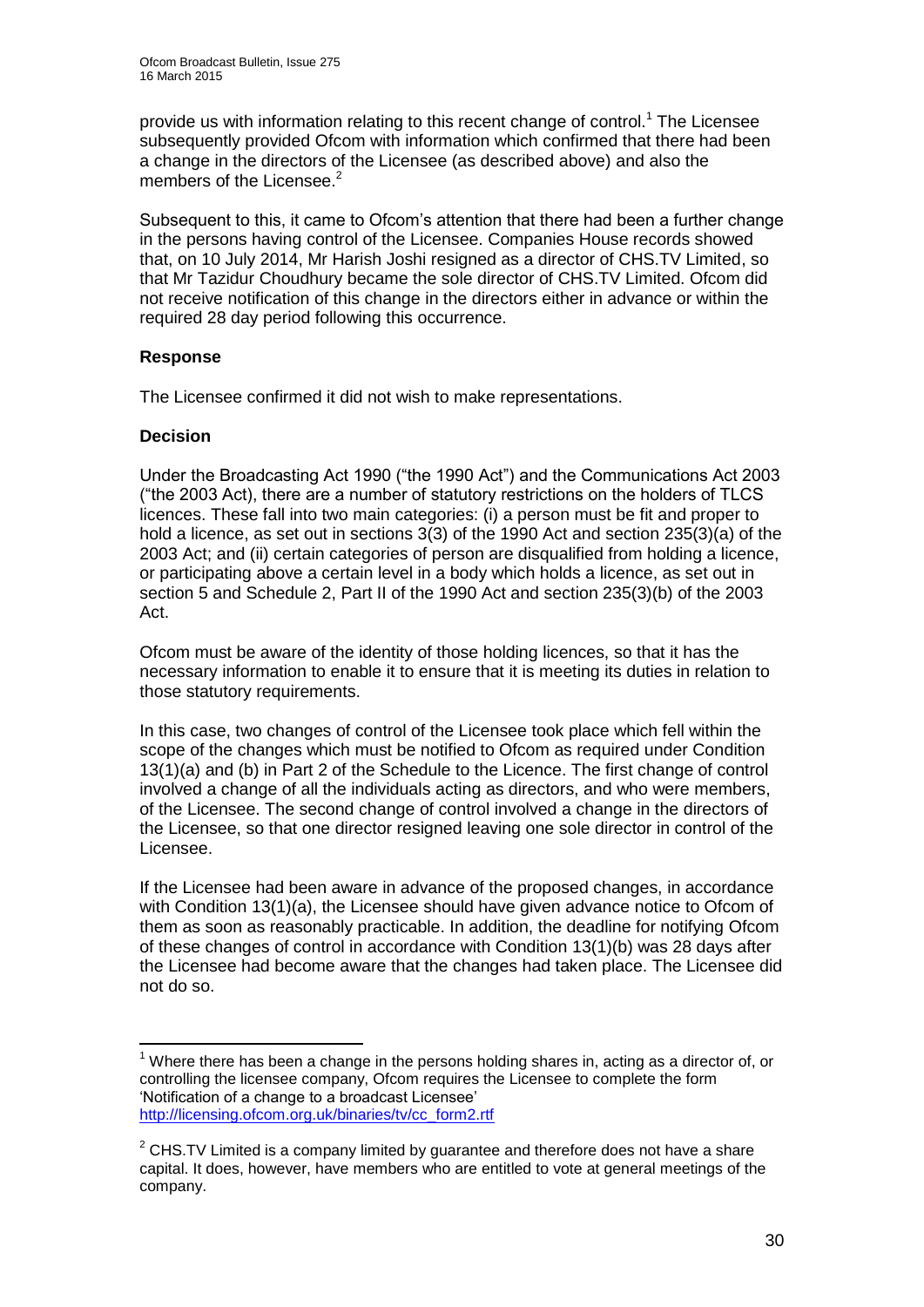provide us with information relating to this recent change of control.[1] The Licensee subsequently provided Ofcom with information which confirmed that there had been a change in the directors of the Licensee (as described above) and also the members of the Licensee.[2]

Subsequent to this, it came to Ofcom's attention that there had been a further change in the persons having control of the Licensee. Companies House records showed that, on 10 July 2014, Mr Harish Joshi resigned as a director of CHS.TV Limited, so that Mr Tazidur Choudhury became the sole director of CHS.TV Limited. Ofcom did not receive notification of this change in the directors either in advance or within the required 28 day period following this occurrence.

**Response**

The Licensee confirmed it did not wish to make representations.

**Decision**

Under the Broadcasting Act 1990 ("the 1990 Act") and the Communications Act 2003 ("the 2003 Act), there are a number of statutory restrictions on the holders of TLCS licences. These fall into two main categories: (i) a person must be fit and proper to hold a licence, as set out in sections 3(3) of the 1990 Act and section 235(3)(a) of the 2003 Act; and (ii) certain categories of person are disqualified from holding a licence, or participating above a certain level in a body which holds a licence, as set out in section 5 and Schedule 2, Part II of the 1990 Act and section 235(3)(b) of the 2003 Act.

Ofcom must be aware of the identity of those holding licences, so that it has the necessary information to enable it to ensure that it is meeting its duties in relation to those statutory requirements.

In this case, two changes of control of the Licensee took place which fell within the scope of the changes which must be notified to Ofcom as required under Condition 13(1)(a) and (b) in Part 2 of the Schedule to the Licence. The first change of control involved a change of all the individuals acting as directors, and who were members, of the Licensee. The second change of control involved a change in the directors of the Licensee, so that one director resigned leaving one sole director in control of the Licensee.

If the Licensee had been aware in advance of the proposed changes, in accordance with Condition 13(1)(a), the Licensee should have given advance notice to Ofcom of them as soon as reasonably practicable. In addition, the deadline for notifying Ofcom of these changes of control in accordance with Condition 13(1)(b) was 28 days after the Licensee had become aware that the changes had taken place. The Licensee did not do so.

---

[1] Where there has been a change in the persons holding shares in, acting as a director of, or controlling the licensee company, Ofcom requires the Licensee to complete the form 'Notification of a change to a broadcast Licensee' http://licensing.ofcom.org.uk/binaries/tv/cc_form2.rtf

[2] CHS.TV Limited is a company limited by guarantee and therefore does not have a share capital. It does, however, have members who are entitled to vote at general meetings of the company.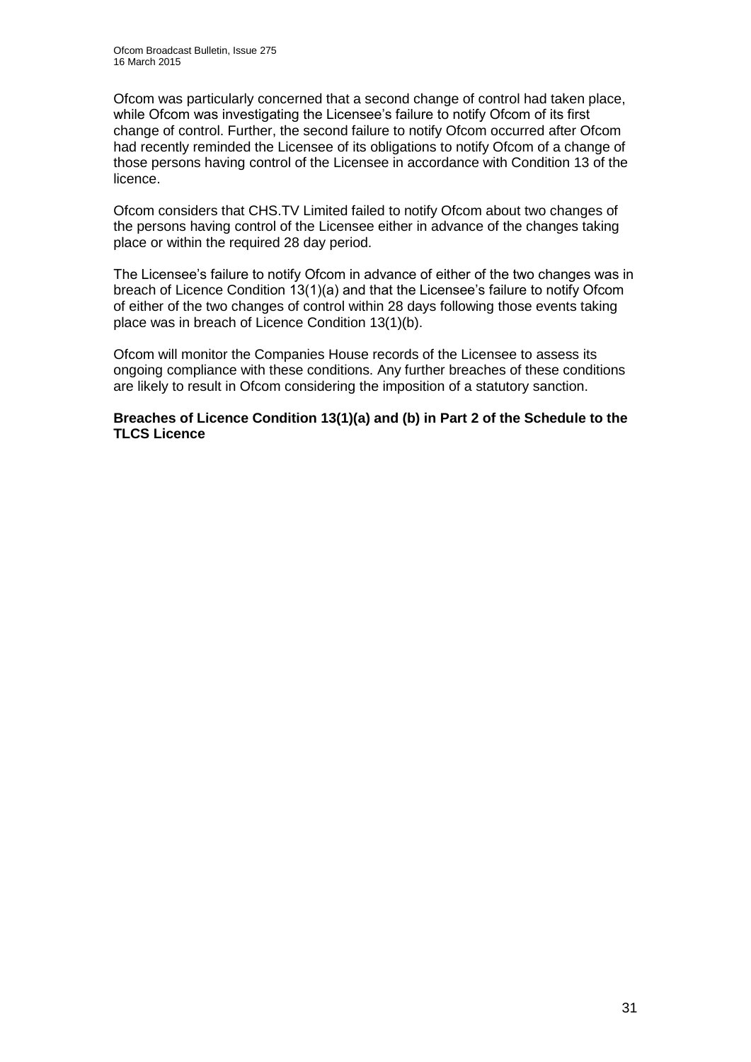Ofcom was particularly concerned that a second change of control had taken place, while Ofcom was investigating the Licensee's failure to notify Ofcom of its first change of control. Further, the second failure to notify Ofcom occurred after Ofcom had recently reminded the Licensee of its obligations to notify Ofcom of a change of those persons having control of the Licensee in accordance with Condition 13 of the licence.

Ofcom considers that CHS.TV Limited failed to notify Ofcom about two changes of the persons having control of the Licensee either in advance of the changes taking place or within the required 28 day period.

The Licensee's failure to notify Ofcom in advance of either of the two changes was in breach of Licence Condition 13(1)(a) and that the Licensee's failure to notify Ofcom of either of the two changes of control within 28 days following those events taking place was in breach of Licence Condition 13(1)(b).

Ofcom will monitor the Companies House records of the Licensee to assess its ongoing compliance with these conditions. Any further breaches of these conditions are likely to result in Ofcom considering the imposition of a statutory sanction.

**Breaches of Licence Condition 13(1)(a) and (b) in Part 2 of the Schedule to the TLCS Licence**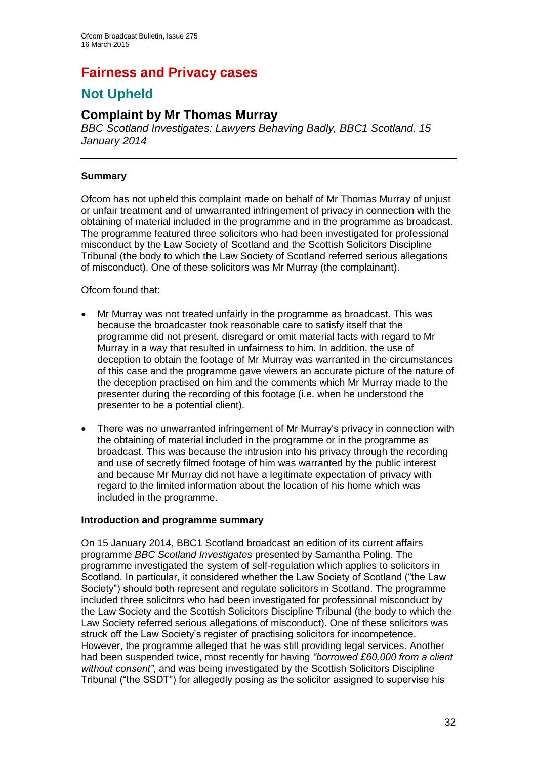# Fairness and Privacy cases

## Not Upheld

### Complaint by Mr Thomas Murray

*BBC Scotland Investigates: Lawyers Behaving Badly, BBC1 Scotland, 15 January 2014*

---

**Summary**

Ofcom has not upheld this complaint made on behalf of Mr Thomas Murray of unjust or unfair treatment and of unwarranted infringement of privacy in connection with the obtaining of material included in the programme and in the programme as broadcast. The programme featured three solicitors who had been investigated for professional misconduct by the Law Society of Scotland and the Scottish Solicitors Discipline Tribunal (the body to which the Law Society of Scotland referred serious allegations of misconduct). One of these solicitors was Mr Murray (the complainant).

Ofcom found that:

- Mr Murray was not treated unfairly in the programme as broadcast. This was because the broadcaster took reasonable care to satisfy itself that the programme did not present, disregard or omit material facts with regard to Mr Murray in a way that resulted in unfairness to him. In addition, the use of deception to obtain the footage of Mr Murray was warranted in the circumstances of this case and the programme gave viewers an accurate picture of the nature of the deception practised on him and the comments which Mr Murray made to the presenter during the recording of this footage (i.e. when he understood the presenter to be a potential client).
- There was no unwarranted infringement of Mr Murray's privacy in connection with the obtaining of material included in the programme or in the programme as broadcast. This was because the intrusion into his privacy through the recording and use of secretly filmed footage of him was warranted by the public interest and because Mr Murray did not have a legitimate expectation of privacy with regard to the limited information about the location of his home which was included in the programme.

**Introduction and programme summary**

On 15 January 2014, BBC1 Scotland broadcast an edition of its current affairs programme *BBC Scotland Investigates* presented by Samantha Poling. The programme investigated the system of self-regulation which applies to solicitors in Scotland. In particular, it considered whether the Law Society of Scotland ("the Law Society") should both represent and regulate solicitors in Scotland. The programme included three solicitors who had been investigated for professional misconduct by the Law Society and the Scottish Solicitors Discipline Tribunal (the body to which the Law Society referred serious allegations of misconduct). One of these solicitors was struck off the Law Society's register of practising solicitors for incompetence. However, the programme alleged that he was still providing legal services. Another had been suspended twice, most recently for having *"borrowed £60,000 from a client without consent"*, and was being investigated by the Scottish Solicitors Discipline Tribunal ("the SSDT") for allegedly posing as the solicitor assigned to supervise his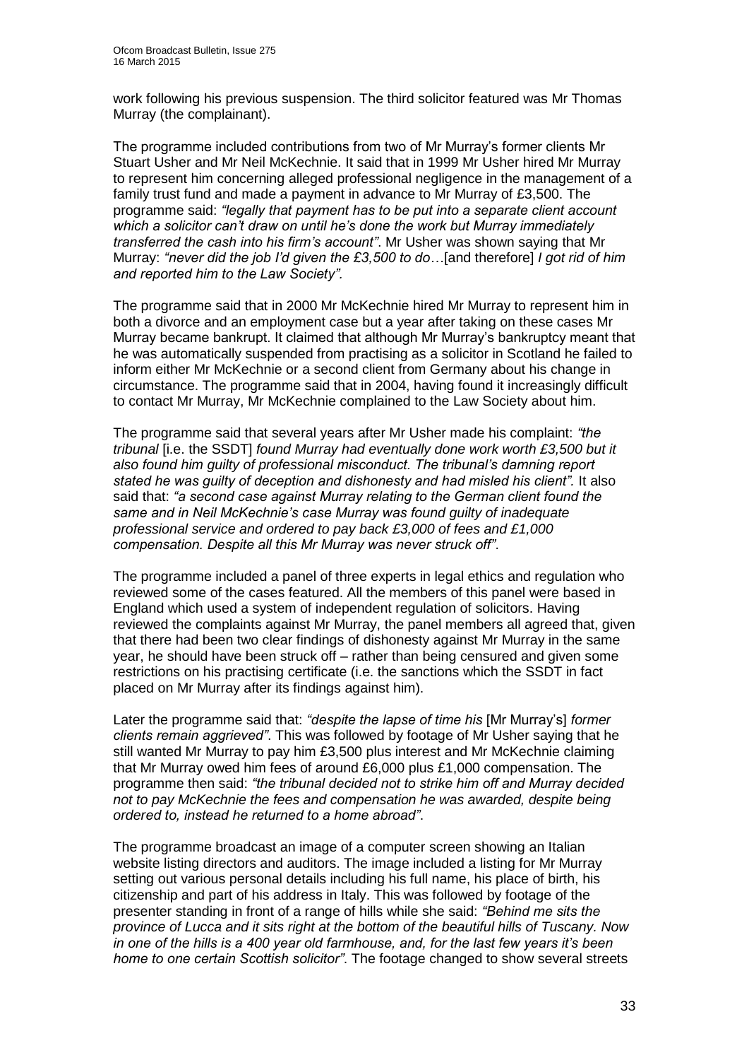work following his previous suspension. The third solicitor featured was Mr Thomas Murray (the complainant).

The programme included contributions from two of Mr Murray's former clients Mr Stuart Usher and Mr Neil McKechnie. It said that in 1999 Mr Usher hired Mr Murray to represent him concerning alleged professional negligence in the management of a family trust fund and made a payment in advance to Mr Murray of £3,500. The programme said: *"legally that payment has to be put into a separate client account which a solicitor can't draw on until he's done the work but Murray immediately transferred the cash into his firm's account"*. Mr Usher was shown saying that Mr Murray: *"never did the job I'd given the £3,500 to do*…[and therefore] *I got rid of him and reported him to the Law Society".*

The programme said that in 2000 Mr McKechnie hired Mr Murray to represent him in both a divorce and an employment case but a year after taking on these cases Mr Murray became bankrupt. It claimed that although Mr Murray's bankruptcy meant that he was automatically suspended from practising as a solicitor in Scotland he failed to inform either Mr McKechnie or a second client from Germany about his change in circumstance. The programme said that in 2004, having found it increasingly difficult to contact Mr Murray, Mr McKechnie complained to the Law Society about him.

The programme said that several years after Mr Usher made his complaint: *"the tribunal* [i.e. the SSDT] *found Murray had eventually done work worth £3,500 but it also found him guilty of professional misconduct. The tribunal's damning report stated he was guilty of deception and dishonesty and had misled his client".* It also said that: *"a second case against Murray relating to the German client found the same and in Neil McKechnie's case Murray was found guilty of inadequate professional service and ordered to pay back £3,000 of fees and £1,000 compensation. Despite all this Mr Murray was never struck off"*.

The programme included a panel of three experts in legal ethics and regulation who reviewed some of the cases featured. All the members of this panel were based in England which used a system of independent regulation of solicitors. Having reviewed the complaints against Mr Murray, the panel members all agreed that, given that there had been two clear findings of dishonesty against Mr Murray in the same year, he should have been struck off – rather than being censured and given some restrictions on his practising certificate (i.e. the sanctions which the SSDT in fact placed on Mr Murray after its findings against him).

Later the programme said that: *"despite the lapse of time his* [Mr Murray's] *former clients remain aggrieved"*. This was followed by footage of Mr Usher saying that he still wanted Mr Murray to pay him £3,500 plus interest and Mr McKechnie claiming that Mr Murray owed him fees of around £6,000 plus £1,000 compensation. The programme then said: *"the tribunal decided not to strike him off and Murray decided not to pay McKechnie the fees and compensation he was awarded, despite being ordered to, instead he returned to a home abroad"*.

The programme broadcast an image of a computer screen showing an Italian website listing directors and auditors. The image included a listing for Mr Murray setting out various personal details including his full name, his place of birth, his citizenship and part of his address in Italy. This was followed by footage of the presenter standing in front of a range of hills while she said: *"Behind me sits the province of Lucca and it sits right at the bottom of the beautiful hills of Tuscany. Now in one of the hills is a 400 year old farmhouse, and, for the last few years it's been home to one certain Scottish solicitor"*. The footage changed to show several streets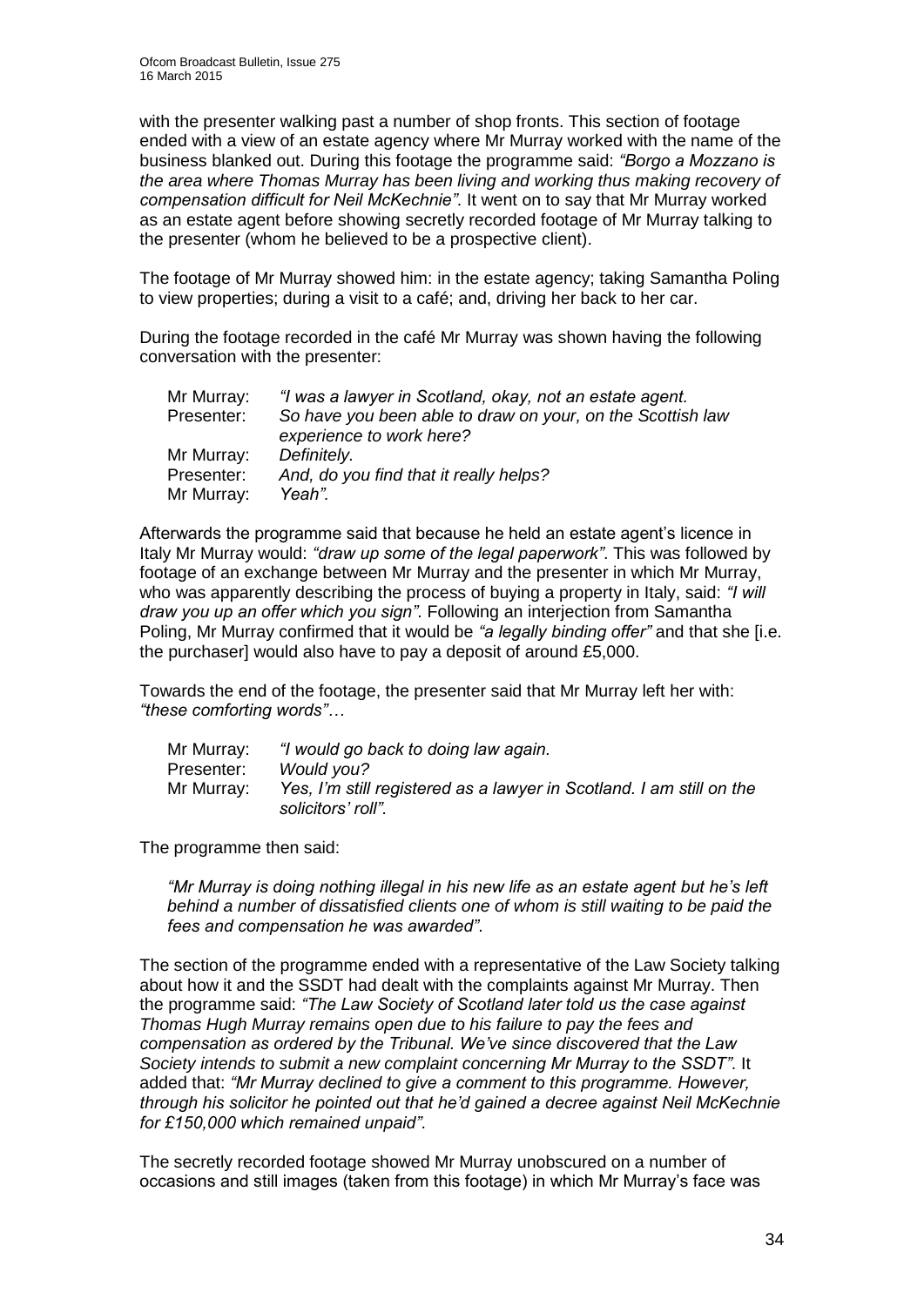with the presenter walking past a number of shop fronts. This section of footage ended with a view of an estate agency where Mr Murray worked with the name of the business blanked out. During this footage the programme said: *"Borgo a Mozzano is the area where Thomas Murray has been living and working thus making recovery of compensation difficult for Neil McKechnie"*. It went on to say that Mr Murray worked as an estate agent before showing secretly recorded footage of Mr Murray talking to the presenter (whom he believed to be a prospective client).

The footage of Mr Murray showed him: in the estate agency; taking Samantha Poling to view properties; during a visit to a café; and, driving her back to her car.

During the footage recorded in the café Mr Murray was shown having the following conversation with the presenter:

> Mr Murray: *"I was a lawyer in Scotland, okay, not an estate agent.*
> Presenter: *So have you been able to draw on your, on the Scottish law experience to work here?*
> Mr Murray: *Definitely.*
> Presenter: *And, do you find that it really helps?*
> Mr Murray: *Yeah"*.

Afterwards the programme said that because he held an estate agent's licence in Italy Mr Murray would: *"draw up some of the legal paperwork"*. This was followed by footage of an exchange between Mr Murray and the presenter in which Mr Murray, who was apparently describing the process of buying a property in Italy, said: *"I will draw you up an offer which you sign"*. Following an interjection from Samantha Poling, Mr Murray confirmed that it would be *"a legally binding offer"* and that she [i.e. the purchaser] would also have to pay a deposit of around £5,000.

Towards the end of the footage, the presenter said that Mr Murray left her with: *"these comforting words"…*

> Mr Murray: *"I would go back to doing law again.*
> Presenter: *Would you?*
> Mr Murray: *Yes, I'm still registered as a lawyer in Scotland. I am still on the solicitors' roll"*.

The programme then said:

> *"Mr Murray is doing nothing illegal in his new life as an estate agent but he's left behind a number of dissatisfied clients one of whom is still waiting to be paid the fees and compensation he was awarded"*.

The section of the programme ended with a representative of the Law Society talking about how it and the SSDT had dealt with the complaints against Mr Murray. Then the programme said: *"The Law Society of Scotland later told us the case against Thomas Hugh Murray remains open due to his failure to pay the fees and compensation as ordered by the Tribunal. We've since discovered that the Law Society intends to submit a new complaint concerning Mr Murray to the SSDT"*. It added that: *"Mr Murray declined to give a comment to this programme. However, through his solicitor he pointed out that he'd gained a decree against Neil McKechnie for £150,000 which remained unpaid"*.

The secretly recorded footage showed Mr Murray unobscured on a number of occasions and still images (taken from this footage) in which Mr Murray's face was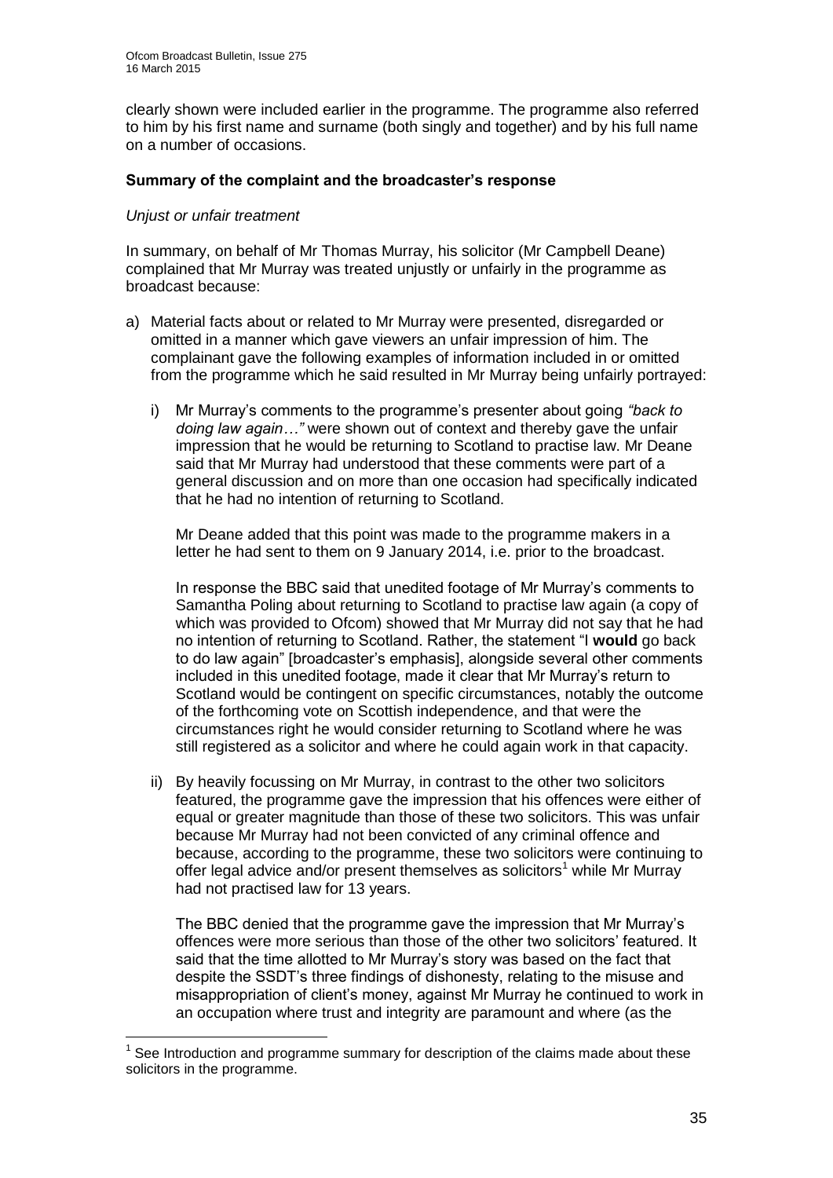clearly shown were included earlier in the programme. The programme also referred to him by his first name and surname (both singly and together) and by his full name on a number of occasions.

**Summary of the complaint and the broadcaster's response**

*Unjust or unfair treatment*

In summary, on behalf of Mr Thomas Murray, his solicitor (Mr Campbell Deane) complained that Mr Murray was treated unjustly or unfairly in the programme as broadcast because:

a) Material facts about or related to Mr Murray were presented, disregarded or omitted in a manner which gave viewers an unfair impression of him. The complainant gave the following examples of information included in or omitted from the programme which he said resulted in Mr Murray being unfairly portrayed:

   i) Mr Murray's comments to the programme's presenter about going *"back to doing law again…"* were shown out of context and thereby gave the unfair impression that he would be returning to Scotland to practise law. Mr Deane said that Mr Murray had understood that these comments were part of a general discussion and on more than one occasion had specifically indicated that he had no intention of returning to Scotland.

   Mr Deane added that this point was made to the programme makers in a letter he had sent to them on 9 January 2014, i.e. prior to the broadcast.

   In response the BBC said that unedited footage of Mr Murray's comments to Samantha Poling about returning to Scotland to practise law again (a copy of which was provided to Ofcom) showed that Mr Murray did not say that he had no intention of returning to Scotland. Rather, the statement "I **would** go back to do law again" [broadcaster's emphasis], alongside several other comments included in this unedited footage, made it clear that Mr Murray's return to Scotland would be contingent on specific circumstances, notably the outcome of the forthcoming vote on Scottish independence, and that were the circumstances right he would consider returning to Scotland where he was still registered as a solicitor and where he could again work in that capacity.

   ii) By heavily focussing on Mr Murray, in contrast to the other two solicitors featured, the programme gave the impression that his offences were either of equal or greater magnitude than those of these two solicitors. This was unfair because Mr Murray had not been convicted of any criminal offence and because, according to the programme, these two solicitors were continuing to offer legal advice and/or present themselves as solicitors[1] while Mr Murray had not practised law for 13 years.

   The BBC denied that the programme gave the impression that Mr Murray's offences were more serious than those of the other two solicitors' featured. It said that the time allotted to Mr Murray's story was based on the fact that despite the SSDT's three findings of dishonesty, relating to the misuse and misappropriation of client's money, against Mr Murray he continued to work in an occupation where trust and integrity are paramount and where (as the

[1] See Introduction and programme summary for description of the claims made about these solicitors in the programme.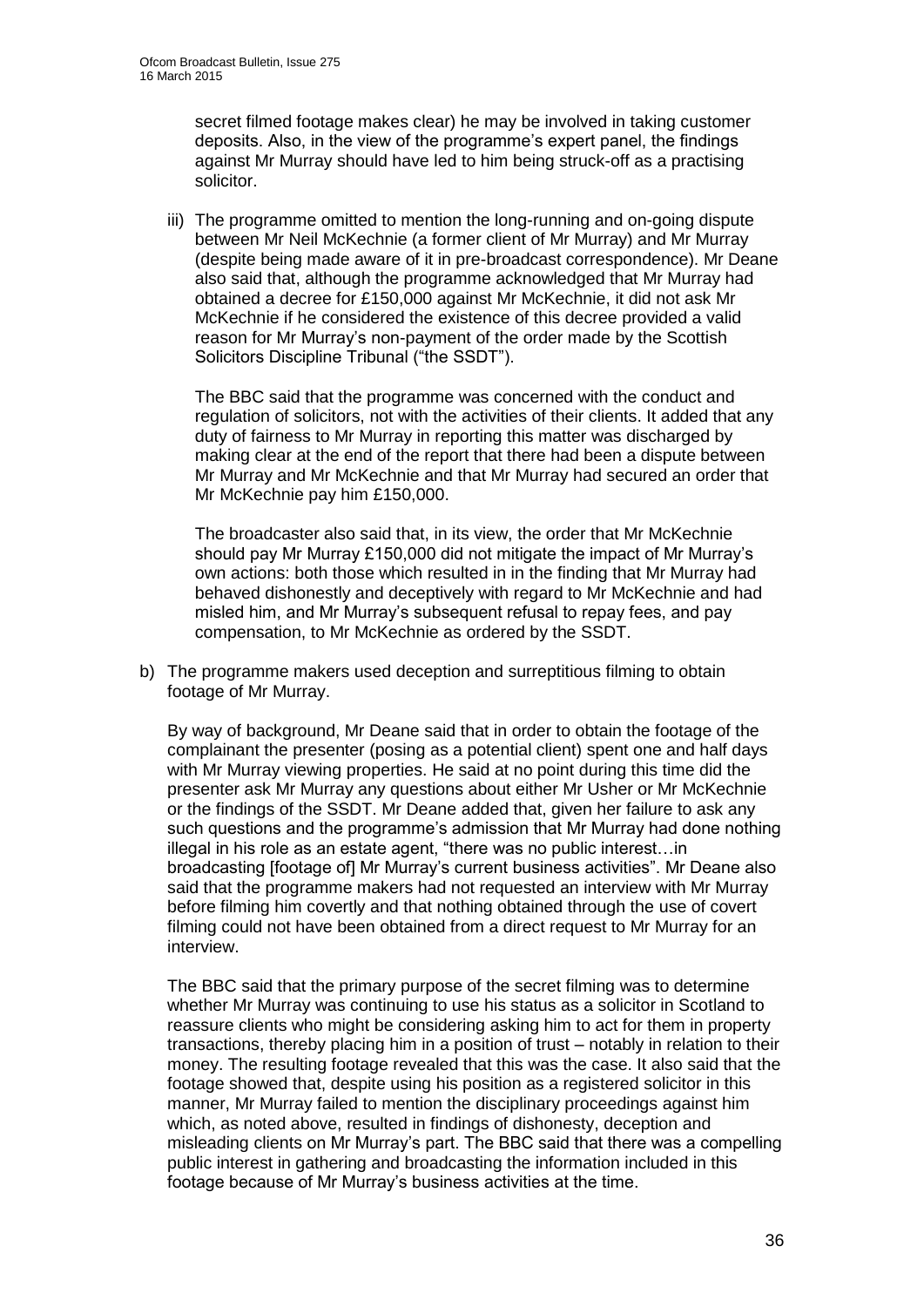secret filmed footage makes clear) he may be involved in taking customer deposits. Also, in the view of the programme's expert panel, the findings against Mr Murray should have led to him being struck-off as a practising solicitor.

iii) The programme omitted to mention the long-running and on-going dispute between Mr Neil McKechnie (a former client of Mr Murray) and Mr Murray (despite being made aware of it in pre-broadcast correspondence). Mr Deane also said that, although the programme acknowledged that Mr Murray had obtained a decree for £150,000 against Mr McKechnie, it did not ask Mr McKechnie if he considered the existence of this decree provided a valid reason for Mr Murray's non-payment of the order made by the Scottish Solicitors Discipline Tribunal ("the SSDT").

The BBC said that the programme was concerned with the conduct and regulation of solicitors, not with the activities of their clients. It added that any duty of fairness to Mr Murray in reporting this matter was discharged by making clear at the end of the report that there had been a dispute between Mr Murray and Mr McKechnie and that Mr Murray had secured an order that Mr McKechnie pay him £150,000.

The broadcaster also said that, in its view, the order that Mr McKechnie should pay Mr Murray £150,000 did not mitigate the impact of Mr Murray's own actions: both those which resulted in in the finding that Mr Murray had behaved dishonestly and deceptively with regard to Mr McKechnie and had misled him, and Mr Murray's subsequent refusal to repay fees, and pay compensation, to Mr McKechnie as ordered by the SSDT.

b) The programme makers used deception and surreptitious filming to obtain footage of Mr Murray.

By way of background, Mr Deane said that in order to obtain the footage of the complainant the presenter (posing as a potential client) spent one and half days with Mr Murray viewing properties. He said at no point during this time did the presenter ask Mr Murray any questions about either Mr Usher or Mr McKechnie or the findings of the SSDT. Mr Deane added that, given her failure to ask any such questions and the programme's admission that Mr Murray had done nothing illegal in his role as an estate agent, "there was no public interest…in broadcasting [footage of] Mr Murray's current business activities". Mr Deane also said that the programme makers had not requested an interview with Mr Murray before filming him covertly and that nothing obtained through the use of covert filming could not have been obtained from a direct request to Mr Murray for an interview.

The BBC said that the primary purpose of the secret filming was to determine whether Mr Murray was continuing to use his status as a solicitor in Scotland to reassure clients who might be considering asking him to act for them in property transactions, thereby placing him in a position of trust – notably in relation to their money. The resulting footage revealed that this was the case. It also said that the footage showed that, despite using his position as a registered solicitor in this manner, Mr Murray failed to mention the disciplinary proceedings against him which, as noted above, resulted in findings of dishonesty, deception and misleading clients on Mr Murray's part. The BBC said that there was a compelling public interest in gathering and broadcasting the information included in this footage because of Mr Murray's business activities at the time.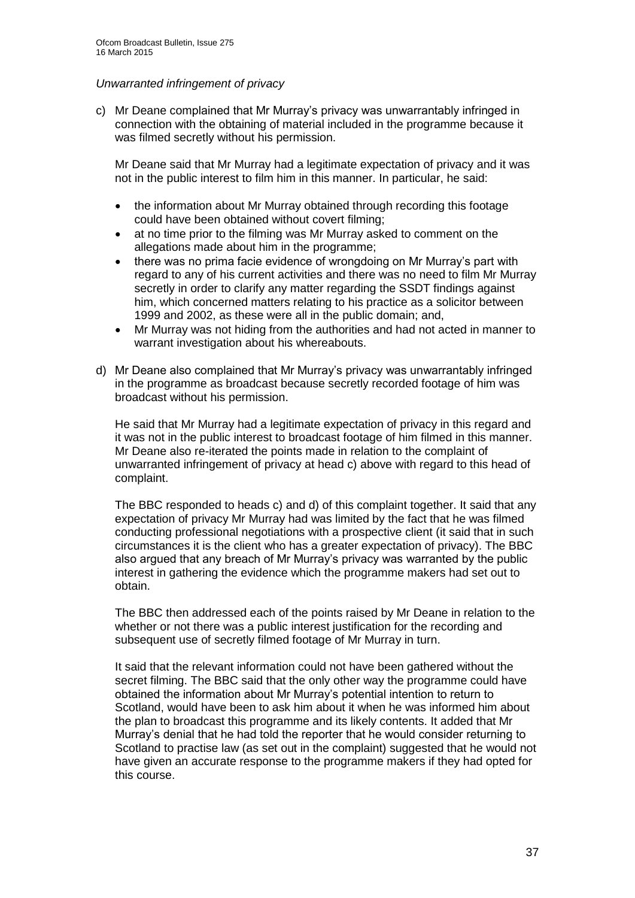*Unwarranted infringement of privacy*

c) Mr Deane complained that Mr Murray's privacy was unwarrantably infringed in connection with the obtaining of material included in the programme because it was filmed secretly without his permission.

Mr Deane said that Mr Murray had a legitimate expectation of privacy and it was not in the public interest to film him in this manner. In particular, he said:

- the information about Mr Murray obtained through recording this footage could have been obtained without covert filming;
- at no time prior to the filming was Mr Murray asked to comment on the allegations made about him in the programme;
- there was no prima facie evidence of wrongdoing on Mr Murray's part with regard to any of his current activities and there was no need to film Mr Murray secretly in order to clarify any matter regarding the SSDT findings against him, which concerned matters relating to his practice as a solicitor between 1999 and 2002, as these were all in the public domain; and,
- Mr Murray was not hiding from the authorities and had not acted in manner to warrant investigation about his whereabouts.

d) Mr Deane also complained that Mr Murray's privacy was unwarrantably infringed in the programme as broadcast because secretly recorded footage of him was broadcast without his permission.

He said that Mr Murray had a legitimate expectation of privacy in this regard and it was not in the public interest to broadcast footage of him filmed in this manner. Mr Deane also re-iterated the points made in relation to the complaint of unwarranted infringement of privacy at head c) above with regard to this head of complaint.

The BBC responded to heads c) and d) of this complaint together. It said that any expectation of privacy Mr Murray had was limited by the fact that he was filmed conducting professional negotiations with a prospective client (it said that in such circumstances it is the client who has a greater expectation of privacy). The BBC also argued that any breach of Mr Murray's privacy was warranted by the public interest in gathering the evidence which the programme makers had set out to obtain.

The BBC then addressed each of the points raised by Mr Deane in relation to the whether or not there was a public interest justification for the recording and subsequent use of secretly filmed footage of Mr Murray in turn.

It said that the relevant information could not have been gathered without the secret filming. The BBC said that the only other way the programme could have obtained the information about Mr Murray's potential intention to return to Scotland, would have been to ask him about it when he was informed him about the plan to broadcast this programme and its likely contents. It added that Mr Murray's denial that he had told the reporter that he would consider returning to Scotland to practise law (as set out in the complaint) suggested that he would not have given an accurate response to the programme makers if they had opted for this course.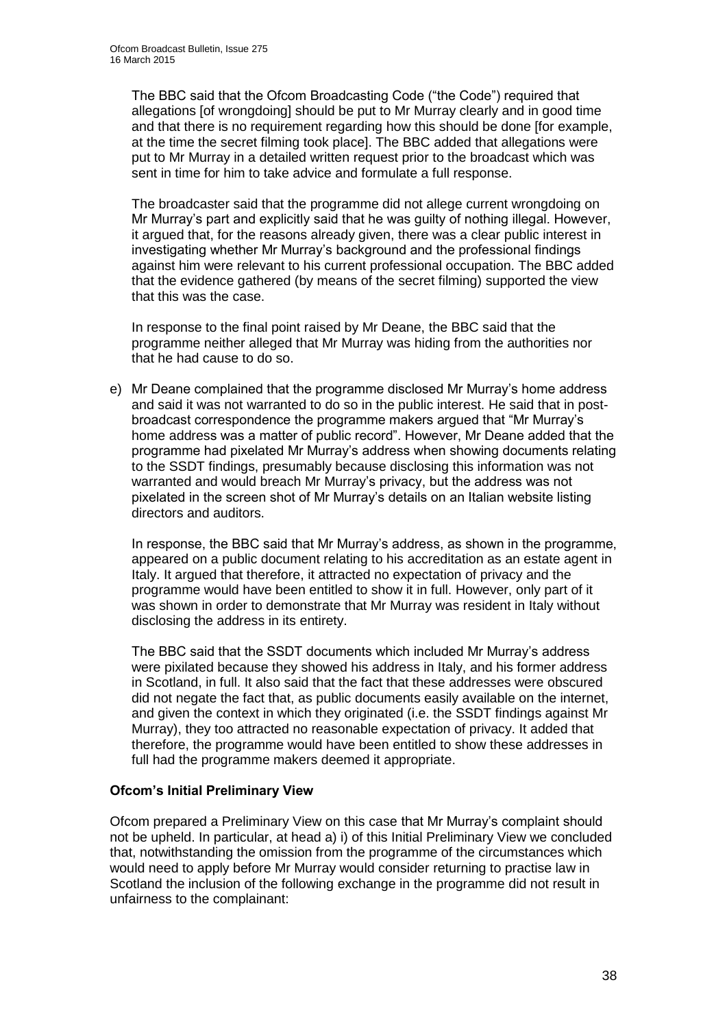The BBC said that the Ofcom Broadcasting Code ("the Code") required that allegations [of wrongdoing] should be put to Mr Murray clearly and in good time and that there is no requirement regarding how this should be done [for example, at the time the secret filming took place]. The BBC added that allegations were put to Mr Murray in a detailed written request prior to the broadcast which was sent in time for him to take advice and formulate a full response.

The broadcaster said that the programme did not allege current wrongdoing on Mr Murray's part and explicitly said that he was guilty of nothing illegal. However, it argued that, for the reasons already given, there was a clear public interest in investigating whether Mr Murray's background and the professional findings against him were relevant to his current professional occupation. The BBC added that the evidence gathered (by means of the secret filming) supported the view that this was the case.

In response to the final point raised by Mr Deane, the BBC said that the programme neither alleged that Mr Murray was hiding from the authorities nor that he had cause to do so.

e) Mr Deane complained that the programme disclosed Mr Murray's home address and said it was not warranted to do so in the public interest. He said that in post-broadcast correspondence the programme makers argued that "Mr Murray's home address was a matter of public record". However, Mr Deane added that the programme had pixelated Mr Murray's address when showing documents relating to the SSDT findings, presumably because disclosing this information was not warranted and would breach Mr Murray's privacy, but the address was not pixelated in the screen shot of Mr Murray's details on an Italian website listing directors and auditors.

In response, the BBC said that Mr Murray's address, as shown in the programme, appeared on a public document relating to his accreditation as an estate agent in Italy. It argued that therefore, it attracted no expectation of privacy and the programme would have been entitled to show it in full. However, only part of it was shown in order to demonstrate that Mr Murray was resident in Italy without disclosing the address in its entirety.

The BBC said that the SSDT documents which included Mr Murray's address were pixilated because they showed his address in Italy, and his former address in Scotland, in full. It also said that the fact that these addresses were obscured did not negate the fact that, as public documents easily available on the internet, and given the context in which they originated (i.e. the SSDT findings against Mr Murray), they too attracted no reasonable expectation of privacy. It added that therefore, the programme would have been entitled to show these addresses in full had the programme makers deemed it appropriate.

**Ofcom's Initial Preliminary View**

Ofcom prepared a Preliminary View on this case that Mr Murray's complaint should not be upheld. In particular, at head a) i) of this Initial Preliminary View we concluded that, notwithstanding the omission from the programme of the circumstances which would need to apply before Mr Murray would consider returning to practise law in Scotland the inclusion of the following exchange in the programme did not result in unfairness to the complainant: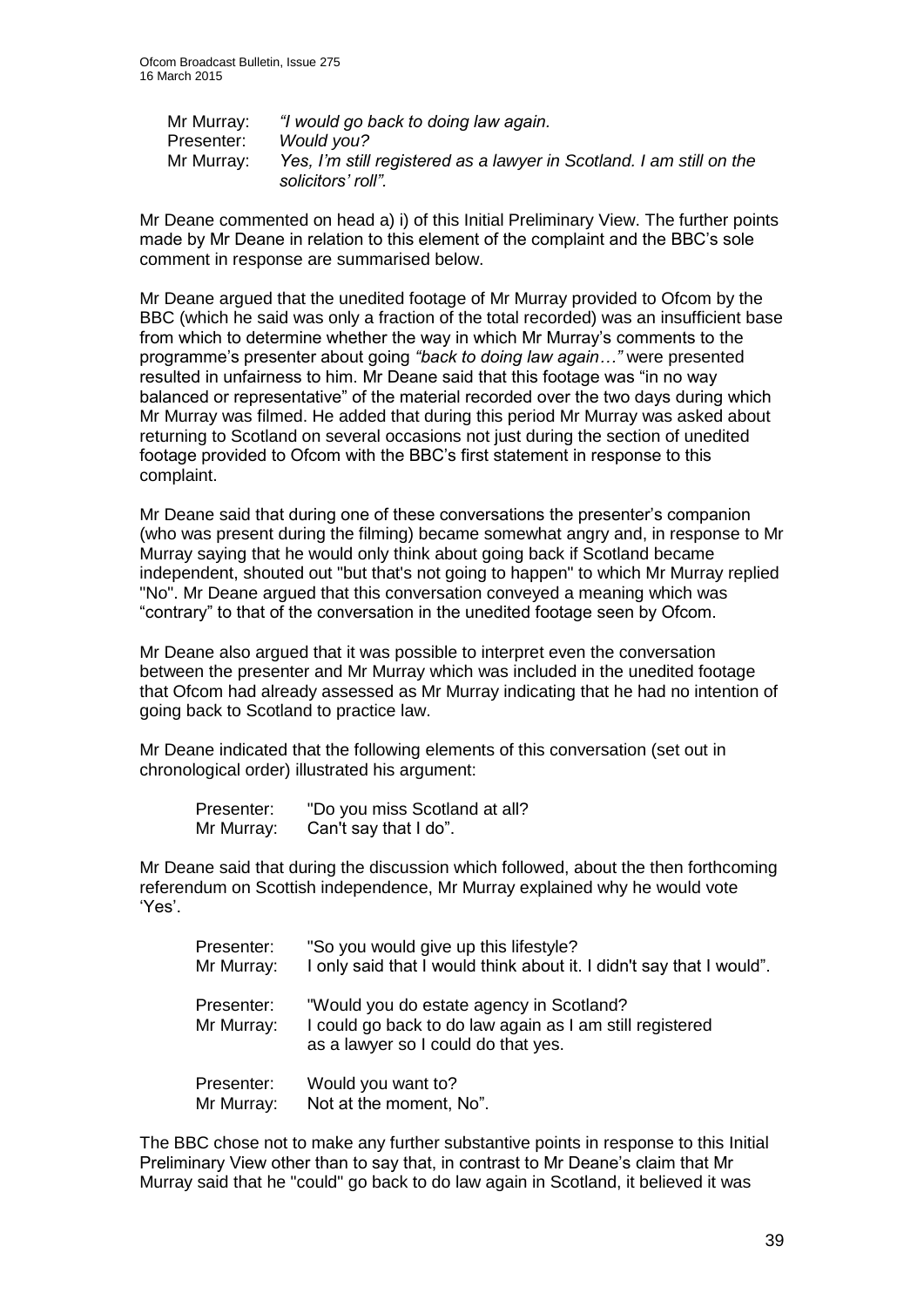| | |
|---|---|
| Mr Murray: | *"I would go back to doing law again.* |
| Presenter: | *Would you?* |
| Mr Murray: | *Yes, I'm still registered as a lawyer in Scotland. I am still on the solicitors' roll".* |

Mr Deane commented on head a) i) of this Initial Preliminary View. The further points made by Mr Deane in relation to this element of the complaint and the BBC's sole comment in response are summarised below.

Mr Deane argued that the unedited footage of Mr Murray provided to Ofcom by the BBC (which he said was only a fraction of the total recorded) was an insufficient base from which to determine whether the way in which Mr Murray's comments to the programme's presenter about going *"back to doing law again…"* were presented resulted in unfairness to him. Mr Deane said that this footage was "in no way balanced or representative" of the material recorded over the two days during which Mr Murray was filmed. He added that during this period Mr Murray was asked about returning to Scotland on several occasions not just during the section of unedited footage provided to Ofcom with the BBC's first statement in response to this complaint.

Mr Deane said that during one of these conversations the presenter's companion (who was present during the filming) became somewhat angry and, in response to Mr Murray saying that he would only think about going back if Scotland became independent, shouted out "but that's not going to happen" to which Mr Murray replied "No". Mr Deane argued that this conversation conveyed a meaning which was "contrary" to that of the conversation in the unedited footage seen by Ofcom.

Mr Deane also argued that it was possible to interpret even the conversation between the presenter and Mr Murray which was included in the unedited footage that Ofcom had already assessed as Mr Murray indicating that he had no intention of going back to Scotland to practice law.

Mr Deane indicated that the following elements of this conversation (set out in chronological order) illustrated his argument:

| | |
|---|---|
| Presenter: | "Do you miss Scotland at all? |
| Mr Murray: | Can't say that I do". |

Mr Deane said that during the discussion which followed, about the then forthcoming referendum on Scottish independence, Mr Murray explained why he would vote 'Yes'.

| | |
|---|---|
| Presenter: | "So you would give up this lifestyle? |
| Mr Murray: | I only said that I would think about it. I didn't say that I would". |
| Presenter: | "Would you do estate agency in Scotland? |
| Mr Murray: | I could go back to do law again as I am still registered as a lawyer so I could do that yes. |
| Presenter: | Would you want to? |
| Mr Murray: | Not at the moment, No". |

The BBC chose not to make any further substantive points in response to this Initial Preliminary View other than to say that, in contrast to Mr Deane's claim that Mr Murray said that he "could" go back to do law again in Scotland, it believed it was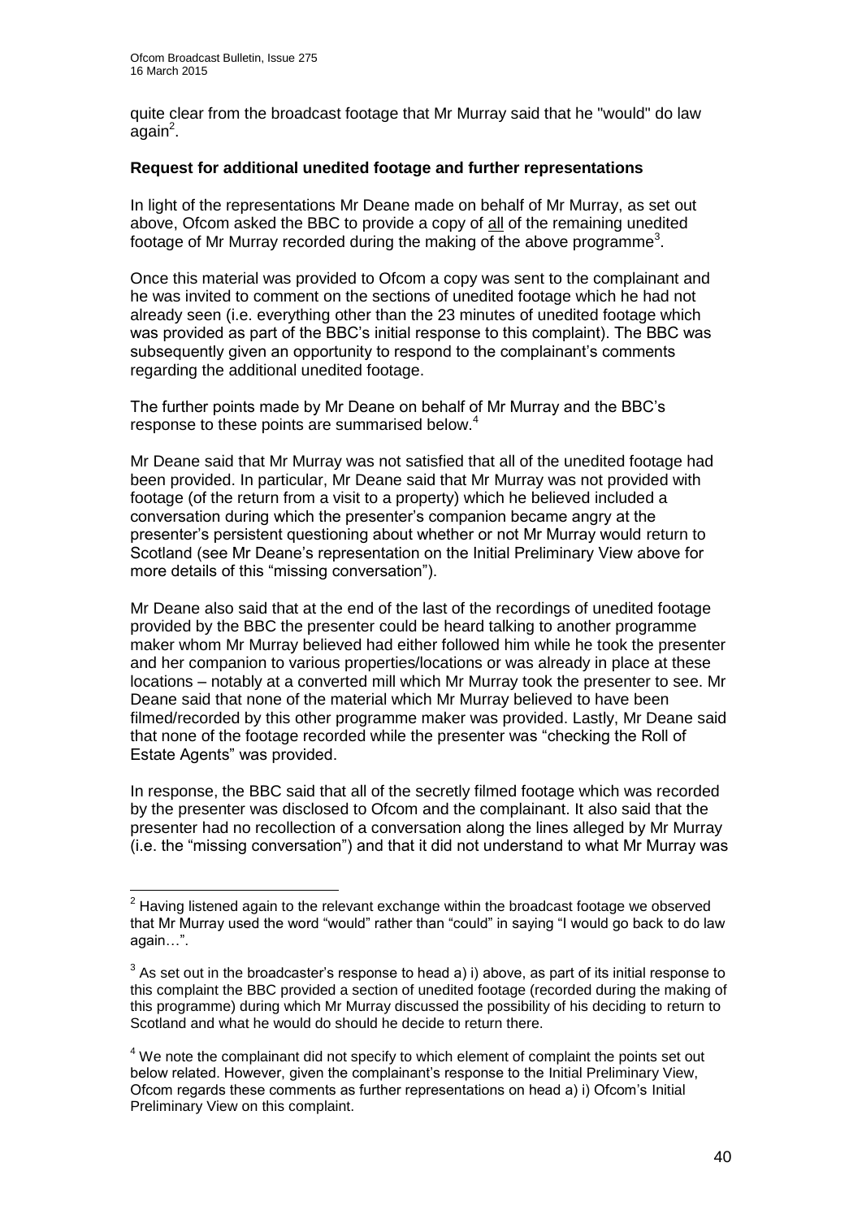quite clear from the broadcast footage that Mr Murray said that he "would" do law again[2].

**Request for additional unedited footage and further representations**

In light of the representations Mr Deane made on behalf of Mr Murray, as set out above, Ofcom asked the BBC to provide a copy of all of the remaining unedited footage of Mr Murray recorded during the making of the above programme[3].

Once this material was provided to Ofcom a copy was sent to the complainant and he was invited to comment on the sections of unedited footage which he had not already seen (i.e. everything other than the 23 minutes of unedited footage which was provided as part of the BBC's initial response to this complaint). The BBC was subsequently given an opportunity to respond to the complainant's comments regarding the additional unedited footage.

The further points made by Mr Deane on behalf of Mr Murray and the BBC's response to these points are summarised below.[4]

Mr Deane said that Mr Murray was not satisfied that all of the unedited footage had been provided. In particular, Mr Deane said that Mr Murray was not provided with footage (of the return from a visit to a property) which he believed included a conversation during which the presenter's companion became angry at the presenter's persistent questioning about whether or not Mr Murray would return to Scotland (see Mr Deane's representation on the Initial Preliminary View above for more details of this "missing conversation").

Mr Deane also said that at the end of the last of the recordings of unedited footage provided by the BBC the presenter could be heard talking to another programme maker whom Mr Murray believed had either followed him while he took the presenter and her companion to various properties/locations or was already in place at these locations – notably at a converted mill which Mr Murray took the presenter to see. Mr Deane said that none of the material which Mr Murray believed to have been filmed/recorded by this other programme maker was provided. Lastly, Mr Deane said that none of the footage recorded while the presenter was "checking the Roll of Estate Agents" was provided.

In response, the BBC said that all of the secretly filmed footage which was recorded by the presenter was disclosed to Ofcom and the complainant. It also said that the presenter had no recollection of a conversation along the lines alleged by Mr Murray (i.e. the "missing conversation") and that it did not understand to what Mr Murray was

---

[2] Having listened again to the relevant exchange within the broadcast footage we observed that Mr Murray used the word "would" rather than "could" in saying "I would go back to do law again…".

[3] As set out in the broadcaster's response to head a) i) above, as part of its initial response to this complaint the BBC provided a section of unedited footage (recorded during the making of this programme) during which Mr Murray discussed the possibility of his deciding to return to Scotland and what he would do should he decide to return there.

[4] We note the complainant did not specify to which element of complaint the points set out below related. However, given the complainant's response to the Initial Preliminary View, Ofcom regards these comments as further representations on head a) i) Ofcom's Initial Preliminary View on this complaint.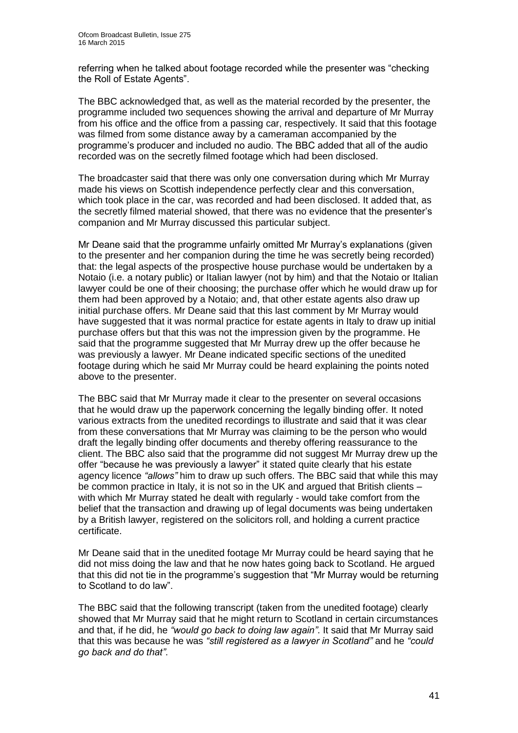referring when he talked about footage recorded while the presenter was "checking the Roll of Estate Agents".

The BBC acknowledged that, as well as the material recorded by the presenter, the programme included two sequences showing the arrival and departure of Mr Murray from his office and the office from a passing car, respectively. It said that this footage was filmed from some distance away by a cameraman accompanied by the programme's producer and included no audio. The BBC added that all of the audio recorded was on the secretly filmed footage which had been disclosed.

The broadcaster said that there was only one conversation during which Mr Murray made his views on Scottish independence perfectly clear and this conversation, which took place in the car, was recorded and had been disclosed. It added that, as the secretly filmed material showed, that there was no evidence that the presenter's companion and Mr Murray discussed this particular subject.

Mr Deane said that the programme unfairly omitted Mr Murray's explanations (given to the presenter and her companion during the time he was secretly being recorded) that: the legal aspects of the prospective house purchase would be undertaken by a Notaio (i.e. a notary public) or Italian lawyer (not by him) and that the Notaio or Italian lawyer could be one of their choosing; the purchase offer which he would draw up for them had been approved by a Notaio; and, that other estate agents also draw up initial purchase offers. Mr Deane said that this last comment by Mr Murray would have suggested that it was normal practice for estate agents in Italy to draw up initial purchase offers but that this was not the impression given by the programme. He said that the programme suggested that Mr Murray drew up the offer because he was previously a lawyer. Mr Deane indicated specific sections of the unedited footage during which he said Mr Murray could be heard explaining the points noted above to the presenter.

The BBC said that Mr Murray made it clear to the presenter on several occasions that he would draw up the paperwork concerning the legally binding offer. It noted various extracts from the unedited recordings to illustrate and said that it was clear from these conversations that Mr Murray was claiming to be the person who would draft the legally binding offer documents and thereby offering reassurance to the client. The BBC also said that the programme did not suggest Mr Murray drew up the offer "because he was previously a lawyer" it stated quite clearly that his estate agency licence *"allows"* him to draw up such offers. The BBC said that while this may be common practice in Italy, it is not so in the UK and argued that British clients – with which Mr Murray stated he dealt with regularly - would take comfort from the belief that the transaction and drawing up of legal documents was being undertaken by a British lawyer, registered on the solicitors roll, and holding a current practice certificate.

Mr Deane said that in the unedited footage Mr Murray could be heard saying that he did not miss doing the law and that he now hates going back to Scotland. He argued that this did not tie in the programme's suggestion that "Mr Murray would be returning to Scotland to do law".

The BBC said that the following transcript (taken from the unedited footage) clearly showed that Mr Murray said that he might return to Scotland in certain circumstances and that, if he did, he *"would go back to doing law again"*. It said that Mr Murray said that this was because he was *"still registered as a lawyer in Scotland"* and he *"could go back and do that"*.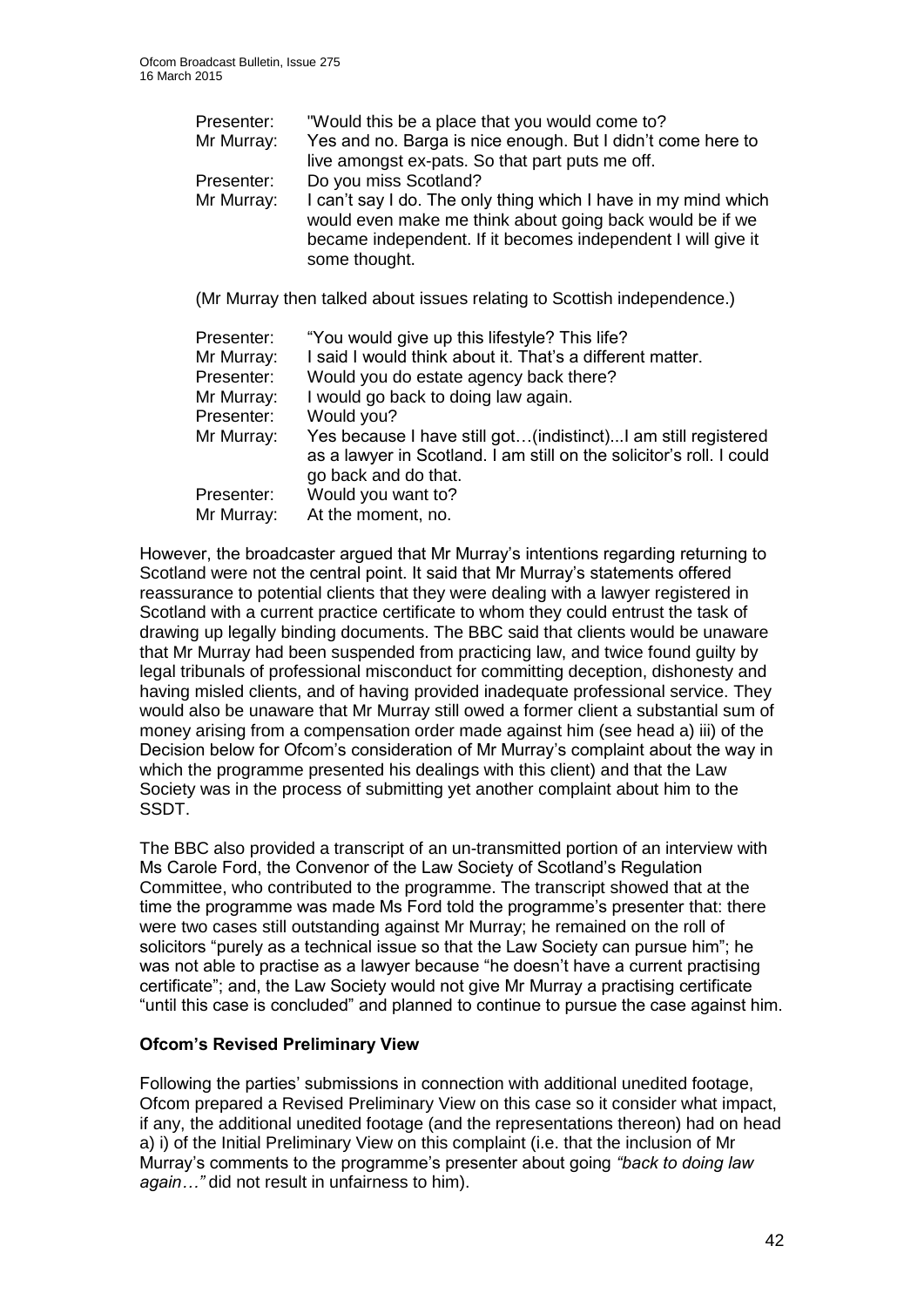| | |
|---|---|
| Presenter: | "Would this be a place that you would come to? |
| Mr Murray: | Yes and no. Barga is nice enough. But I didn't come here to live amongst ex-pats. So that part puts me off. |
| Presenter: | Do you miss Scotland? |
| Mr Murray: | I can't say I do. The only thing which I have in my mind which would even make me think about going back would be if we became independent. If it becomes independent I will give it some thought. |

(Mr Murray then talked about issues relating to Scottish independence.)

| | |
|---|---|
| Presenter: | "You would give up this lifestyle? This life? |
| Mr Murray: | I said I would think about it. That's a different matter. |
| Presenter: | Would you do estate agency back there? |
| Mr Murray: | I would go back to doing law again. |
| Presenter: | Would you? |
| Mr Murray: | Yes because I have still got…(indistinct)...I am still registered as a lawyer in Scotland. I am still on the solicitor's roll. I could go back and do that. |
| Presenter: | Would you want to? |
| Mr Murray: | At the moment, no. |

However, the broadcaster argued that Mr Murray's intentions regarding returning to Scotland were not the central point. It said that Mr Murray's statements offered reassurance to potential clients that they were dealing with a lawyer registered in Scotland with a current practice certificate to whom they could entrust the task of drawing up legally binding documents. The BBC said that clients would be unaware that Mr Murray had been suspended from practicing law, and twice found guilty by legal tribunals of professional misconduct for committing deception, dishonesty and having misled clients, and of having provided inadequate professional service. They would also be unaware that Mr Murray still owed a former client a substantial sum of money arising from a compensation order made against him (see head a) iii) of the Decision below for Ofcom's consideration of Mr Murray's complaint about the way in which the programme presented his dealings with this client) and that the Law Society was in the process of submitting yet another complaint about him to the SSDT.

The BBC also provided a transcript of an un-transmitted portion of an interview with Ms Carole Ford, the Convenor of the Law Society of Scotland's Regulation Committee, who contributed to the programme. The transcript showed that at the time the programme was made Ms Ford told the programme's presenter that: there were two cases still outstanding against Mr Murray; he remained on the roll of solicitors "purely as a technical issue so that the Law Society can pursue him"; he was not able to practise as a lawyer because "he doesn't have a current practising certificate"; and, the Law Society would not give Mr Murray a practising certificate "until this case is concluded" and planned to continue to pursue the case against him.

**Ofcom's Revised Preliminary View**

Following the parties' submissions in connection with additional unedited footage, Ofcom prepared a Revised Preliminary View on this case so it consider what impact, if any, the additional unedited footage (and the representations thereon) had on head a) i) of the Initial Preliminary View on this complaint (i.e. that the inclusion of Mr Murray's comments to the programme's presenter about going *"back to doing law again…"* did not result in unfairness to him).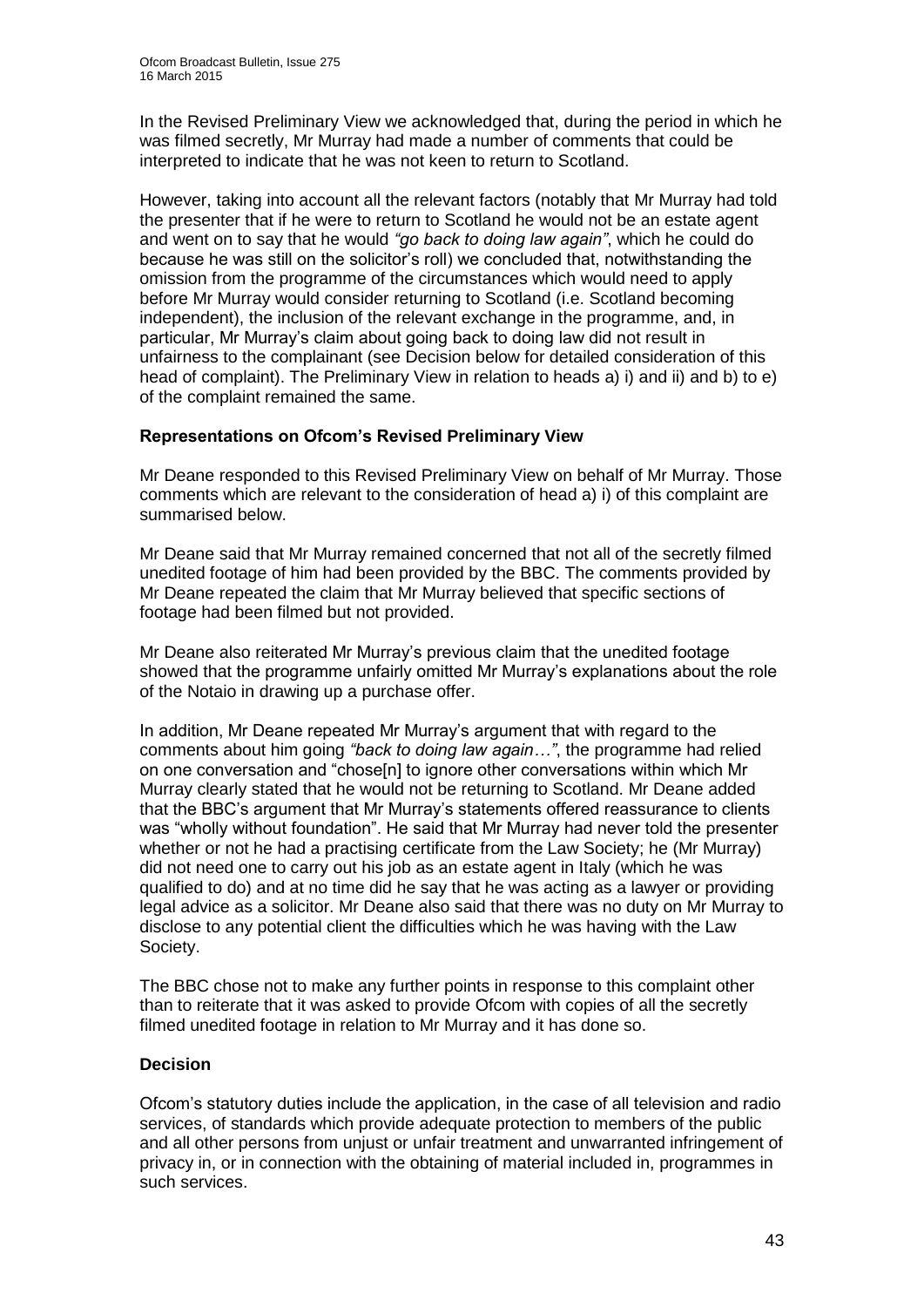In the Revised Preliminary View we acknowledged that, during the period in which he was filmed secretly, Mr Murray had made a number of comments that could be interpreted to indicate that he was not keen to return to Scotland.

However, taking into account all the relevant factors (notably that Mr Murray had told the presenter that if he were to return to Scotland he would not be an estate agent and went on to say that he would *"go back to doing law again"*, which he could do because he was still on the solicitor's roll) we concluded that, notwithstanding the omission from the programme of the circumstances which would need to apply before Mr Murray would consider returning to Scotland (i.e. Scotland becoming independent), the inclusion of the relevant exchange in the programme, and, in particular, Mr Murray's claim about going back to doing law did not result in unfairness to the complainant (see Decision below for detailed consideration of this head of complaint). The Preliminary View in relation to heads a) i) and ii) and b) to e) of the complaint remained the same.

**Representations on Ofcom's Revised Preliminary View**

Mr Deane responded to this Revised Preliminary View on behalf of Mr Murray. Those comments which are relevant to the consideration of head a) i) of this complaint are summarised below.

Mr Deane said that Mr Murray remained concerned that not all of the secretly filmed unedited footage of him had been provided by the BBC. The comments provided by Mr Deane repeated the claim that Mr Murray believed that specific sections of footage had been filmed but not provided.

Mr Deane also reiterated Mr Murray's previous claim that the unedited footage showed that the programme unfairly omitted Mr Murray's explanations about the role of the Notaio in drawing up a purchase offer.

In addition, Mr Deane repeated Mr Murray's argument that with regard to the comments about him going *"back to doing law again…"*, the programme had relied on one conversation and "chose[n] to ignore other conversations within which Mr Murray clearly stated that he would not be returning to Scotland. Mr Deane added that the BBC's argument that Mr Murray's statements offered reassurance to clients was "wholly without foundation". He said that Mr Murray had never told the presenter whether or not he had a practising certificate from the Law Society; he (Mr Murray) did not need one to carry out his job as an estate agent in Italy (which he was qualified to do) and at no time did he say that he was acting as a lawyer or providing legal advice as a solicitor. Mr Deane also said that there was no duty on Mr Murray to disclose to any potential client the difficulties which he was having with the Law Society.

The BBC chose not to make any further points in response to this complaint other than to reiterate that it was asked to provide Ofcom with copies of all the secretly filmed unedited footage in relation to Mr Murray and it has done so.

**Decision**

Ofcom's statutory duties include the application, in the case of all television and radio services, of standards which provide adequate protection to members of the public and all other persons from unjust or unfair treatment and unwarranted infringement of privacy in, or in connection with the obtaining of material included in, programmes in such services.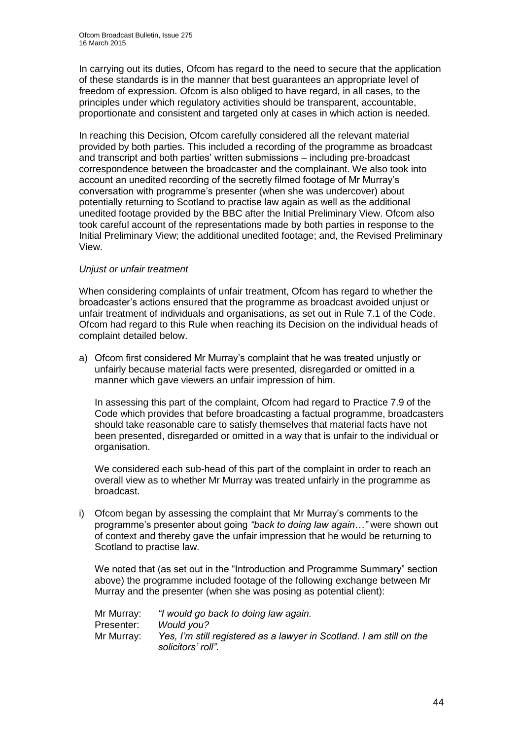In carrying out its duties, Ofcom has regard to the need to secure that the application of these standards is in the manner that best guarantees an appropriate level of freedom of expression. Ofcom is also obliged to have regard, in all cases, to the principles under which regulatory activities should be transparent, accountable, proportionate and consistent and targeted only at cases in which action is needed.

In reaching this Decision, Ofcom carefully considered all the relevant material provided by both parties. This included a recording of the programme as broadcast and transcript and both parties' written submissions – including pre-broadcast correspondence between the broadcaster and the complainant. We also took into account an unedited recording of the secretly filmed footage of Mr Murray's conversation with programme's presenter (when she was undercover) about potentially returning to Scotland to practise law again as well as the additional unedited footage provided by the BBC after the Initial Preliminary View. Ofcom also took careful account of the representations made by both parties in response to the Initial Preliminary View; the additional unedited footage; and, the Revised Preliminary View.

*Unjust or unfair treatment*

When considering complaints of unfair treatment, Ofcom has regard to whether the broadcaster's actions ensured that the programme as broadcast avoided unjust or unfair treatment of individuals and organisations, as set out in Rule 7.1 of the Code. Ofcom had regard to this Rule when reaching its Decision on the individual heads of complaint detailed below.

a) Ofcom first considered Mr Murray's complaint that he was treated unjustly or unfairly because material facts were presented, disregarded or omitted in a manner which gave viewers an unfair impression of him.

   In assessing this part of the complaint, Ofcom had regard to Practice 7.9 of the Code which provides that before broadcasting a factual programme, broadcasters should take reasonable care to satisfy themselves that material facts have not been presented, disregarded or omitted in a way that is unfair to the individual or organisation.

   We considered each sub-head of this part of the complaint in order to reach an overall view as to whether Mr Murray was treated unfairly in the programme as broadcast.

i) Ofcom began by assessing the complaint that Mr Murray's comments to the programme's presenter about going *"back to doing law again…"* were shown out of context and thereby gave the unfair impression that he would be returning to Scotland to practise law.

   We noted that (as set out in the "Introduction and Programme Summary" section above) the programme included footage of the following exchange between Mr Murray and the presenter (when she was posing as potential client):

   Mr Murray: *"I would go back to doing law again.*
   Presenter: *Would you?*
   Mr Murray: *Yes, I'm still registered as a lawyer in Scotland. I am still on the solicitors' roll".*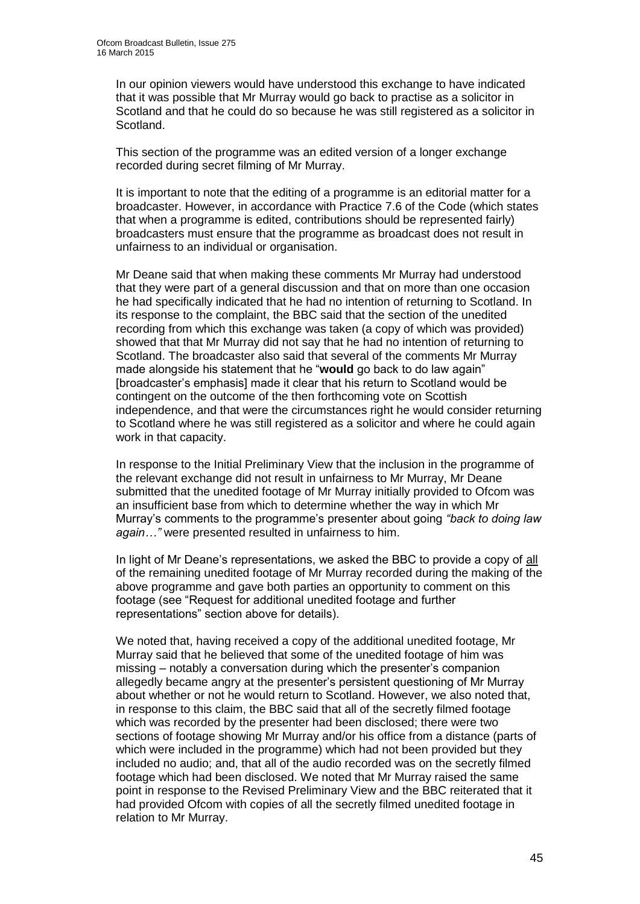In our opinion viewers would have understood this exchange to have indicated that it was possible that Mr Murray would go back to practise as a solicitor in Scotland and that he could do so because he was still registered as a solicitor in Scotland.

This section of the programme was an edited version of a longer exchange recorded during secret filming of Mr Murray.

It is important to note that the editing of a programme is an editorial matter for a broadcaster. However, in accordance with Practice 7.6 of the Code (which states that when a programme is edited, contributions should be represented fairly) broadcasters must ensure that the programme as broadcast does not result in unfairness to an individual or organisation.

Mr Deane said that when making these comments Mr Murray had understood that they were part of a general discussion and that on more than one occasion he had specifically indicated that he had no intention of returning to Scotland. In its response to the complaint, the BBC said that the section of the unedited recording from which this exchange was taken (a copy of which was provided) showed that that Mr Murray did not say that he had no intention of returning to Scotland. The broadcaster also said that several of the comments Mr Murray made alongside his statement that he "**would** go back to do law again" [broadcaster's emphasis] made it clear that his return to Scotland would be contingent on the outcome of the then forthcoming vote on Scottish independence, and that were the circumstances right he would consider returning to Scotland where he was still registered as a solicitor and where he could again work in that capacity.

In response to the Initial Preliminary View that the inclusion in the programme of the relevant exchange did not result in unfairness to Mr Murray, Mr Deane submitted that the unedited footage of Mr Murray initially provided to Ofcom was an insufficient base from which to determine whether the way in which Mr Murray's comments to the programme's presenter about going *"back to doing law again…"* were presented resulted in unfairness to him.

In light of Mr Deane's representations, we asked the BBC to provide a copy of all of the remaining unedited footage of Mr Murray recorded during the making of the above programme and gave both parties an opportunity to comment on this footage (see "Request for additional unedited footage and further representations" section above for details).

We noted that, having received a copy of the additional unedited footage, Mr Murray said that he believed that some of the unedited footage of him was missing – notably a conversation during which the presenter's companion allegedly became angry at the presenter's persistent questioning of Mr Murray about whether or not he would return to Scotland. However, we also noted that, in response to this claim, the BBC said that all of the secretly filmed footage which was recorded by the presenter had been disclosed; there were two sections of footage showing Mr Murray and/or his office from a distance (parts of which were included in the programme) which had not been provided but they included no audio; and, that all of the audio recorded was on the secretly filmed footage which had been disclosed. We noted that Mr Murray raised the same point in response to the Revised Preliminary View and the BBC reiterated that it had provided Ofcom with copies of all the secretly filmed unedited footage in relation to Mr Murray.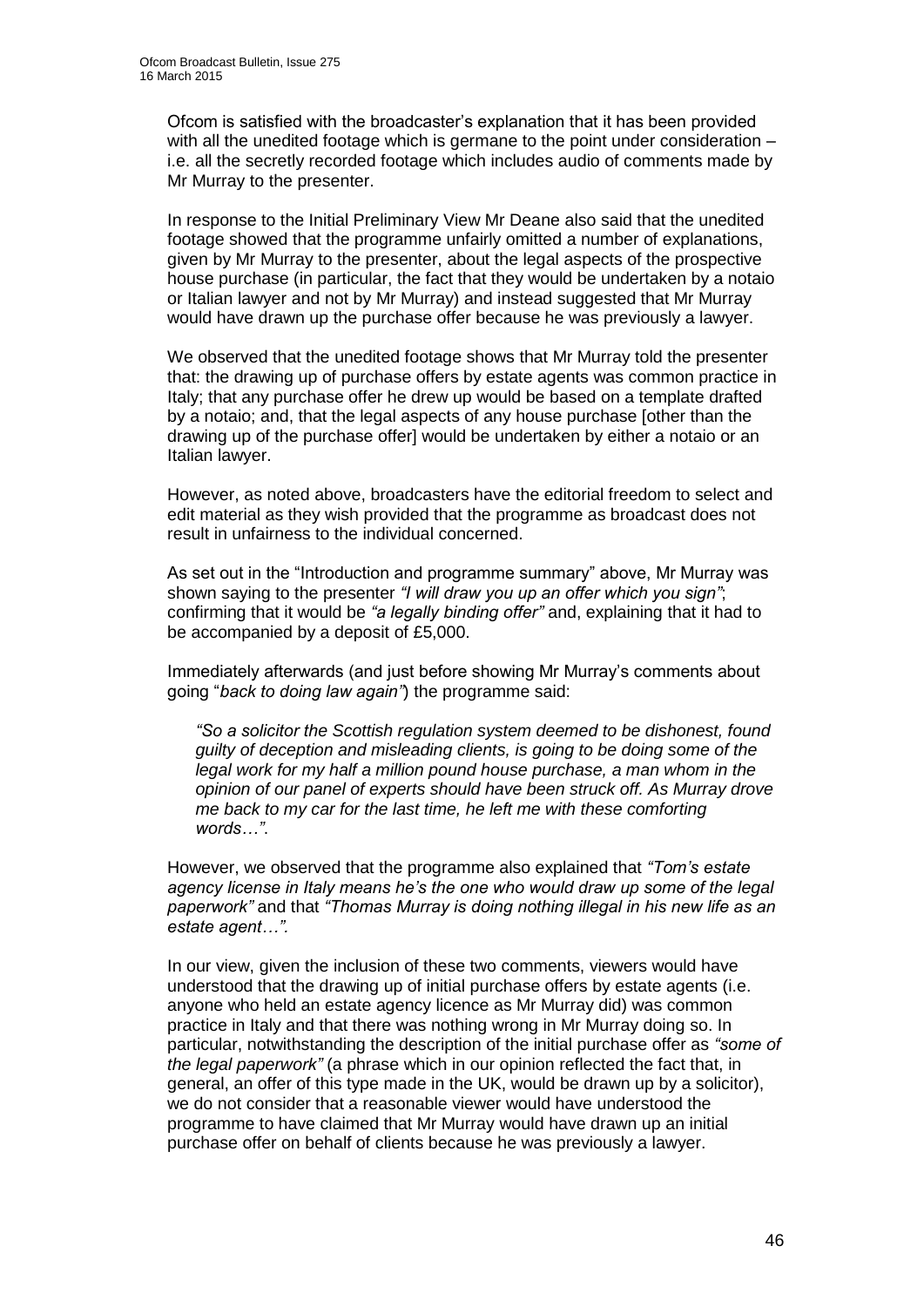Ofcom is satisfied with the broadcaster's explanation that it has been provided with all the unedited footage which is germane to the point under consideration – i.e. all the secretly recorded footage which includes audio of comments made by Mr Murray to the presenter.

In response to the Initial Preliminary View Mr Deane also said that the unedited footage showed that the programme unfairly omitted a number of explanations, given by Mr Murray to the presenter, about the legal aspects of the prospective house purchase (in particular, the fact that they would be undertaken by a notaio or Italian lawyer and not by Mr Murray) and instead suggested that Mr Murray would have drawn up the purchase offer because he was previously a lawyer.

We observed that the unedited footage shows that Mr Murray told the presenter that: the drawing up of purchase offers by estate agents was common practice in Italy; that any purchase offer he drew up would be based on a template drafted by a notaio; and, that the legal aspects of any house purchase [other than the drawing up of the purchase offer] would be undertaken by either a notaio or an Italian lawyer.

However, as noted above, broadcasters have the editorial freedom to select and edit material as they wish provided that the programme as broadcast does not result in unfairness to the individual concerned.

As set out in the "Introduction and programme summary" above, Mr Murray was shown saying to the presenter *"I will draw you up an offer which you sign"*; confirming that it would be *"a legally binding offer"* and, explaining that it had to be accompanied by a deposit of £5,000.

Immediately afterwards (and just before showing Mr Murray's comments about going "*back to doing law again"*) the programme said:

> *"So a solicitor the Scottish regulation system deemed to be dishonest, found guilty of deception and misleading clients, is going to be doing some of the legal work for my half a million pound house purchase, a man whom in the opinion of our panel of experts should have been struck off. As Murray drove me back to my car for the last time, he left me with these comforting words…".*

However, we observed that the programme also explained that *"Tom's estate agency license in Italy means he's the one who would draw up some of the legal paperwork"* and that *"Thomas Murray is doing nothing illegal in his new life as an estate agent…".*

In our view, given the inclusion of these two comments, viewers would have understood that the drawing up of initial purchase offers by estate agents (i.e. anyone who held an estate agency licence as Mr Murray did) was common practice in Italy and that there was nothing wrong in Mr Murray doing so. In particular, notwithstanding the description of the initial purchase offer as *"some of the legal paperwork"* (a phrase which in our opinion reflected the fact that, in general, an offer of this type made in the UK, would be drawn up by a solicitor), we do not consider that a reasonable viewer would have understood the programme to have claimed that Mr Murray would have drawn up an initial purchase offer on behalf of clients because he was previously a lawyer.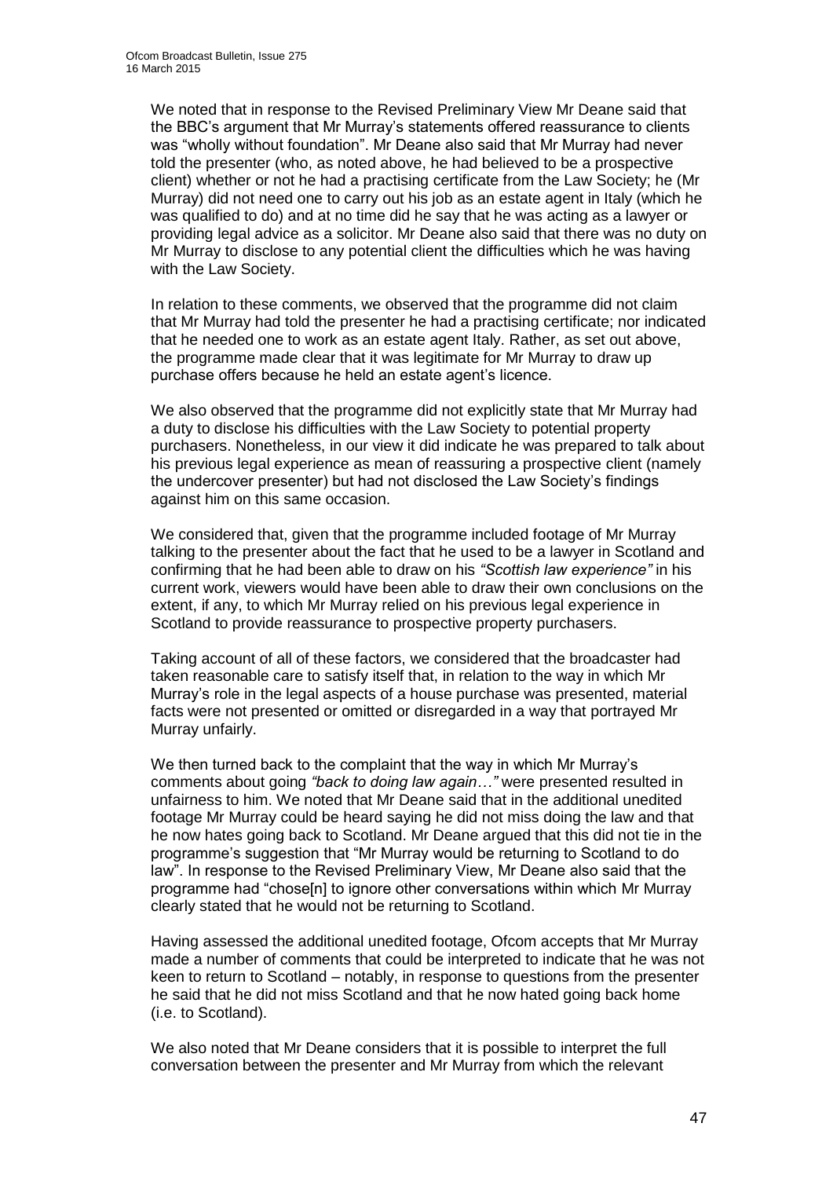We noted that in response to the Revised Preliminary View Mr Deane said that the BBC's argument that Mr Murray's statements offered reassurance to clients was "wholly without foundation". Mr Deane also said that Mr Murray had never told the presenter (who, as noted above, he had believed to be a prospective client) whether or not he had a practising certificate from the Law Society; he (Mr Murray) did not need one to carry out his job as an estate agent in Italy (which he was qualified to do) and at no time did he say that he was acting as a lawyer or providing legal advice as a solicitor. Mr Deane also said that there was no duty on Mr Murray to disclose to any potential client the difficulties which he was having with the Law Society.

In relation to these comments, we observed that the programme did not claim that Mr Murray had told the presenter he had a practising certificate; nor indicated that he needed one to work as an estate agent Italy. Rather, as set out above, the programme made clear that it was legitimate for Mr Murray to draw up purchase offers because he held an estate agent's licence.

We also observed that the programme did not explicitly state that Mr Murray had a duty to disclose his difficulties with the Law Society to potential property purchasers. Nonetheless, in our view it did indicate he was prepared to talk about his previous legal experience as mean of reassuring a prospective client (namely the undercover presenter) but had not disclosed the Law Society's findings against him on this same occasion.

We considered that, given that the programme included footage of Mr Murray talking to the presenter about the fact that he used to be a lawyer in Scotland and confirming that he had been able to draw on his *"Scottish law experience"* in his current work, viewers would have been able to draw their own conclusions on the extent, if any, to which Mr Murray relied on his previous legal experience in Scotland to provide reassurance to prospective property purchasers.

Taking account of all of these factors, we considered that the broadcaster had taken reasonable care to satisfy itself that, in relation to the way in which Mr Murray's role in the legal aspects of a house purchase was presented, material facts were not presented or omitted or disregarded in a way that portrayed Mr Murray unfairly.

We then turned back to the complaint that the way in which Mr Murray's comments about going *"back to doing law again…"* were presented resulted in unfairness to him. We noted that Mr Deane said that in the additional unedited footage Mr Murray could be heard saying he did not miss doing the law and that he now hates going back to Scotland. Mr Deane argued that this did not tie in the programme's suggestion that "Mr Murray would be returning to Scotland to do law". In response to the Revised Preliminary View, Mr Deane also said that the programme had "chose[n] to ignore other conversations within which Mr Murray clearly stated that he would not be returning to Scotland.

Having assessed the additional unedited footage, Ofcom accepts that Mr Murray made a number of comments that could be interpreted to indicate that he was not keen to return to Scotland – notably, in response to questions from the presenter he said that he did not miss Scotland and that he now hated going back home (i.e. to Scotland).

We also noted that Mr Deane considers that it is possible to interpret the full conversation between the presenter and Mr Murray from which the relevant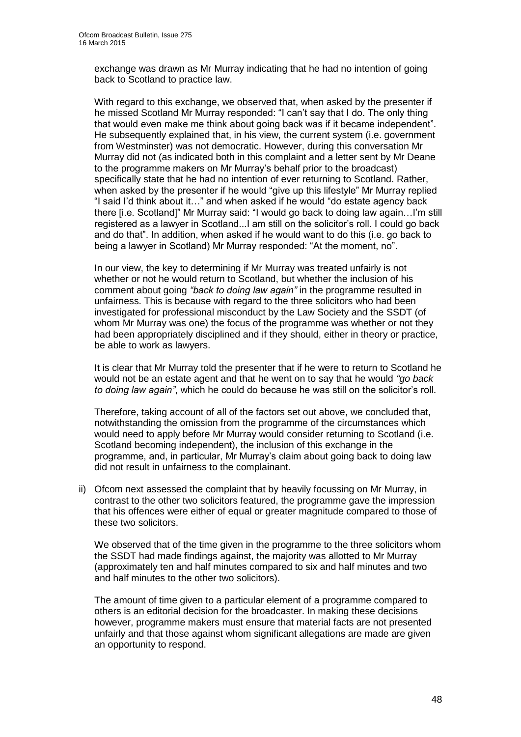exchange was drawn as Mr Murray indicating that he had no intention of going back to Scotland to practice law.

With regard to this exchange, we observed that, when asked by the presenter if he missed Scotland Mr Murray responded: "I can't say that I do. The only thing that would even make me think about going back was if it became independent". He subsequently explained that, in his view, the current system (i.e. government from Westminster) was not democratic. However, during this conversation Mr Murray did not (as indicated both in this complaint and a letter sent by Mr Deane to the programme makers on Mr Murray's behalf prior to the broadcast) specifically state that he had no intention of ever returning to Scotland. Rather, when asked by the presenter if he would "give up this lifestyle" Mr Murray replied "I said I'd think about it…" and when asked if he would "do estate agency back there [i.e. Scotland]" Mr Murray said: "I would go back to doing law again…I'm still registered as a lawyer in Scotland...I am still on the solicitor's roll. I could go back and do that". In addition, when asked if he would want to do this (i.e. go back to being a lawyer in Scotland) Mr Murray responded: "At the moment, no".

In our view, the key to determining if Mr Murray was treated unfairly is not whether or not he would return to Scotland, but whether the inclusion of his comment about going *"back to doing law again"* in the programme resulted in unfairness. This is because with regard to the three solicitors who had been investigated for professional misconduct by the Law Society and the SSDT (of whom Mr Murray was one) the focus of the programme was whether or not they had been appropriately disciplined and if they should, either in theory or practice, be able to work as lawyers.

It is clear that Mr Murray told the presenter that if he were to return to Scotland he would not be an estate agent and that he went on to say that he would *"go back to doing law again"*, which he could do because he was still on the solicitor's roll.

Therefore, taking account of all of the factors set out above, we concluded that, notwithstanding the omission from the programme of the circumstances which would need to apply before Mr Murray would consider returning to Scotland (i.e. Scotland becoming independent), the inclusion of this exchange in the programme, and, in particular, Mr Murray's claim about going back to doing law did not result in unfairness to the complainant.

ii) Ofcom next assessed the complaint that by heavily focussing on Mr Murray, in contrast to the other two solicitors featured, the programme gave the impression that his offences were either of equal or greater magnitude compared to those of these two solicitors.

We observed that of the time given in the programme to the three solicitors whom the SSDT had made findings against, the majority was allotted to Mr Murray (approximately ten and half minutes compared to six and half minutes and two and half minutes to the other two solicitors).

The amount of time given to a particular element of a programme compared to others is an editorial decision for the broadcaster. In making these decisions however, programme makers must ensure that material facts are not presented unfairly and that those against whom significant allegations are made are given an opportunity to respond.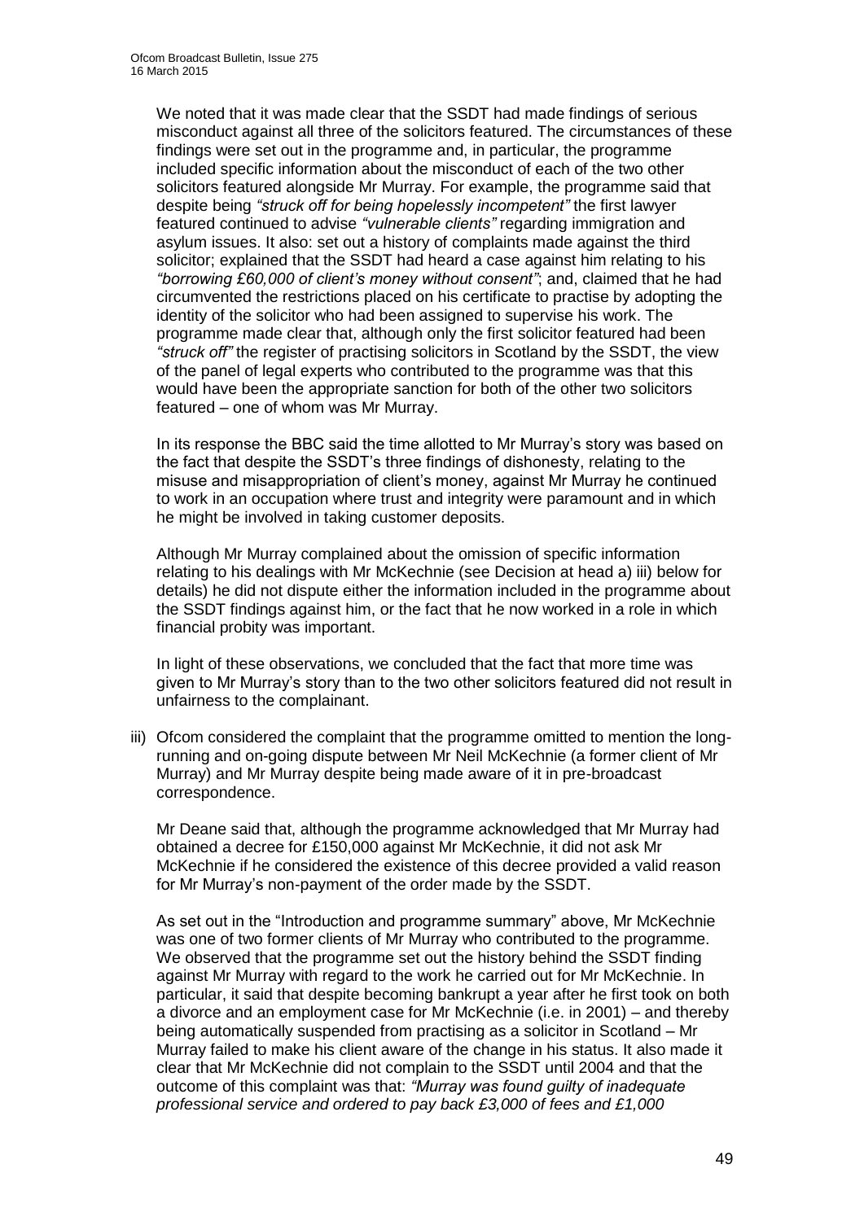We noted that it was made clear that the SSDT had made findings of serious misconduct against all three of the solicitors featured. The circumstances of these findings were set out in the programme and, in particular, the programme included specific information about the misconduct of each of the two other solicitors featured alongside Mr Murray. For example, the programme said that despite being *"struck off for being hopelessly incompetent"* the first lawyer featured continued to advise *"vulnerable clients"* regarding immigration and asylum issues. It also: set out a history of complaints made against the third solicitor; explained that the SSDT had heard a case against him relating to his *"borrowing £60,000 of client's money without consent"*; and, claimed that he had circumvented the restrictions placed on his certificate to practise by adopting the identity of the solicitor who had been assigned to supervise his work. The programme made clear that, although only the first solicitor featured had been *"struck off"* the register of practising solicitors in Scotland by the SSDT, the view of the panel of legal experts who contributed to the programme was that this would have been the appropriate sanction for both of the other two solicitors featured – one of whom was Mr Murray.

In its response the BBC said the time allotted to Mr Murray's story was based on the fact that despite the SSDT's three findings of dishonesty, relating to the misuse and misappropriation of client's money, against Mr Murray he continued to work in an occupation where trust and integrity were paramount and in which he might be involved in taking customer deposits.

Although Mr Murray complained about the omission of specific information relating to his dealings with Mr McKechnie (see Decision at head a) iii) below for details) he did not dispute either the information included in the programme about the SSDT findings against him, or the fact that he now worked in a role in which financial probity was important.

In light of these observations, we concluded that the fact that more time was given to Mr Murray's story than to the two other solicitors featured did not result in unfairness to the complainant.

iii) Ofcom considered the complaint that the programme omitted to mention the long-running and on-going dispute between Mr Neil McKechnie (a former client of Mr Murray) and Mr Murray despite being made aware of it in pre-broadcast correspondence.

Mr Deane said that, although the programme acknowledged that Mr Murray had obtained a decree for £150,000 against Mr McKechnie, it did not ask Mr McKechnie if he considered the existence of this decree provided a valid reason for Mr Murray's non-payment of the order made by the SSDT.

As set out in the "Introduction and programme summary" above, Mr McKechnie was one of two former clients of Mr Murray who contributed to the programme. We observed that the programme set out the history behind the SSDT finding against Mr Murray with regard to the work he carried out for Mr McKechnie. In particular, it said that despite becoming bankrupt a year after he first took on both a divorce and an employment case for Mr McKechnie (i.e. in 2001) – and thereby being automatically suspended from practising as a solicitor in Scotland – Mr Murray failed to make his client aware of the change in his status. It also made it clear that Mr McKechnie did not complain to the SSDT until 2004 and that the outcome of this complaint was that: *"Murray was found guilty of inadequate professional service and ordered to pay back £3,000 of fees and £1,000*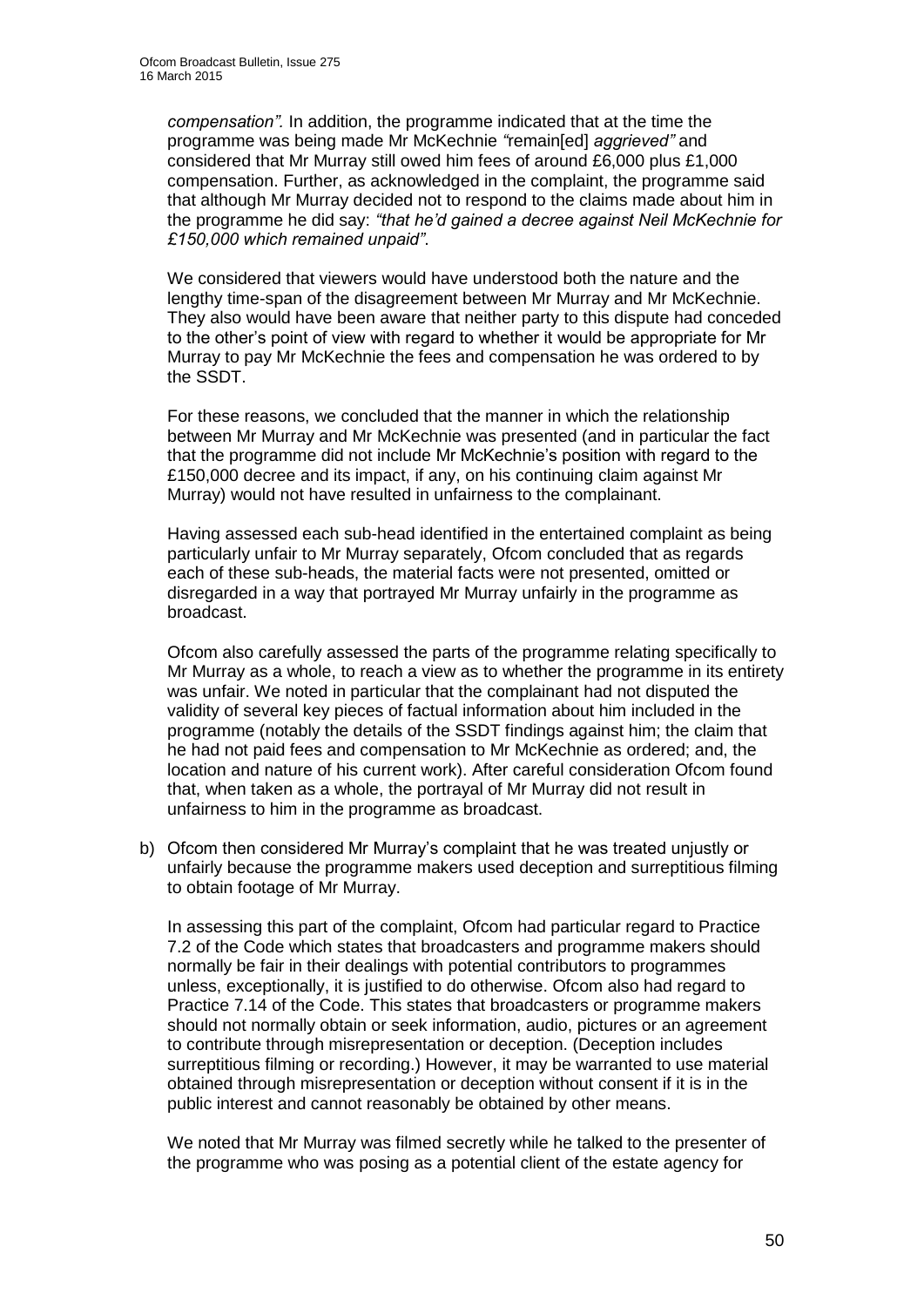*compensation".* In addition, the programme indicated that at the time the programme was being made Mr McKechnie *"*remain[ed] *aggrieved"* and considered that Mr Murray still owed him fees of around £6,000 plus £1,000 compensation. Further, as acknowledged in the complaint, the programme said that although Mr Murray decided not to respond to the claims made about him in the programme he did say: *"that he'd gained a decree against Neil McKechnie for £150,000 which remained unpaid".*

We considered that viewers would have understood both the nature and the lengthy time-span of the disagreement between Mr Murray and Mr McKechnie. They also would have been aware that neither party to this dispute had conceded to the other's point of view with regard to whether it would be appropriate for Mr Murray to pay Mr McKechnie the fees and compensation he was ordered to by the SSDT.

For these reasons, we concluded that the manner in which the relationship between Mr Murray and Mr McKechnie was presented (and in particular the fact that the programme did not include Mr McKechnie's position with regard to the £150,000 decree and its impact, if any, on his continuing claim against Mr Murray) would not have resulted in unfairness to the complainant.

Having assessed each sub-head identified in the entertained complaint as being particularly unfair to Mr Murray separately, Ofcom concluded that as regards each of these sub-heads, the material facts were not presented, omitted or disregarded in a way that portrayed Mr Murray unfairly in the programme as broadcast.

Ofcom also carefully assessed the parts of the programme relating specifically to Mr Murray as a whole, to reach a view as to whether the programme in its entirety was unfair. We noted in particular that the complainant had not disputed the validity of several key pieces of factual information about him included in the programme (notably the details of the SSDT findings against him; the claim that he had not paid fees and compensation to Mr McKechnie as ordered; and, the location and nature of his current work). After careful consideration Ofcom found that, when taken as a whole, the portrayal of Mr Murray did not result in unfairness to him in the programme as broadcast.

b) Ofcom then considered Mr Murray's complaint that he was treated unjustly or unfairly because the programme makers used deception and surreptitious filming to obtain footage of Mr Murray.

   In assessing this part of the complaint, Ofcom had particular regard to Practice 7.2 of the Code which states that broadcasters and programme makers should normally be fair in their dealings with potential contributors to programmes unless, exceptionally, it is justified to do otherwise. Ofcom also had regard to Practice 7.14 of the Code. This states that broadcasters or programme makers should not normally obtain or seek information, audio, pictures or an agreement to contribute through misrepresentation or deception. (Deception includes surreptitious filming or recording.) However, it may be warranted to use material obtained through misrepresentation or deception without consent if it is in the public interest and cannot reasonably be obtained by other means.

   We noted that Mr Murray was filmed secretly while he talked to the presenter of the programme who was posing as a potential client of the estate agency for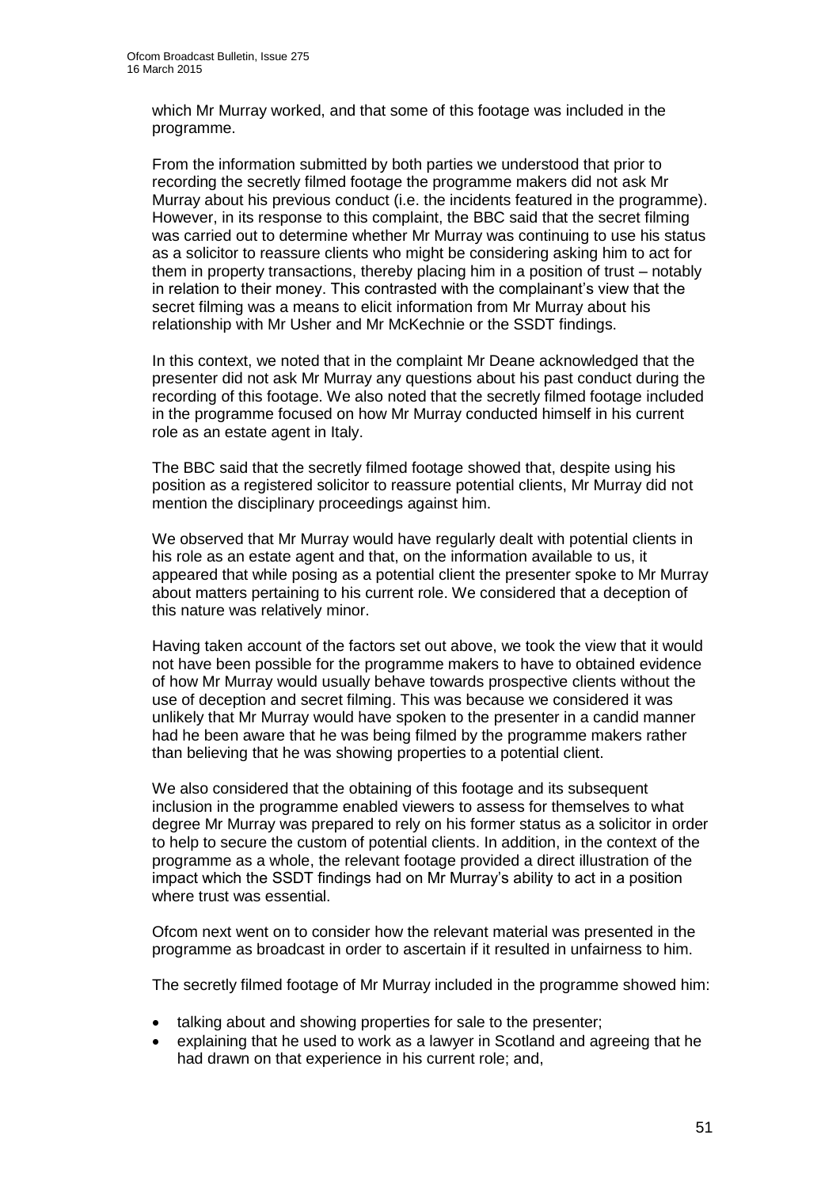which Mr Murray worked, and that some of this footage was included in the programme.

From the information submitted by both parties we understood that prior to recording the secretly filmed footage the programme makers did not ask Mr Murray about his previous conduct (i.e. the incidents featured in the programme). However, in its response to this complaint, the BBC said that the secret filming was carried out to determine whether Mr Murray was continuing to use his status as a solicitor to reassure clients who might be considering asking him to act for them in property transactions, thereby placing him in a position of trust – notably in relation to their money. This contrasted with the complainant's view that the secret filming was a means to elicit information from Mr Murray about his relationship with Mr Usher and Mr McKechnie or the SSDT findings.

In this context, we noted that in the complaint Mr Deane acknowledged that the presenter did not ask Mr Murray any questions about his past conduct during the recording of this footage. We also noted that the secretly filmed footage included in the programme focused on how Mr Murray conducted himself in his current role as an estate agent in Italy.

The BBC said that the secretly filmed footage showed that, despite using his position as a registered solicitor to reassure potential clients, Mr Murray did not mention the disciplinary proceedings against him.

We observed that Mr Murray would have regularly dealt with potential clients in his role as an estate agent and that, on the information available to us, it appeared that while posing as a potential client the presenter spoke to Mr Murray about matters pertaining to his current role. We considered that a deception of this nature was relatively minor.

Having taken account of the factors set out above, we took the view that it would not have been possible for the programme makers to have to obtained evidence of how Mr Murray would usually behave towards prospective clients without the use of deception and secret filming. This was because we considered it was unlikely that Mr Murray would have spoken to the presenter in a candid manner had he been aware that he was being filmed by the programme makers rather than believing that he was showing properties to a potential client.

We also considered that the obtaining of this footage and its subsequent inclusion in the programme enabled viewers to assess for themselves to what degree Mr Murray was prepared to rely on his former status as a solicitor in order to help to secure the custom of potential clients. In addition, in the context of the programme as a whole, the relevant footage provided a direct illustration of the impact which the SSDT findings had on Mr Murray's ability to act in a position where trust was essential.

Ofcom next went on to consider how the relevant material was presented in the programme as broadcast in order to ascertain if it resulted in unfairness to him.

The secretly filmed footage of Mr Murray included in the programme showed him:

- talking about and showing properties for sale to the presenter;
- explaining that he used to work as a lawyer in Scotland and agreeing that he had drawn on that experience in his current role; and,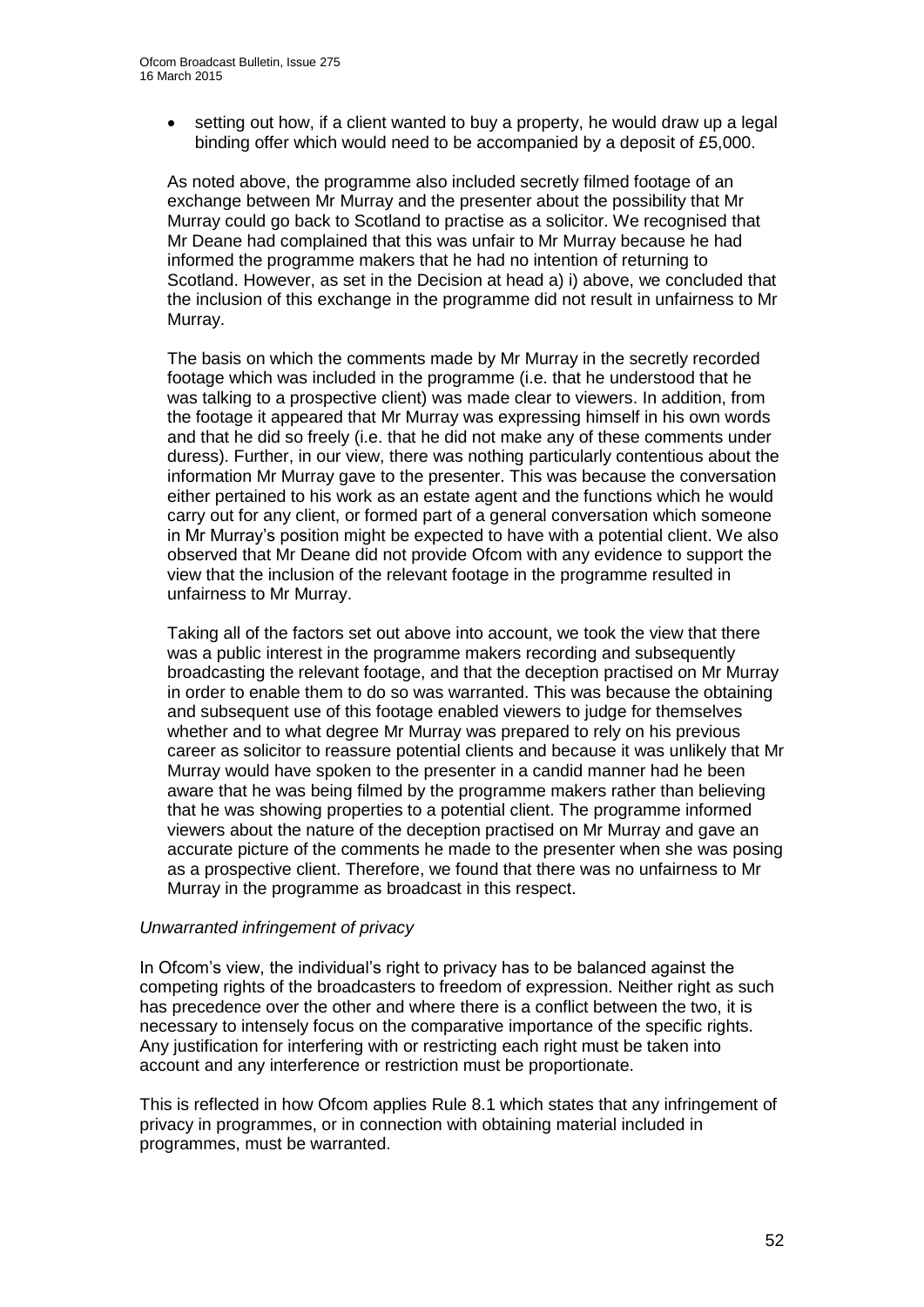- setting out how, if a client wanted to buy a property, he would draw up a legal binding offer which would need to be accompanied by a deposit of £5,000.

As noted above, the programme also included secretly filmed footage of an exchange between Mr Murray and the presenter about the possibility that Mr Murray could go back to Scotland to practise as a solicitor. We recognised that Mr Deane had complained that this was unfair to Mr Murray because he had informed the programme makers that he had no intention of returning to Scotland. However, as set in the Decision at head a) i) above, we concluded that the inclusion of this exchange in the programme did not result in unfairness to Mr Murray.

The basis on which the comments made by Mr Murray in the secretly recorded footage which was included in the programme (i.e. that he understood that he was talking to a prospective client) was made clear to viewers. In addition, from the footage it appeared that Mr Murray was expressing himself in his own words and that he did so freely (i.e. that he did not make any of these comments under duress). Further, in our view, there was nothing particularly contentious about the information Mr Murray gave to the presenter. This was because the conversation either pertained to his work as an estate agent and the functions which he would carry out for any client, or formed part of a general conversation which someone in Mr Murray's position might be expected to have with a potential client. We also observed that Mr Deane did not provide Ofcom with any evidence to support the view that the inclusion of the relevant footage in the programme resulted in unfairness to Mr Murray.

Taking all of the factors set out above into account, we took the view that there was a public interest in the programme makers recording and subsequently broadcasting the relevant footage, and that the deception practised on Mr Murray in order to enable them to do so was warranted. This was because the obtaining and subsequent use of this footage enabled viewers to judge for themselves whether and to what degree Mr Murray was prepared to rely on his previous career as solicitor to reassure potential clients and because it was unlikely that Mr Murray would have spoken to the presenter in a candid manner had he been aware that he was being filmed by the programme makers rather than believing that he was showing properties to a potential client. The programme informed viewers about the nature of the deception practised on Mr Murray and gave an accurate picture of the comments he made to the presenter when she was posing as a prospective client. Therefore, we found that there was no unfairness to Mr Murray in the programme as broadcast in this respect.

*Unwarranted infringement of privacy*

In Ofcom's view, the individual's right to privacy has to be balanced against the competing rights of the broadcasters to freedom of expression. Neither right as such has precedence over the other and where there is a conflict between the two, it is necessary to intensely focus on the comparative importance of the specific rights. Any justification for interfering with or restricting each right must be taken into account and any interference or restriction must be proportionate.

This is reflected in how Ofcom applies Rule 8.1 which states that any infringement of privacy in programmes, or in connection with obtaining material included in programmes, must be warranted.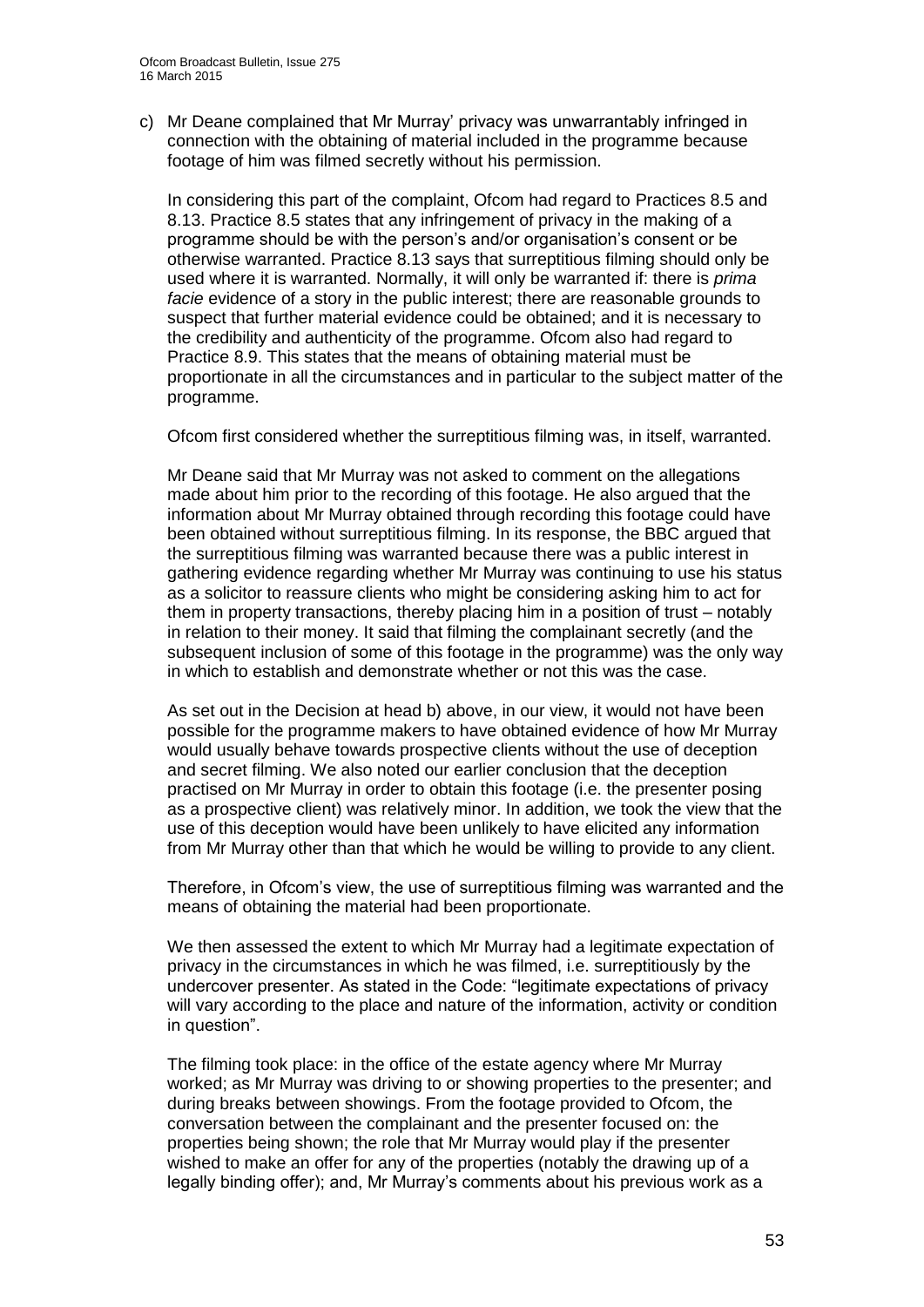c) Mr Deane complained that Mr Murray' privacy was unwarrantably infringed in connection with the obtaining of material included in the programme because footage of him was filmed secretly without his permission.

In considering this part of the complaint, Ofcom had regard to Practices 8.5 and 8.13. Practice 8.5 states that any infringement of privacy in the making of a programme should be with the person's and/or organisation's consent or be otherwise warranted. Practice 8.13 says that surreptitious filming should only be used where it is warranted. Normally, it will only be warranted if: there is *prima facie* evidence of a story in the public interest; there are reasonable grounds to suspect that further material evidence could be obtained; and it is necessary to the credibility and authenticity of the programme. Ofcom also had regard to Practice 8.9. This states that the means of obtaining material must be proportionate in all the circumstances and in particular to the subject matter of the programme.

Ofcom first considered whether the surreptitious filming was, in itself, warranted.

Mr Deane said that Mr Murray was not asked to comment on the allegations made about him prior to the recording of this footage. He also argued that the information about Mr Murray obtained through recording this footage could have been obtained without surreptitious filming. In its response, the BBC argued that the surreptitious filming was warranted because there was a public interest in gathering evidence regarding whether Mr Murray was continuing to use his status as a solicitor to reassure clients who might be considering asking him to act for them in property transactions, thereby placing him in a position of trust – notably in relation to their money. It said that filming the complainant secretly (and the subsequent inclusion of some of this footage in the programme) was the only way in which to establish and demonstrate whether or not this was the case.

As set out in the Decision at head b) above, in our view, it would not have been possible for the programme makers to have obtained evidence of how Mr Murray would usually behave towards prospective clients without the use of deception and secret filming. We also noted our earlier conclusion that the deception practised on Mr Murray in order to obtain this footage (i.e. the presenter posing as a prospective client) was relatively minor. In addition, we took the view that the use of this deception would have been unlikely to have elicited any information from Mr Murray other than that which he would be willing to provide to any client.

Therefore, in Ofcom's view, the use of surreptitious filming was warranted and the means of obtaining the material had been proportionate.

We then assessed the extent to which Mr Murray had a legitimate expectation of privacy in the circumstances in which he was filmed, i.e. surreptitiously by the undercover presenter. As stated in the Code: "legitimate expectations of privacy will vary according to the place and nature of the information, activity or condition in question".

The filming took place: in the office of the estate agency where Mr Murray worked; as Mr Murray was driving to or showing properties to the presenter; and during breaks between showings. From the footage provided to Ofcom, the conversation between the complainant and the presenter focused on: the properties being shown; the role that Mr Murray would play if the presenter wished to make an offer for any of the properties (notably the drawing up of a legally binding offer); and, Mr Murray's comments about his previous work as a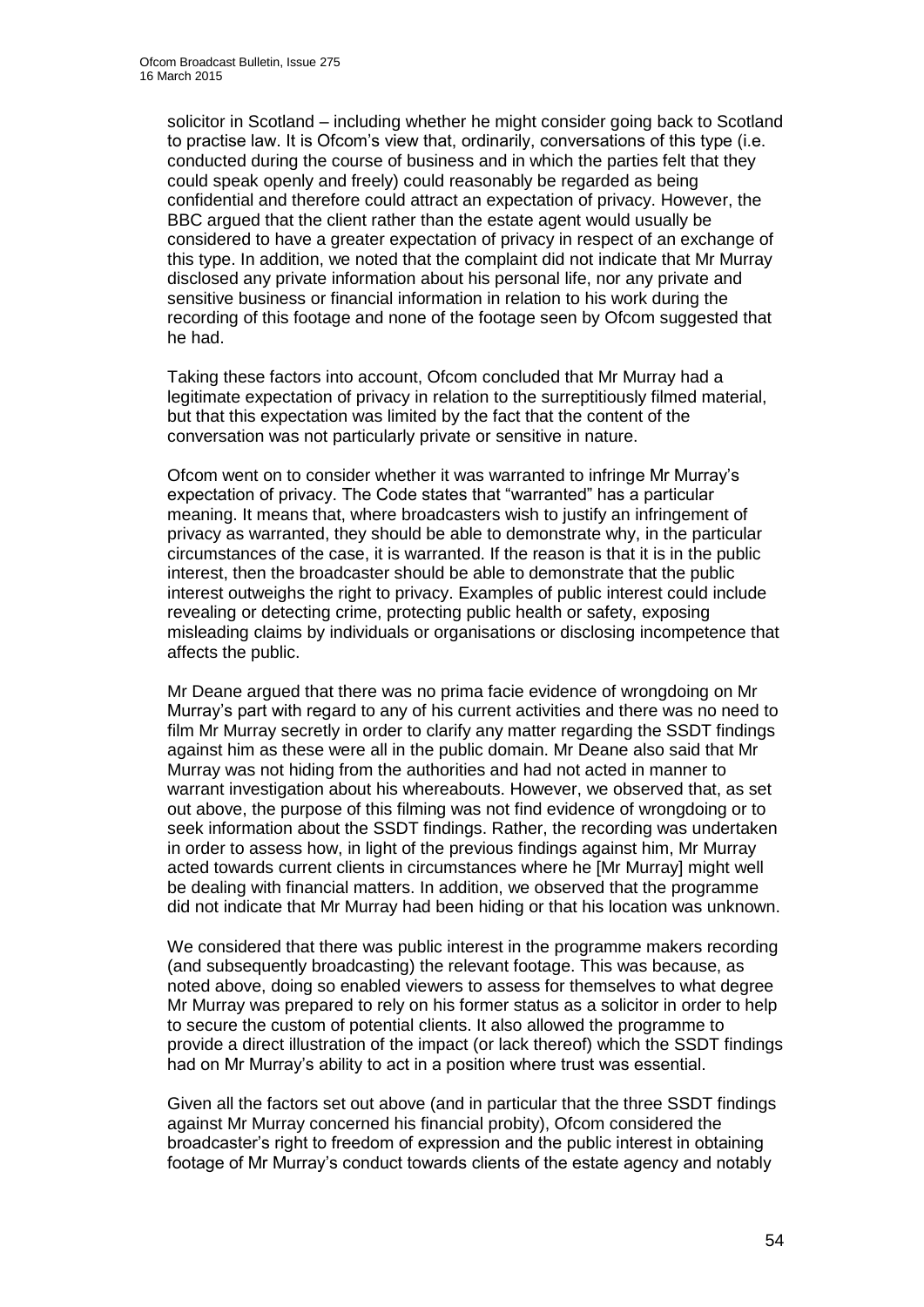solicitor in Scotland – including whether he might consider going back to Scotland to practise law. It is Ofcom's view that, ordinarily, conversations of this type (i.e. conducted during the course of business and in which the parties felt that they could speak openly and freely) could reasonably be regarded as being confidential and therefore could attract an expectation of privacy. However, the BBC argued that the client rather than the estate agent would usually be considered to have a greater expectation of privacy in respect of an exchange of this type. In addition, we noted that the complaint did not indicate that Mr Murray disclosed any private information about his personal life, nor any private and sensitive business or financial information in relation to his work during the recording of this footage and none of the footage seen by Ofcom suggested that he had.

Taking these factors into account, Ofcom concluded that Mr Murray had a legitimate expectation of privacy in relation to the surreptitiously filmed material, but that this expectation was limited by the fact that the content of the conversation was not particularly private or sensitive in nature.

Ofcom went on to consider whether it was warranted to infringe Mr Murray's expectation of privacy. The Code states that "warranted" has a particular meaning. It means that, where broadcasters wish to justify an infringement of privacy as warranted, they should be able to demonstrate why, in the particular circumstances of the case, it is warranted. If the reason is that it is in the public interest, then the broadcaster should be able to demonstrate that the public interest outweighs the right to privacy. Examples of public interest could include revealing or detecting crime, protecting public health or safety, exposing misleading claims by individuals or organisations or disclosing incompetence that affects the public.

Mr Deane argued that there was no prima facie evidence of wrongdoing on Mr Murray's part with regard to any of his current activities and there was no need to film Mr Murray secretly in order to clarify any matter regarding the SSDT findings against him as these were all in the public domain. Mr Deane also said that Mr Murray was not hiding from the authorities and had not acted in manner to warrant investigation about his whereabouts. However, we observed that, as set out above, the purpose of this filming was not find evidence of wrongdoing or to seek information about the SSDT findings. Rather, the recording was undertaken in order to assess how, in light of the previous findings against him, Mr Murray acted towards current clients in circumstances where he [Mr Murray] might well be dealing with financial matters. In addition, we observed that the programme did not indicate that Mr Murray had been hiding or that his location was unknown.

We considered that there was public interest in the programme makers recording (and subsequently broadcasting) the relevant footage. This was because, as noted above, doing so enabled viewers to assess for themselves to what degree Mr Murray was prepared to rely on his former status as a solicitor in order to help to secure the custom of potential clients. It also allowed the programme to provide a direct illustration of the impact (or lack thereof) which the SSDT findings had on Mr Murray's ability to act in a position where trust was essential.

Given all the factors set out above (and in particular that the three SSDT findings against Mr Murray concerned his financial probity), Ofcom considered the broadcaster's right to freedom of expression and the public interest in obtaining footage of Mr Murray's conduct towards clients of the estate agency and notably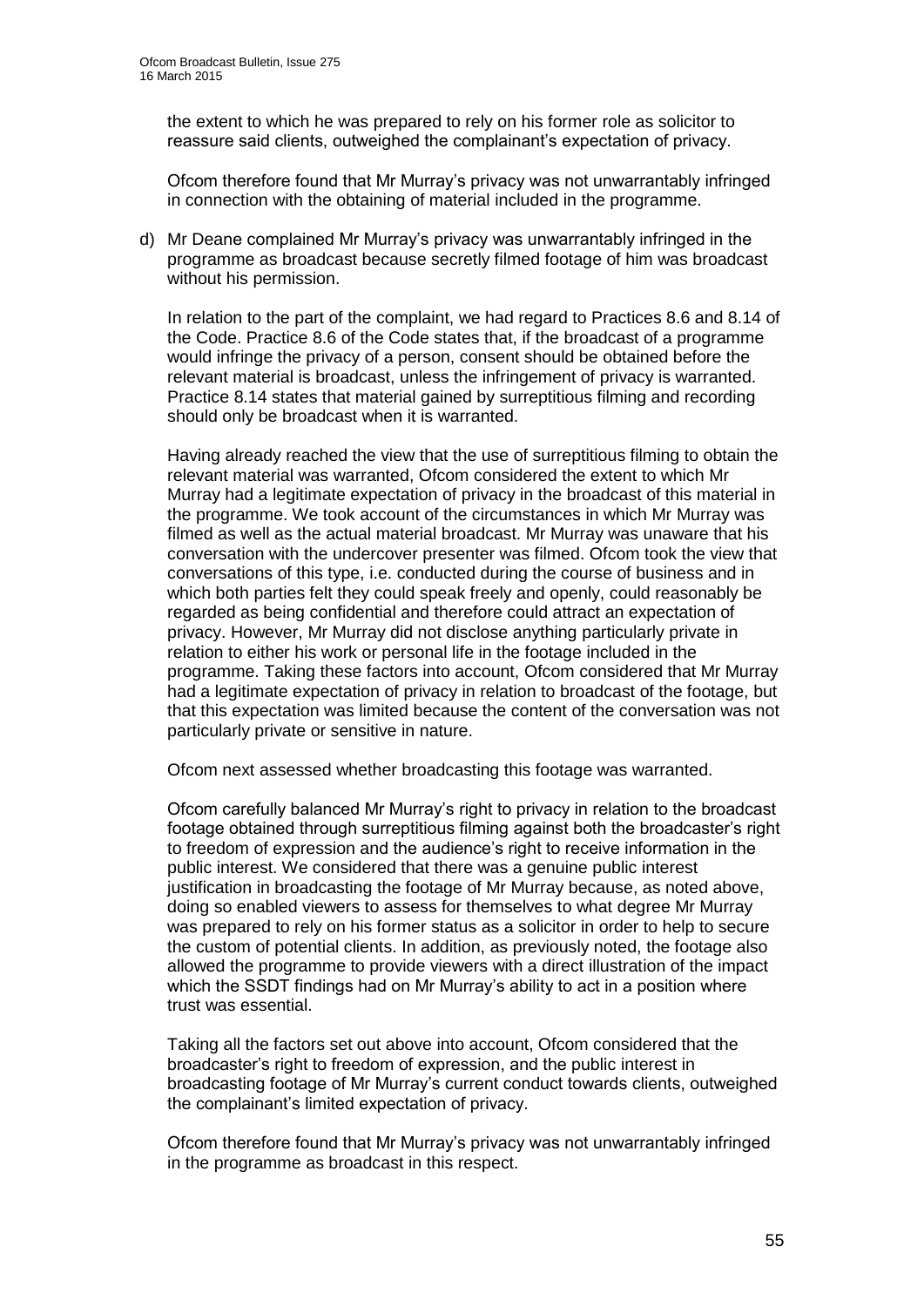the extent to which he was prepared to rely on his former role as solicitor to reassure said clients, outweighed the complainant's expectation of privacy.

Ofcom therefore found that Mr Murray's privacy was not unwarrantably infringed in connection with the obtaining of material included in the programme.

d) Mr Deane complained Mr Murray's privacy was unwarrantably infringed in the programme as broadcast because secretly filmed footage of him was broadcast without his permission.

In relation to the part of the complaint, we had regard to Practices 8.6 and 8.14 of the Code. Practice 8.6 of the Code states that, if the broadcast of a programme would infringe the privacy of a person, consent should be obtained before the relevant material is broadcast, unless the infringement of privacy is warranted. Practice 8.14 states that material gained by surreptitious filming and recording should only be broadcast when it is warranted.

Having already reached the view that the use of surreptitious filming to obtain the relevant material was warranted, Ofcom considered the extent to which Mr Murray had a legitimate expectation of privacy in the broadcast of this material in the programme. We took account of the circumstances in which Mr Murray was filmed as well as the actual material broadcast. Mr Murray was unaware that his conversation with the undercover presenter was filmed. Ofcom took the view that conversations of this type, i.e. conducted during the course of business and in which both parties felt they could speak freely and openly, could reasonably be regarded as being confidential and therefore could attract an expectation of privacy. However, Mr Murray did not disclose anything particularly private in relation to either his work or personal life in the footage included in the programme. Taking these factors into account, Ofcom considered that Mr Murray had a legitimate expectation of privacy in relation to broadcast of the footage, but that this expectation was limited because the content of the conversation was not particularly private or sensitive in nature.

Ofcom next assessed whether broadcasting this footage was warranted.

Ofcom carefully balanced Mr Murray's right to privacy in relation to the broadcast footage obtained through surreptitious filming against both the broadcaster's right to freedom of expression and the audience's right to receive information in the public interest. We considered that there was a genuine public interest justification in broadcasting the footage of Mr Murray because, as noted above, doing so enabled viewers to assess for themselves to what degree Mr Murray was prepared to rely on his former status as a solicitor in order to help to secure the custom of potential clients. In addition, as previously noted, the footage also allowed the programme to provide viewers with a direct illustration of the impact which the SSDT findings had on Mr Murray's ability to act in a position where trust was essential.

Taking all the factors set out above into account, Ofcom considered that the broadcaster's right to freedom of expression, and the public interest in broadcasting footage of Mr Murray's current conduct towards clients, outweighed the complainant's limited expectation of privacy.

Ofcom therefore found that Mr Murray's privacy was not unwarrantably infringed in the programme as broadcast in this respect.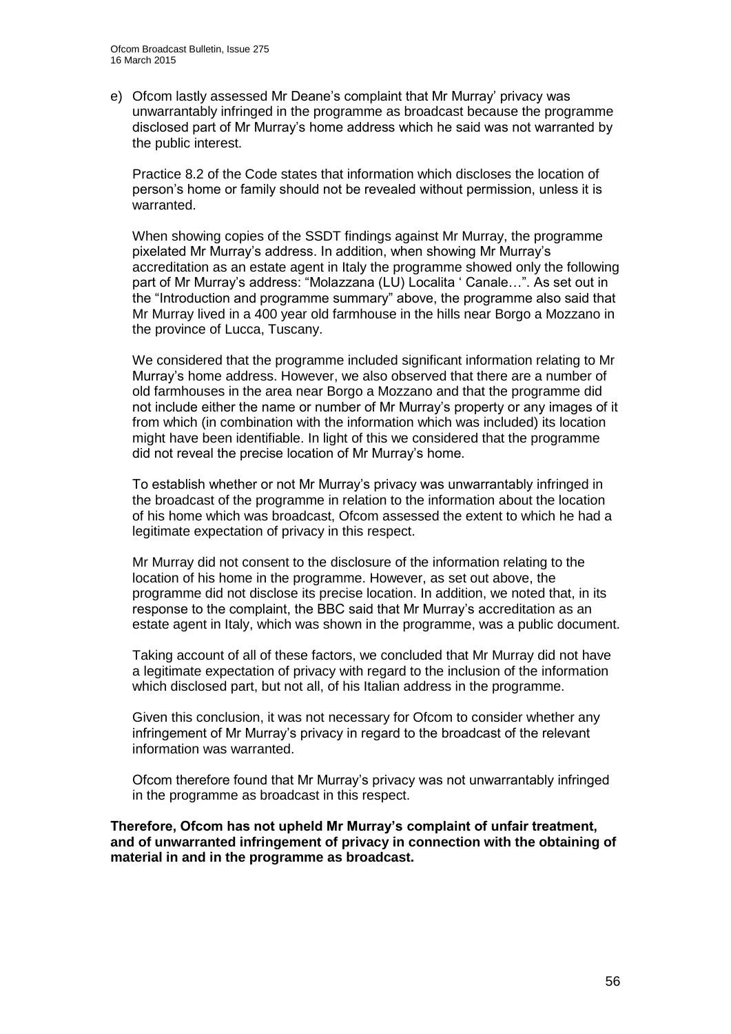e) Ofcom lastly assessed Mr Deane's complaint that Mr Murray' privacy was unwarrantably infringed in the programme as broadcast because the programme disclosed part of Mr Murray's home address which he said was not warranted by the public interest.

   Practice 8.2 of the Code states that information which discloses the location of person's home or family should not be revealed without permission, unless it is warranted.

   When showing copies of the SSDT findings against Mr Murray, the programme pixelated Mr Murray's address. In addition, when showing Mr Murray's accreditation as an estate agent in Italy the programme showed only the following part of Mr Murray's address: "Molazzana (LU) Localita ' Canale…". As set out in the "Introduction and programme summary" above, the programme also said that Mr Murray lived in a 400 year old farmhouse in the hills near Borgo a Mozzano in the province of Lucca, Tuscany.

   We considered that the programme included significant information relating to Mr Murray's home address. However, we also observed that there are a number of old farmhouses in the area near Borgo a Mozzano and that the programme did not include either the name or number of Mr Murray's property or any images of it from which (in combination with the information which was included) its location might have been identifiable. In light of this we considered that the programme did not reveal the precise location of Mr Murray's home.

   To establish whether or not Mr Murray's privacy was unwarrantably infringed in the broadcast of the programme in relation to the information about the location of his home which was broadcast, Ofcom assessed the extent to which he had a legitimate expectation of privacy in this respect.

   Mr Murray did not consent to the disclosure of the information relating to the location of his home in the programme. However, as set out above, the programme did not disclose its precise location. In addition, we noted that, in its response to the complaint, the BBC said that Mr Murray's accreditation as an estate agent in Italy, which was shown in the programme, was a public document.

   Taking account of all of these factors, we concluded that Mr Murray did not have a legitimate expectation of privacy with regard to the inclusion of the information which disclosed part, but not all, of his Italian address in the programme.

   Given this conclusion, it was not necessary for Ofcom to consider whether any infringement of Mr Murray's privacy in regard to the broadcast of the relevant information was warranted.

   Ofcom therefore found that Mr Murray's privacy was not unwarrantably infringed in the programme as broadcast in this respect.

**Therefore, Ofcom has not upheld Mr Murray's complaint of unfair treatment, and of unwarranted infringement of privacy in connection with the obtaining of material in and in the programme as broadcast.**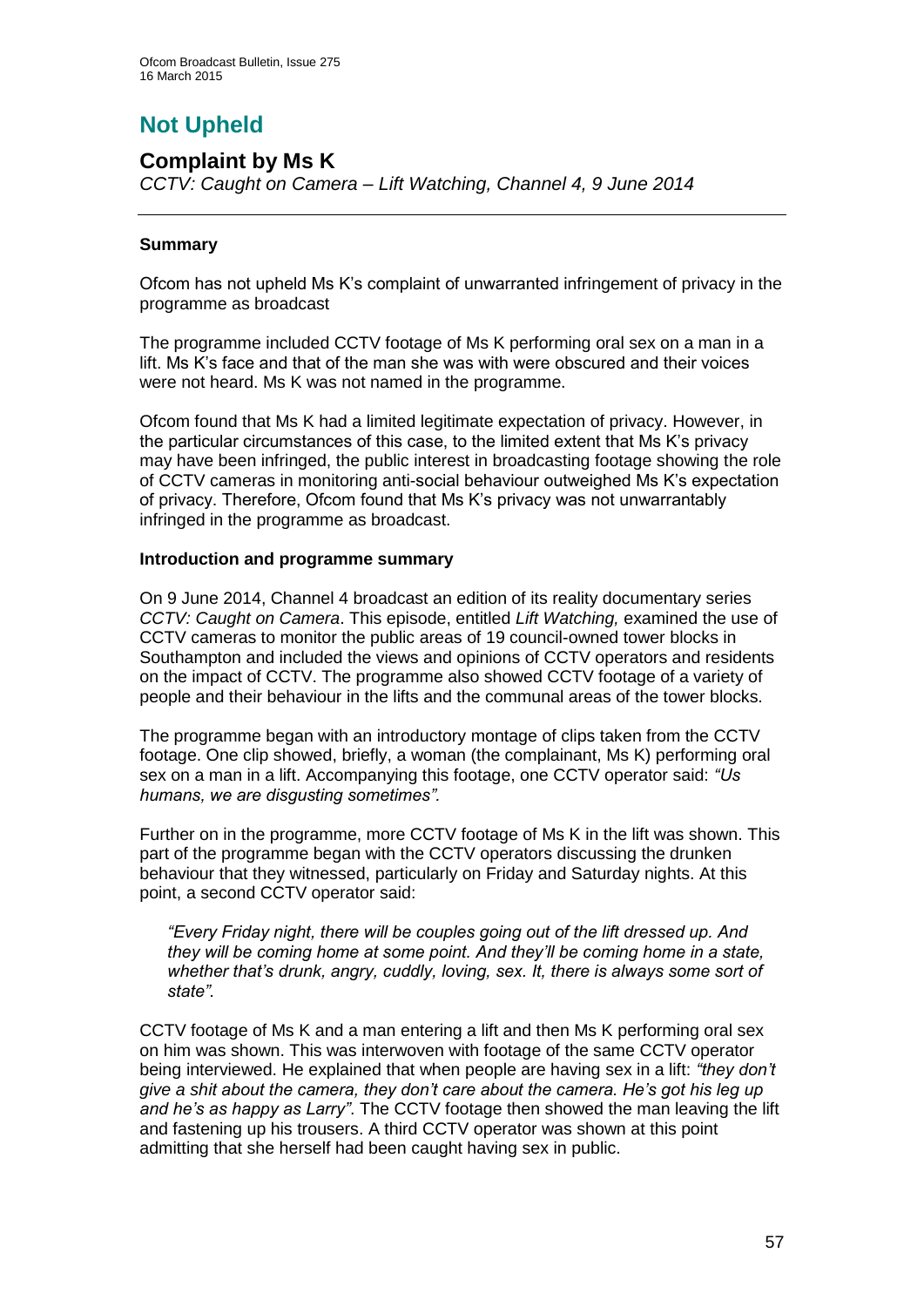# Not Upheld

## Complaint by Ms K

*CCTV: Caught on Camera – Lift Watching, Channel 4, 9 June 2014*

---

### Summary

Ofcom has not upheld Ms K's complaint of unwarranted infringement of privacy in the programme as broadcast

The programme included CCTV footage of Ms K performing oral sex on a man in a lift. Ms K's face and that of the man she was with were obscured and their voices were not heard. Ms K was not named in the programme.

Ofcom found that Ms K had a limited legitimate expectation of privacy. However, in the particular circumstances of this case, to the limited extent that Ms K's privacy may have been infringed, the public interest in broadcasting footage showing the role of CCTV cameras in monitoring anti-social behaviour outweighed Ms K's expectation of privacy. Therefore, Ofcom found that Ms K's privacy was not unwarrantably infringed in the programme as broadcast.

### Introduction and programme summary

On 9 June 2014, Channel 4 broadcast an edition of its reality documentary series *CCTV: Caught on Camera*. This episode, entitled *Lift Watching,* examined the use of CCTV cameras to monitor the public areas of 19 council-owned tower blocks in Southampton and included the views and opinions of CCTV operators and residents on the impact of CCTV. The programme also showed CCTV footage of a variety of people and their behaviour in the lifts and the communal areas of the tower blocks.

The programme began with an introductory montage of clips taken from the CCTV footage. One clip showed, briefly, a woman (the complainant, Ms K) performing oral sex on a man in a lift. Accompanying this footage, one CCTV operator said: *"Us humans, we are disgusting sometimes".*

Further on in the programme, more CCTV footage of Ms K in the lift was shown. This part of the programme began with the CCTV operators discussing the drunken behaviour that they witnessed, particularly on Friday and Saturday nights. At this point, a second CCTV operator said:

> *"Every Friday night, there will be couples going out of the lift dressed up. And they will be coming home at some point. And they'll be coming home in a state, whether that's drunk, angry, cuddly, loving, sex. It, there is always some sort of state".*

CCTV footage of Ms K and a man entering a lift and then Ms K performing oral sex on him was shown. This was interwoven with footage of the same CCTV operator being interviewed. He explained that when people are having sex in a lift: *"they don't give a shit about the camera, they don't care about the camera. He's got his leg up and he's as happy as Larry"*. The CCTV footage then showed the man leaving the lift and fastening up his trousers. A third CCTV operator was shown at this point admitting that she herself had been caught having sex in public.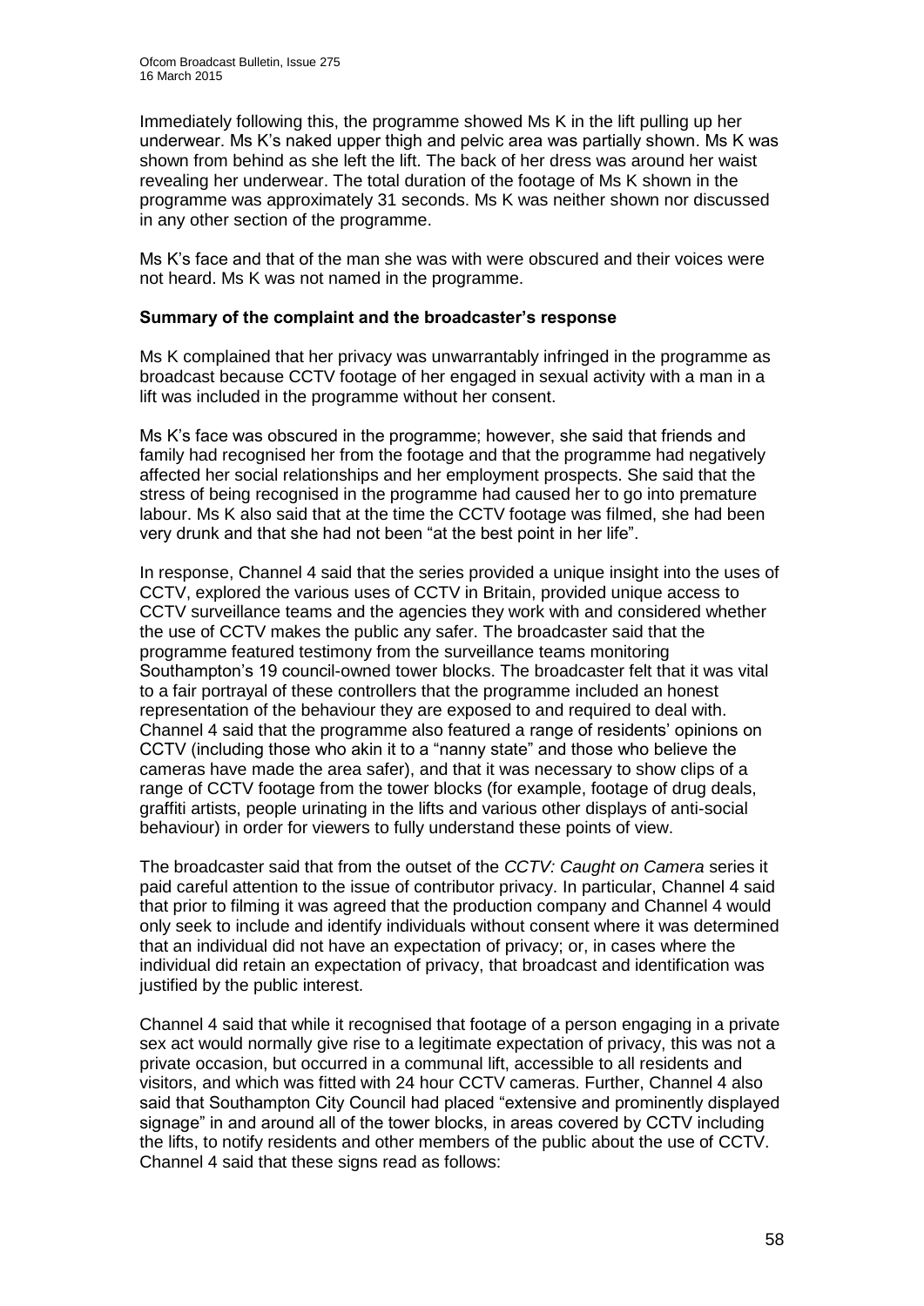Immediately following this, the programme showed Ms K in the lift pulling up her underwear. Ms K's naked upper thigh and pelvic area was partially shown. Ms K was shown from behind as she left the lift. The back of her dress was around her waist revealing her underwear. The total duration of the footage of Ms K shown in the programme was approximately 31 seconds. Ms K was neither shown nor discussed in any other section of the programme.

Ms K's face and that of the man she was with were obscured and their voices were not heard. Ms K was not named in the programme.

**Summary of the complaint and the broadcaster's response**

Ms K complained that her privacy was unwarrantably infringed in the programme as broadcast because CCTV footage of her engaged in sexual activity with a man in a lift was included in the programme without her consent.

Ms K's face was obscured in the programme; however, she said that friends and family had recognised her from the footage and that the programme had negatively affected her social relationships and her employment prospects. She said that the stress of being recognised in the programme had caused her to go into premature labour. Ms K also said that at the time the CCTV footage was filmed, she had been very drunk and that she had not been "at the best point in her life".

In response, Channel 4 said that the series provided a unique insight into the uses of CCTV, explored the various uses of CCTV in Britain, provided unique access to CCTV surveillance teams and the agencies they work with and considered whether the use of CCTV makes the public any safer. The broadcaster said that the programme featured testimony from the surveillance teams monitoring Southampton's 19 council-owned tower blocks. The broadcaster felt that it was vital to a fair portrayal of these controllers that the programme included an honest representation of the behaviour they are exposed to and required to deal with. Channel 4 said that the programme also featured a range of residents' opinions on CCTV (including those who akin it to a "nanny state" and those who believe the cameras have made the area safer), and that it was necessary to show clips of a range of CCTV footage from the tower blocks (for example, footage of drug deals, graffiti artists, people urinating in the lifts and various other displays of anti-social behaviour) in order for viewers to fully understand these points of view.

The broadcaster said that from the outset of the *CCTV: Caught on Camera* series it paid careful attention to the issue of contributor privacy. In particular, Channel 4 said that prior to filming it was agreed that the production company and Channel 4 would only seek to include and identify individuals without consent where it was determined that an individual did not have an expectation of privacy; or, in cases where the individual did retain an expectation of privacy, that broadcast and identification was justified by the public interest.

Channel 4 said that while it recognised that footage of a person engaging in a private sex act would normally give rise to a legitimate expectation of privacy, this was not a private occasion, but occurred in a communal lift, accessible to all residents and visitors, and which was fitted with 24 hour CCTV cameras. Further, Channel 4 also said that Southampton City Council had placed "extensive and prominently displayed signage" in and around all of the tower blocks, in areas covered by CCTV including the lifts, to notify residents and other members of the public about the use of CCTV. Channel 4 said that these signs read as follows: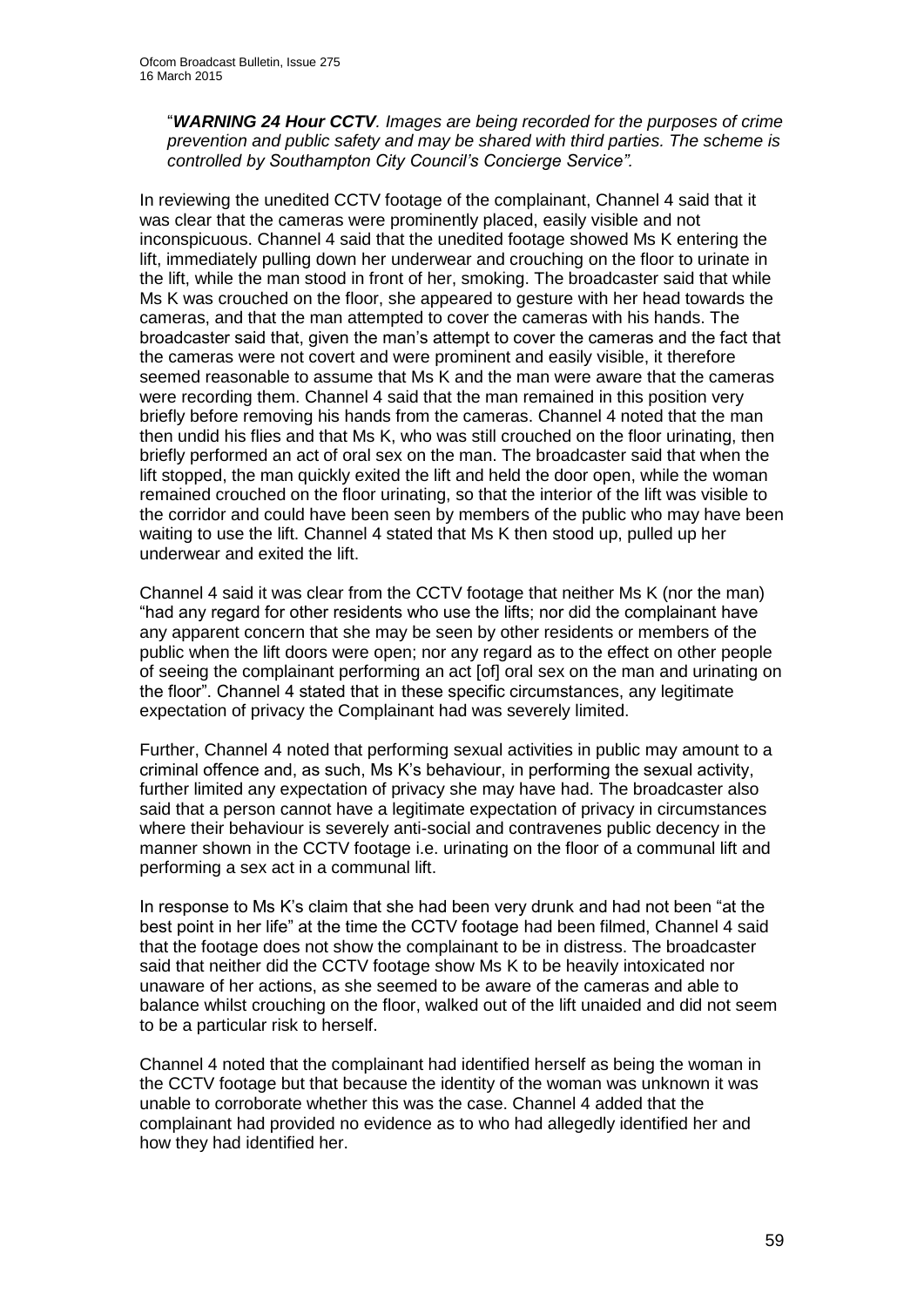"***WARNING 24 Hour CCTV**. Images are being recorded for the purposes of crime prevention and public safety and may be shared with third parties. The scheme is controlled by Southampton City Council's Concierge Service".*

In reviewing the unedited CCTV footage of the complainant, Channel 4 said that it was clear that the cameras were prominently placed, easily visible and not inconspicuous. Channel 4 said that the unedited footage showed Ms K entering the lift, immediately pulling down her underwear and crouching on the floor to urinate in the lift, while the man stood in front of her, smoking. The broadcaster said that while Ms K was crouched on the floor, she appeared to gesture with her head towards the cameras, and that the man attempted to cover the cameras with his hands. The broadcaster said that, given the man's attempt to cover the cameras and the fact that the cameras were not covert and were prominent and easily visible, it therefore seemed reasonable to assume that Ms K and the man were aware that the cameras were recording them. Channel 4 said that the man remained in this position very briefly before removing his hands from the cameras. Channel 4 noted that the man then undid his flies and that Ms K, who was still crouched on the floor urinating, then briefly performed an act of oral sex on the man. The broadcaster said that when the lift stopped, the man quickly exited the lift and held the door open, while the woman remained crouched on the floor urinating, so that the interior of the lift was visible to the corridor and could have been seen by members of the public who may have been waiting to use the lift. Channel 4 stated that Ms K then stood up, pulled up her underwear and exited the lift.

Channel 4 said it was clear from the CCTV footage that neither Ms K (nor the man) "had any regard for other residents who use the lifts; nor did the complainant have any apparent concern that she may be seen by other residents or members of the public when the lift doors were open; nor any regard as to the effect on other people of seeing the complainant performing an act [of] oral sex on the man and urinating on the floor". Channel 4 stated that in these specific circumstances, any legitimate expectation of privacy the Complainant had was severely limited.

Further, Channel 4 noted that performing sexual activities in public may amount to a criminal offence and, as such, Ms K's behaviour, in performing the sexual activity, further limited any expectation of privacy she may have had. The broadcaster also said that a person cannot have a legitimate expectation of privacy in circumstances where their behaviour is severely anti-social and contravenes public decency in the manner shown in the CCTV footage i.e. urinating on the floor of a communal lift and performing a sex act in a communal lift.

In response to Ms K's claim that she had been very drunk and had not been "at the best point in her life" at the time the CCTV footage had been filmed, Channel 4 said that the footage does not show the complainant to be in distress. The broadcaster said that neither did the CCTV footage show Ms K to be heavily intoxicated nor unaware of her actions, as she seemed to be aware of the cameras and able to balance whilst crouching on the floor, walked out of the lift unaided and did not seem to be a particular risk to herself.

Channel 4 noted that the complainant had identified herself as being the woman in the CCTV footage but that because the identity of the woman was unknown it was unable to corroborate whether this was the case. Channel 4 added that the complainant had provided no evidence as to who had allegedly identified her and how they had identified her.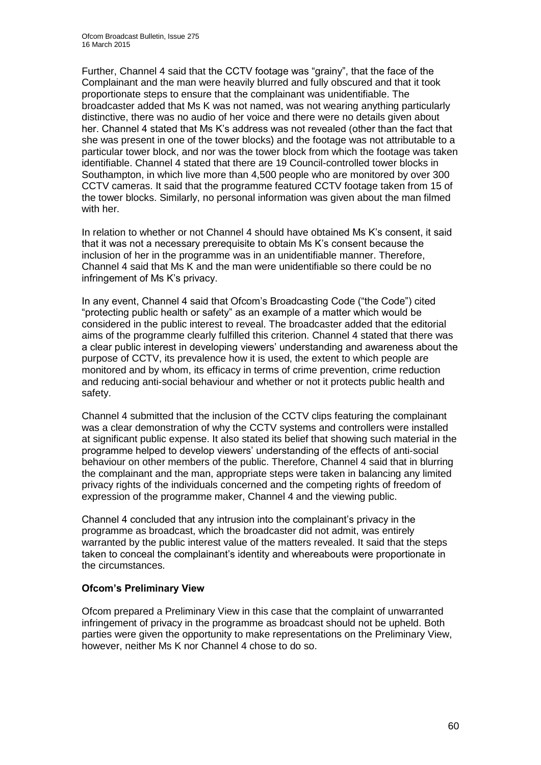Further, Channel 4 said that the CCTV footage was "grainy", that the face of the Complainant and the man were heavily blurred and fully obscured and that it took proportionate steps to ensure that the complainant was unidentifiable. The broadcaster added that Ms K was not named, was not wearing anything particularly distinctive, there was no audio of her voice and there were no details given about her. Channel 4 stated that Ms K's address was not revealed (other than the fact that she was present in one of the tower blocks) and the footage was not attributable to a particular tower block, and nor was the tower block from which the footage was taken identifiable. Channel 4 stated that there are 19 Council-controlled tower blocks in Southampton, in which live more than 4,500 people who are monitored by over 300 CCTV cameras. It said that the programme featured CCTV footage taken from 15 of the tower blocks. Similarly, no personal information was given about the man filmed with her.

In relation to whether or not Channel 4 should have obtained Ms K's consent, it said that it was not a necessary prerequisite to obtain Ms K's consent because the inclusion of her in the programme was in an unidentifiable manner. Therefore, Channel 4 said that Ms K and the man were unidentifiable so there could be no infringement of Ms K's privacy.

In any event, Channel 4 said that Ofcom's Broadcasting Code ("the Code") cited "protecting public health or safety" as an example of a matter which would be considered in the public interest to reveal. The broadcaster added that the editorial aims of the programme clearly fulfilled this criterion. Channel 4 stated that there was a clear public interest in developing viewers' understanding and awareness about the purpose of CCTV, its prevalence how it is used, the extent to which people are monitored and by whom, its efficacy in terms of crime prevention, crime reduction and reducing anti-social behaviour and whether or not it protects public health and safety.

Channel 4 submitted that the inclusion of the CCTV clips featuring the complainant was a clear demonstration of why the CCTV systems and controllers were installed at significant public expense. It also stated its belief that showing such material in the programme helped to develop viewers' understanding of the effects of anti-social behaviour on other members of the public. Therefore, Channel 4 said that in blurring the complainant and the man, appropriate steps were taken in balancing any limited privacy rights of the individuals concerned and the competing rights of freedom of expression of the programme maker, Channel 4 and the viewing public.

Channel 4 concluded that any intrusion into the complainant's privacy in the programme as broadcast, which the broadcaster did not admit, was entirely warranted by the public interest value of the matters revealed. It said that the steps taken to conceal the complainant's identity and whereabouts were proportionate in the circumstances.

**Ofcom's Preliminary View**

Ofcom prepared a Preliminary View in this case that the complaint of unwarranted infringement of privacy in the programme as broadcast should not be upheld. Both parties were given the opportunity to make representations on the Preliminary View, however, neither Ms K nor Channel 4 chose to do so.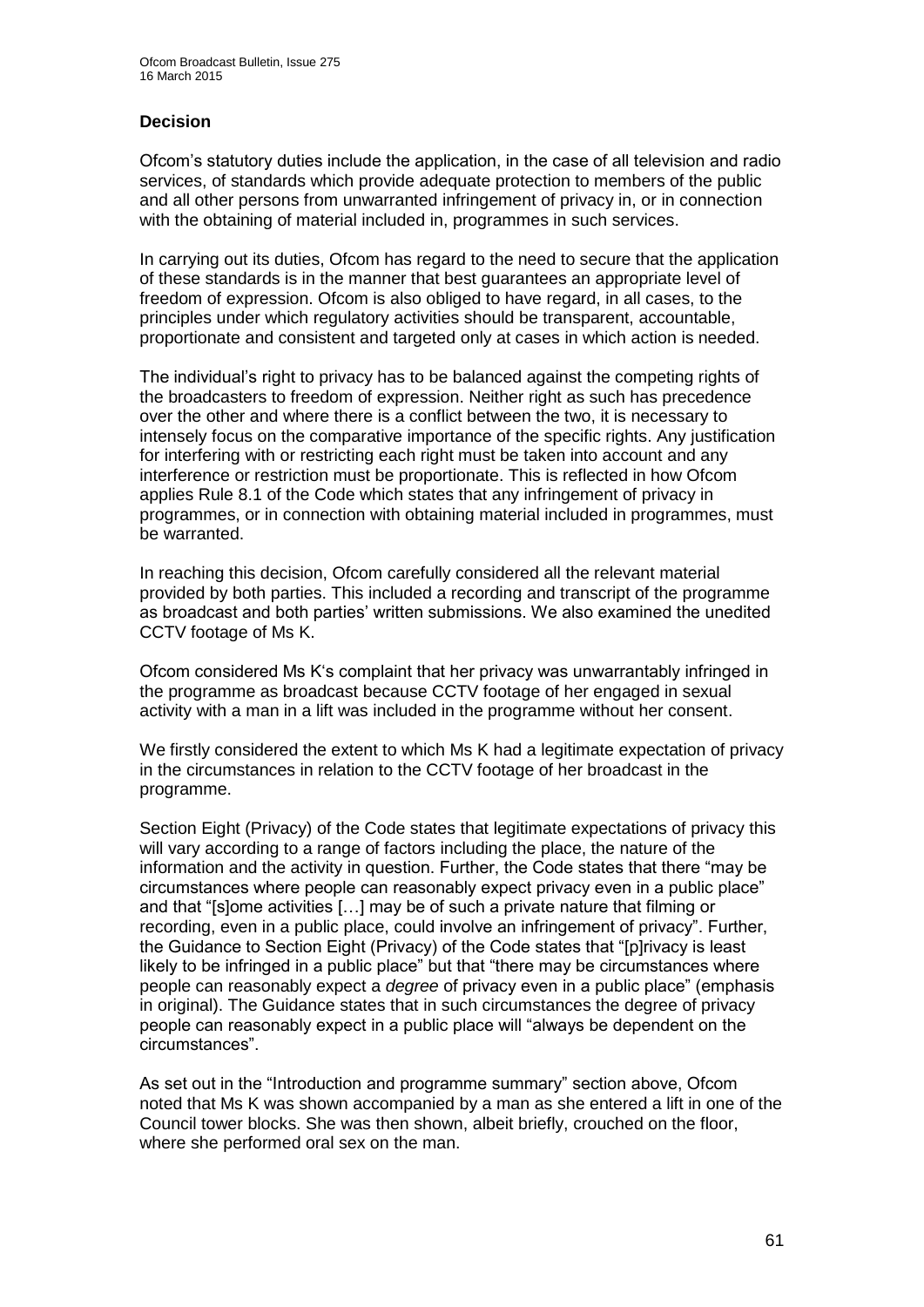### Decision

Ofcom's statutory duties include the application, in the case of all television and radio services, of standards which provide adequate protection to members of the public and all other persons from unwarranted infringement of privacy in, or in connection with the obtaining of material included in, programmes in such services.

In carrying out its duties, Ofcom has regard to the need to secure that the application of these standards is in the manner that best guarantees an appropriate level of freedom of expression. Ofcom is also obliged to have regard, in all cases, to the principles under which regulatory activities should be transparent, accountable, proportionate and consistent and targeted only at cases in which action is needed.

The individual's right to privacy has to be balanced against the competing rights of the broadcasters to freedom of expression. Neither right as such has precedence over the other and where there is a conflict between the two, it is necessary to intensely focus on the comparative importance of the specific rights. Any justification for interfering with or restricting each right must be taken into account and any interference or restriction must be proportionate. This is reflected in how Ofcom applies Rule 8.1 of the Code which states that any infringement of privacy in programmes, or in connection with obtaining material included in programmes, must be warranted.

In reaching this decision, Ofcom carefully considered all the relevant material provided by both parties. This included a recording and transcript of the programme as broadcast and both parties' written submissions. We also examined the unedited CCTV footage of Ms K.

Ofcom considered Ms K's complaint that her privacy was unwarrantably infringed in the programme as broadcast because CCTV footage of her engaged in sexual activity with a man in a lift was included in the programme without her consent.

We firstly considered the extent to which Ms K had a legitimate expectation of privacy in the circumstances in relation to the CCTV footage of her broadcast in the programme.

Section Eight (Privacy) of the Code states that legitimate expectations of privacy this will vary according to a range of factors including the place, the nature of the information and the activity in question. Further, the Code states that there "may be circumstances where people can reasonably expect privacy even in a public place" and that "[s]ome activities […] may be of such a private nature that filming or recording, even in a public place, could involve an infringement of privacy". Further, the Guidance to Section Eight (Privacy) of the Code states that "[p]rivacy is least likely to be infringed in a public place" but that "there may be circumstances where people can reasonably expect a *degree* of privacy even in a public place" (emphasis in original). The Guidance states that in such circumstances the degree of privacy people can reasonably expect in a public place will "always be dependent on the circumstances".

As set out in the "Introduction and programme summary" section above, Ofcom noted that Ms K was shown accompanied by a man as she entered a lift in one of the Council tower blocks. She was then shown, albeit briefly, crouched on the floor, where she performed oral sex on the man.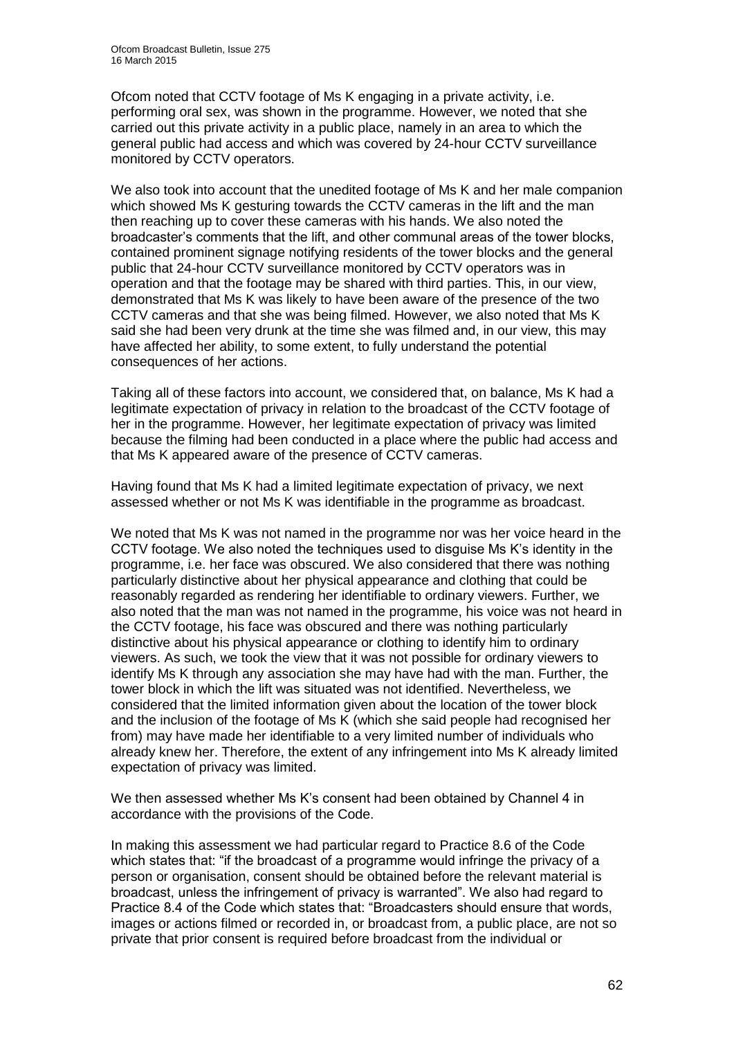Ofcom noted that CCTV footage of Ms K engaging in a private activity, i.e. performing oral sex, was shown in the programme. However, we noted that she carried out this private activity in a public place, namely in an area to which the general public had access and which was covered by 24-hour CCTV surveillance monitored by CCTV operators.

We also took into account that the unedited footage of Ms K and her male companion which showed Ms K gesturing towards the CCTV cameras in the lift and the man then reaching up to cover these cameras with his hands. We also noted the broadcaster's comments that the lift, and other communal areas of the tower blocks, contained prominent signage notifying residents of the tower blocks and the general public that 24-hour CCTV surveillance monitored by CCTV operators was in operation and that the footage may be shared with third parties. This, in our view, demonstrated that Ms K was likely to have been aware of the presence of the two CCTV cameras and that she was being filmed. However, we also noted that Ms K said she had been very drunk at the time she was filmed and, in our view, this may have affected her ability, to some extent, to fully understand the potential consequences of her actions.

Taking all of these factors into account, we considered that, on balance, Ms K had a legitimate expectation of privacy in relation to the broadcast of the CCTV footage of her in the programme. However, her legitimate expectation of privacy was limited because the filming had been conducted in a place where the public had access and that Ms K appeared aware of the presence of CCTV cameras.

Having found that Ms K had a limited legitimate expectation of privacy, we next assessed whether or not Ms K was identifiable in the programme as broadcast.

We noted that Ms K was not named in the programme nor was her voice heard in the CCTV footage. We also noted the techniques used to disguise Ms K's identity in the programme, i.e. her face was obscured. We also considered that there was nothing particularly distinctive about her physical appearance and clothing that could be reasonably regarded as rendering her identifiable to ordinary viewers. Further, we also noted that the man was not named in the programme, his voice was not heard in the CCTV footage, his face was obscured and there was nothing particularly distinctive about his physical appearance or clothing to identify him to ordinary viewers. As such, we took the view that it was not possible for ordinary viewers to identify Ms K through any association she may have had with the man. Further, the tower block in which the lift was situated was not identified. Nevertheless, we considered that the limited information given about the location of the tower block and the inclusion of the footage of Ms K (which she said people had recognised her from) may have made her identifiable to a very limited number of individuals who already knew her. Therefore, the extent of any infringement into Ms K already limited expectation of privacy was limited.

We then assessed whether Ms K's consent had been obtained by Channel 4 in accordance with the provisions of the Code.

In making this assessment we had particular regard to Practice 8.6 of the Code which states that: "if the broadcast of a programme would infringe the privacy of a person or organisation, consent should be obtained before the relevant material is broadcast, unless the infringement of privacy is warranted". We also had regard to Practice 8.4 of the Code which states that: "Broadcasters should ensure that words, images or actions filmed or recorded in, or broadcast from, a public place, are not so private that prior consent is required before broadcast from the individual or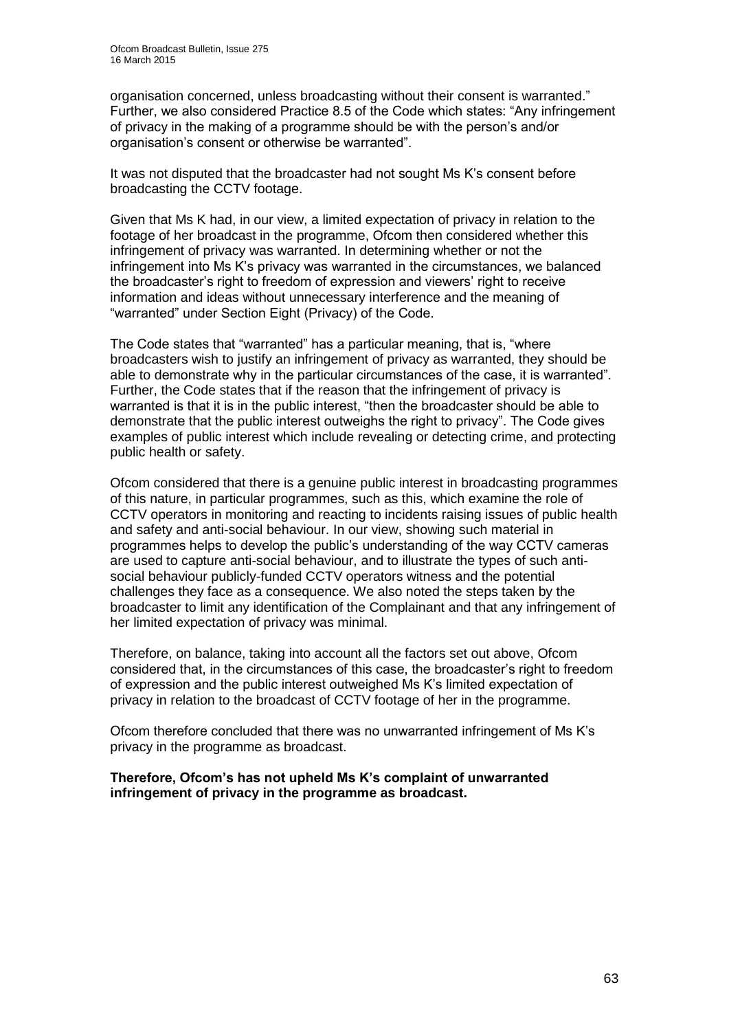organisation concerned, unless broadcasting without their consent is warranted." Further, we also considered Practice 8.5 of the Code which states: "Any infringement of privacy in the making of a programme should be with the person's and/or organisation's consent or otherwise be warranted".

It was not disputed that the broadcaster had not sought Ms K's consent before broadcasting the CCTV footage.

Given that Ms K had, in our view, a limited expectation of privacy in relation to the footage of her broadcast in the programme, Ofcom then considered whether this infringement of privacy was warranted. In determining whether or not the infringement into Ms K's privacy was warranted in the circumstances, we balanced the broadcaster's right to freedom of expression and viewers' right to receive information and ideas without unnecessary interference and the meaning of "warranted" under Section Eight (Privacy) of the Code.

The Code states that "warranted" has a particular meaning, that is, "where broadcasters wish to justify an infringement of privacy as warranted, they should be able to demonstrate why in the particular circumstances of the case, it is warranted". Further, the Code states that if the reason that the infringement of privacy is warranted is that it is in the public interest, "then the broadcaster should be able to demonstrate that the public interest outweighs the right to privacy". The Code gives examples of public interest which include revealing or detecting crime, and protecting public health or safety.

Ofcom considered that there is a genuine public interest in broadcasting programmes of this nature, in particular programmes, such as this, which examine the role of CCTV operators in monitoring and reacting to incidents raising issues of public health and safety and anti-social behaviour. In our view, showing such material in programmes helps to develop the public's understanding of the way CCTV cameras are used to capture anti-social behaviour, and to illustrate the types of such anti-social behaviour publicly-funded CCTV operators witness and the potential challenges they face as a consequence. We also noted the steps taken by the broadcaster to limit any identification of the Complainant and that any infringement of her limited expectation of privacy was minimal.

Therefore, on balance, taking into account all the factors set out above, Ofcom considered that, in the circumstances of this case, the broadcaster's right to freedom of expression and the public interest outweighed Ms K's limited expectation of privacy in relation to the broadcast of CCTV footage of her in the programme.

Ofcom therefore concluded that there was no unwarranted infringement of Ms K's privacy in the programme as broadcast.

**Therefore, Ofcom's has not upheld Ms K's complaint of unwarranted infringement of privacy in the programme as broadcast.**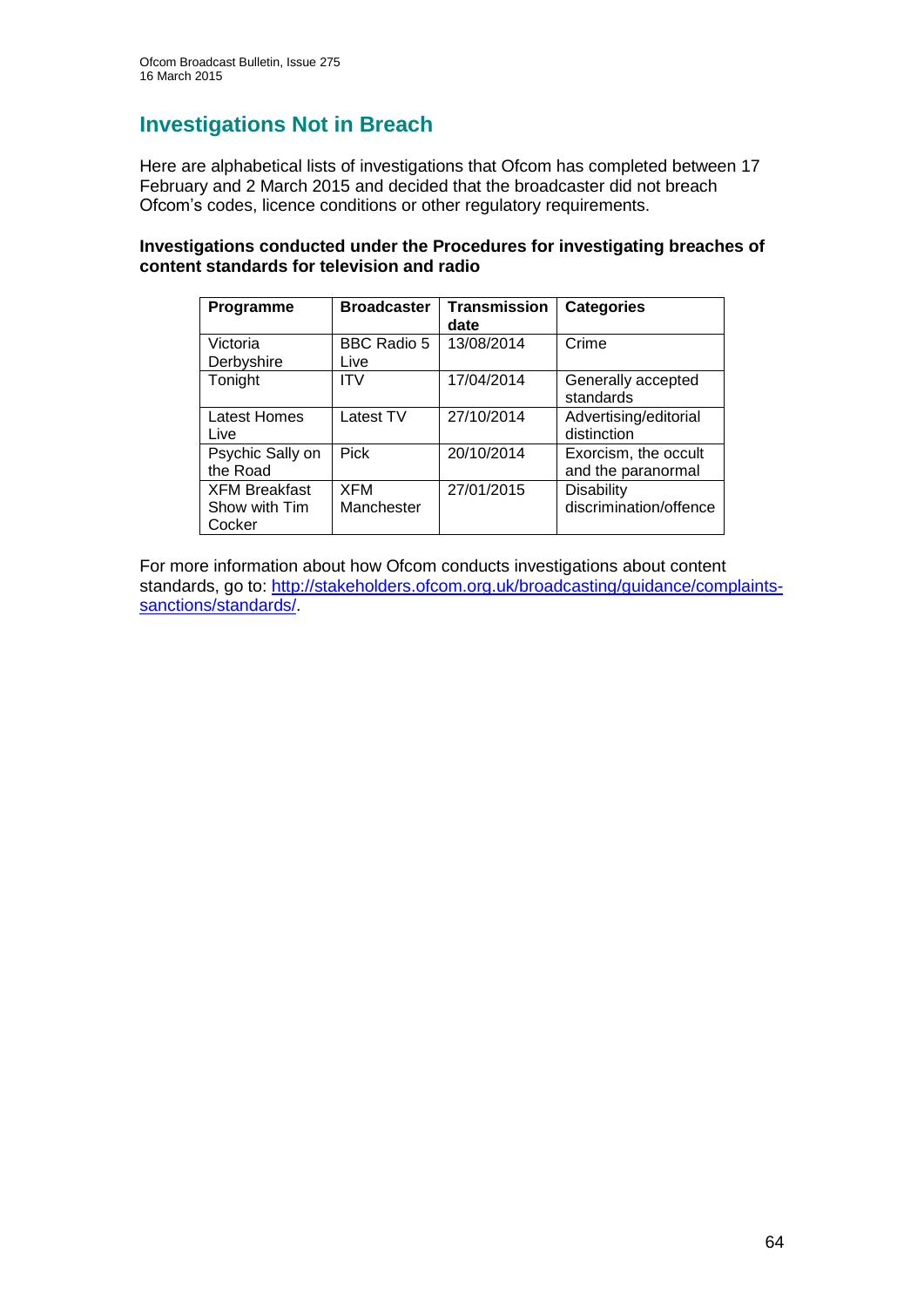## Investigations Not in Breach

Here are alphabetical lists of investigations that Ofcom has completed between 17 February and 2 March 2015 and decided that the broadcaster did not breach Ofcom's codes, licence conditions or other regulatory requirements.

**Investigations conducted under the Procedures for investigating breaches of content standards for television and radio**

| Programme | Broadcaster | Transmission date | Categories |
|---|---|---|---|
| Victoria Derbyshire | BBC Radio 5 Live | 13/08/2014 | Crime |
| Tonight | ITV | 17/04/2014 | Generally accepted standards |
| Latest Homes Live | Latest TV | 27/10/2014 | Advertising/editorial distinction |
| Psychic Sally on the Road | Pick | 20/10/2014 | Exorcism, the occult and the paranormal |
| XFM Breakfast Show with Tim Cocker | XFM Manchester | 27/01/2015 | Disability discrimination/offence |

For more information about how Ofcom conducts investigations about content standards, go to: [http://stakeholders.ofcom.org.uk/broadcasting/guidance/complaints-sanctions/standards/](http://stakeholders.ofcom.org.uk/broadcasting/guidance/complaints-sanctions/standards/).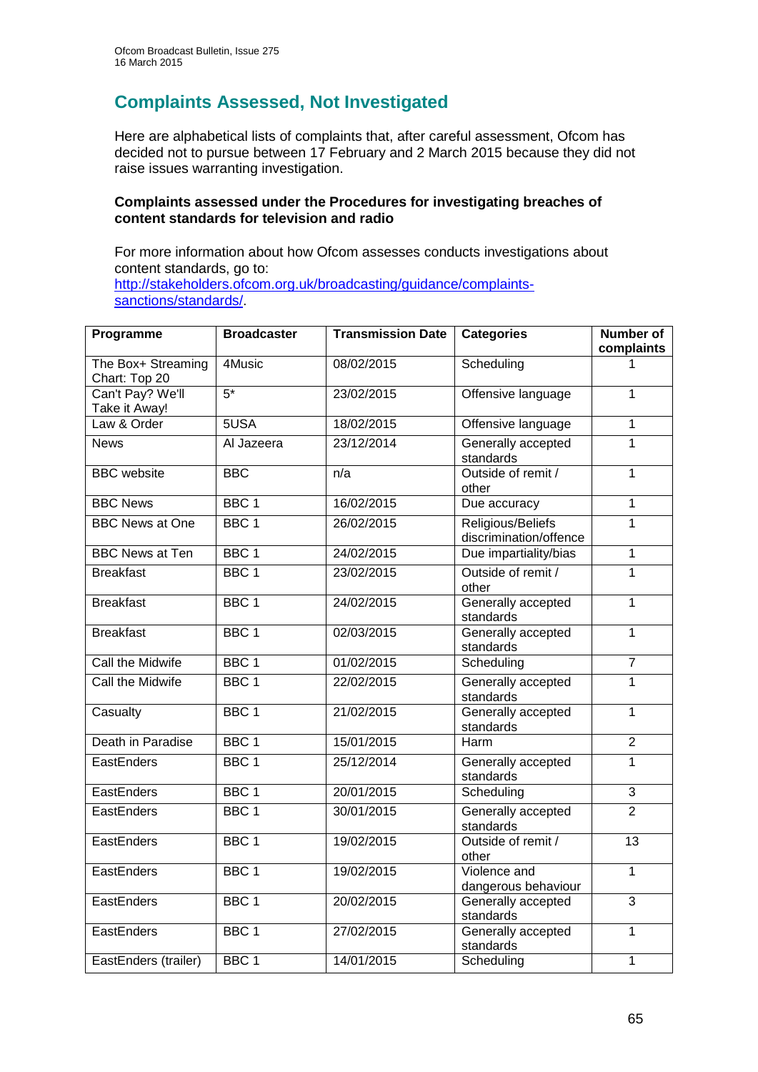## Complaints Assessed, Not Investigated

Here are alphabetical lists of complaints that, after careful assessment, Ofcom has decided not to pursue between 17 February and 2 March 2015 because they did not raise issues warranting investigation.

**Complaints assessed under the Procedures for investigating breaches of content standards for television and radio**

For more information about how Ofcom assesses conducts investigations about content standards, go to: http://stakeholders.ofcom.org.uk/broadcasting/guidance/complaints-sanctions/standards/.

| Programme | Broadcaster | Transmission Date | Categories | Number of complaints |
|---|---|---|---|---|
| The Box+ Streaming Chart: Top 20 | 4Music | 08/02/2015 | Scheduling | 1 |
| Can't Pay? We'll Take it Away! | 5* | 23/02/2015 | Offensive language | 1 |
| Law & Order | 5USA | 18/02/2015 | Offensive language | 1 |
| News | Al Jazeera | 23/12/2014 | Generally accepted standards | 1 |
| BBC website | BBC | n/a | Outside of remit / other | 1 |
| BBC News | BBC 1 | 16/02/2015 | Due accuracy | 1 |
| BBC News at One | BBC 1 | 26/02/2015 | Religious/Beliefs discrimination/offence | 1 |
| BBC News at Ten | BBC 1 | 24/02/2015 | Due impartiality/bias | 1 |
| Breakfast | BBC 1 | 23/02/2015 | Outside of remit / other | 1 |
| Breakfast | BBC 1 | 24/02/2015 | Generally accepted standards | 1 |
| Breakfast | BBC 1 | 02/03/2015 | Generally accepted standards | 1 |
| Call the Midwife | BBC 1 | 01/02/2015 | Scheduling | 7 |
| Call the Midwife | BBC 1 | 22/02/2015 | Generally accepted standards | 1 |
| Casualty | BBC 1 | 21/02/2015 | Generally accepted standards | 1 |
| Death in Paradise | BBC 1 | 15/01/2015 | Harm | 2 |
| EastEnders | BBC 1 | 25/12/2014 | Generally accepted standards | 1 |
| EastEnders | BBC 1 | 20/01/2015 | Scheduling | 3 |
| EastEnders | BBC 1 | 30/01/2015 | Generally accepted standards | 2 |
| EastEnders | BBC 1 | 19/02/2015 | Outside of remit / other | 13 |
| EastEnders | BBC 1 | 19/02/2015 | Violence and dangerous behaviour | 1 |
| EastEnders | BBC 1 | 20/02/2015 | Generally accepted standards | 3 |
| EastEnders | BBC 1 | 27/02/2015 | Generally accepted standards | 1 |
| EastEnders (trailer) | BBC 1 | 14/01/2015 | Scheduling | 1 |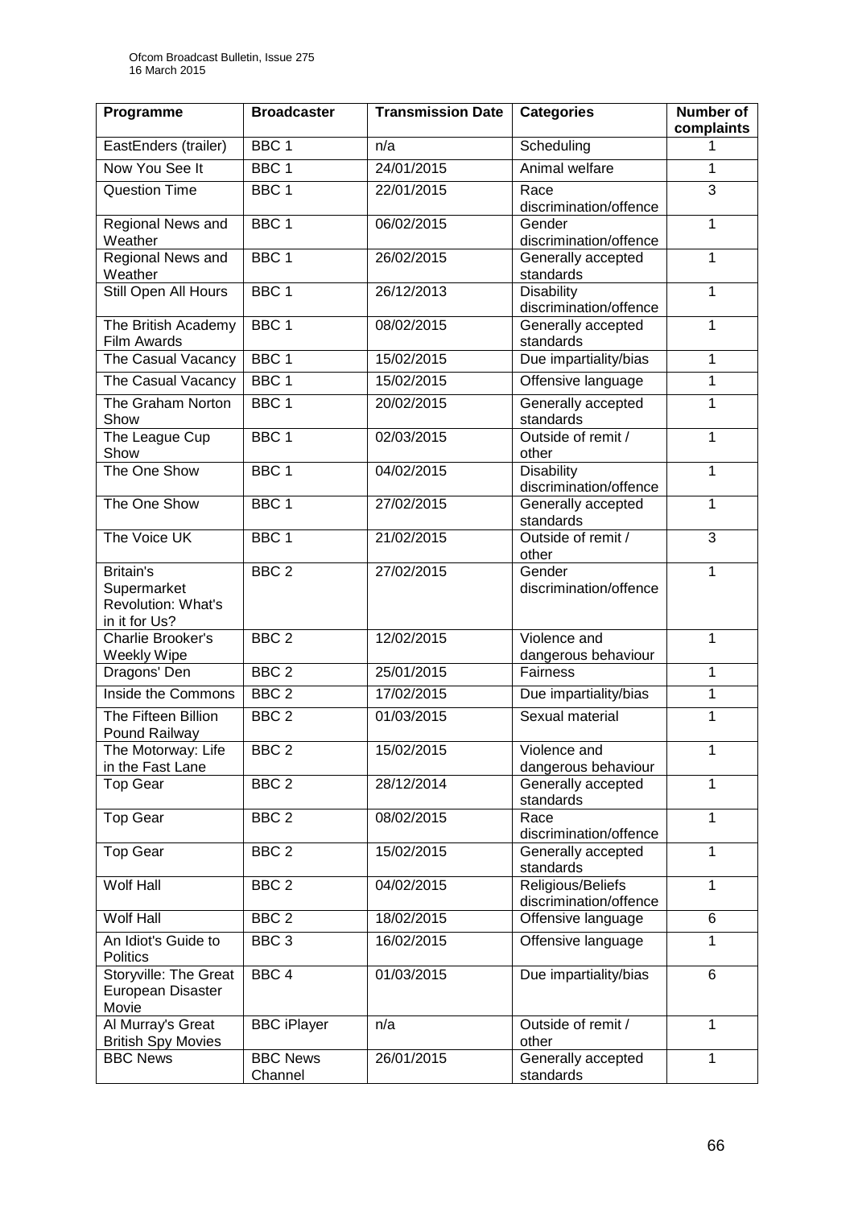| Programme | Broadcaster | Transmission Date | Categories | Number of complaints |
|---|---|---|---|---|
| EastEnders (trailer) | BBC 1 | n/a | Scheduling | 1 |
| Now You See It | BBC 1 | 24/01/2015 | Animal welfare | 1 |
| Question Time | BBC 1 | 22/01/2015 | Race discrimination/offence | 3 |
| Regional News and Weather | BBC 1 | 06/02/2015 | Gender discrimination/offence | 1 |
| Regional News and Weather | BBC 1 | 26/02/2015 | Generally accepted standards | 1 |
| Still Open All Hours | BBC 1 | 26/12/2013 | Disability discrimination/offence | 1 |
| The British Academy Film Awards | BBC 1 | 08/02/2015 | Generally accepted standards | 1 |
| The Casual Vacancy | BBC 1 | 15/02/2015 | Due impartiality/bias | 1 |
| The Casual Vacancy | BBC 1 | 15/02/2015 | Offensive language | 1 |
| The Graham Norton Show | BBC 1 | 20/02/2015 | Generally accepted standards | 1 |
| The League Cup Show | BBC 1 | 02/03/2015 | Outside of remit / other | 1 |
| The One Show | BBC 1 | 04/02/2015 | Disability discrimination/offence | 1 |
| The One Show | BBC 1 | 27/02/2015 | Generally accepted standards | 1 |
| The Voice UK | BBC 1 | 21/02/2015 | Outside of remit / other | 3 |
| Britain's Supermarket Revolution: What's in it for Us? | BBC 2 | 27/02/2015 | Gender discrimination/offence | 1 |
| Charlie Brooker's Weekly Wipe | BBC 2 | 12/02/2015 | Violence and dangerous behaviour | 1 |
| Dragons' Den | BBC 2 | 25/01/2015 | Fairness | 1 |
| Inside the Commons | BBC 2 | 17/02/2015 | Due impartiality/bias | 1 |
| The Fifteen Billion Pound Railway | BBC 2 | 01/03/2015 | Sexual material | 1 |
| The Motorway: Life in the Fast Lane | BBC 2 | 15/02/2015 | Violence and dangerous behaviour | 1 |
| Top Gear | BBC 2 | 28/12/2014 | Generally accepted standards | 1 |
| Top Gear | BBC 2 | 08/02/2015 | Race discrimination/offence | 1 |
| Top Gear | BBC 2 | 15/02/2015 | Generally accepted standards | 1 |
| Wolf Hall | BBC 2 | 04/02/2015 | Religious/Beliefs discrimination/offence | 1 |
| Wolf Hall | BBC 2 | 18/02/2015 | Offensive language | 6 |
| An Idiot's Guide to Politics | BBC 3 | 16/02/2015 | Offensive language | 1 |
| Storyville: The Great European Disaster Movie | BBC 4 | 01/03/2015 | Due impartiality/bias | 6 |
| Al Murray's Great British Spy Movies | BBC iPlayer | n/a | Outside of remit / other | 1 |
| BBC News | BBC News Channel | 26/01/2015 | Generally accepted standards | 1 |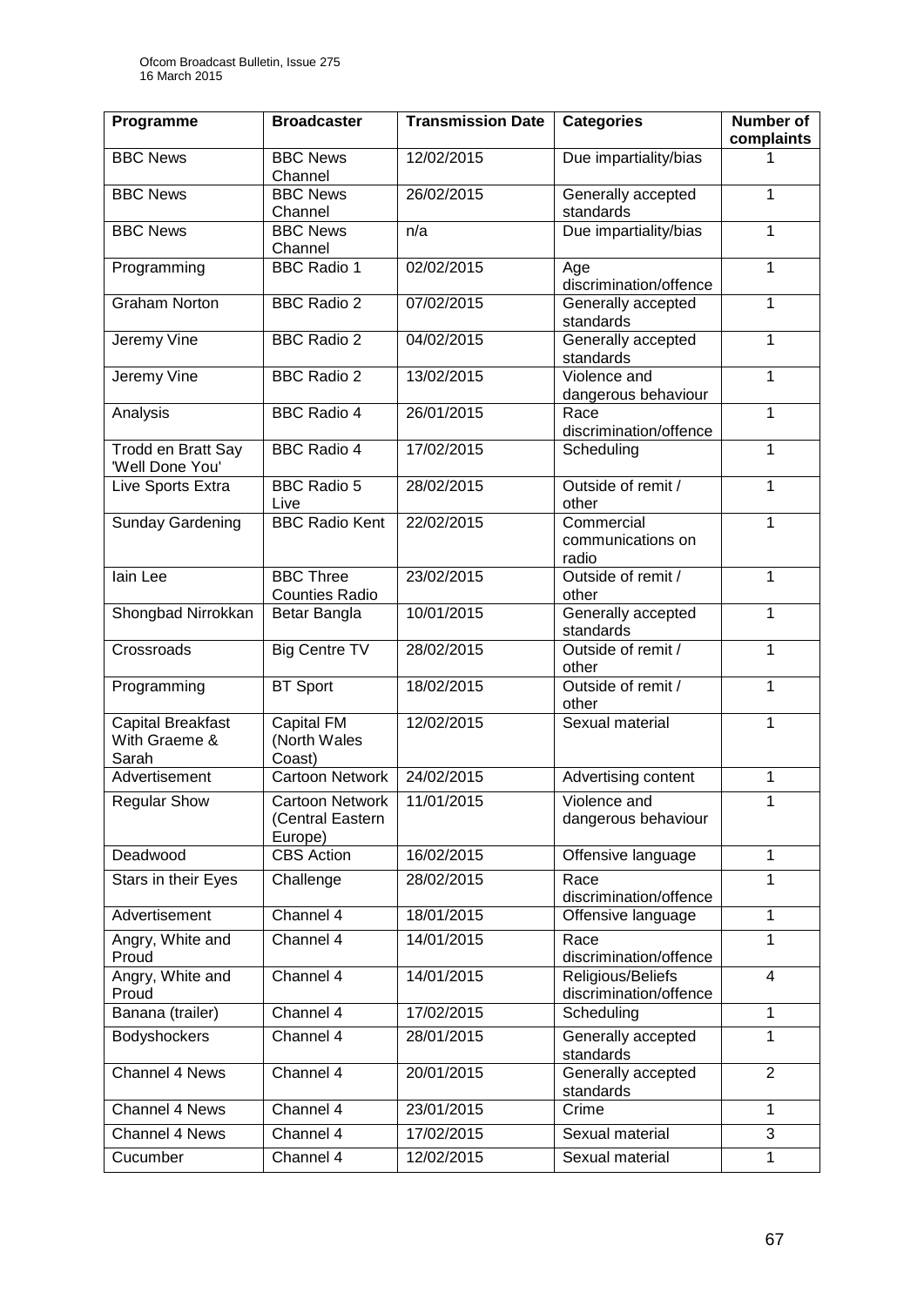| Programme | Broadcaster | Transmission Date | Categories | Number of complaints |
|---|---|---|---|---|
| BBC News | BBC News Channel | 12/02/2015 | Due impartiality/bias | 1 |
| BBC News | BBC News Channel | 26/02/2015 | Generally accepted standards | 1 |
| BBC News | BBC News Channel | n/a | Due impartiality/bias | 1 |
| Programming | BBC Radio 1 | 02/02/2015 | Age discrimination/offence | 1 |
| Graham Norton | BBC Radio 2 | 07/02/2015 | Generally accepted standards | 1 |
| Jeremy Vine | BBC Radio 2 | 04/02/2015 | Generally accepted standards | 1 |
| Jeremy Vine | BBC Radio 2 | 13/02/2015 | Violence and dangerous behaviour | 1 |
| Analysis | BBC Radio 4 | 26/01/2015 | Race discrimination/offence | 1 |
| Trodd en Bratt Say 'Well Done You' | BBC Radio 4 | 17/02/2015 | Scheduling | 1 |
| Live Sports Extra | BBC Radio 5 Live | 28/02/2015 | Outside of remit / other | 1 |
| Sunday Gardening | BBC Radio Kent | 22/02/2015 | Commercial communications on radio | 1 |
| Iain Lee | BBC Three Counties Radio | 23/02/2015 | Outside of remit / other | 1 |
| Shongbad Nirrokkan | Betar Bangla | 10/01/2015 | Generally accepted standards | 1 |
| Crossroads | Big Centre TV | 28/02/2015 | Outside of remit / other | 1 |
| Programming | BT Sport | 18/02/2015 | Outside of remit / other | 1 |
| Capital Breakfast With Graeme & Sarah | Capital FM (North Wales Coast) | 12/02/2015 | Sexual material | 1 |
| Advertisement | Cartoon Network | 24/02/2015 | Advertising content | 1 |
| Regular Show | Cartoon Network (Central Eastern Europe) | 11/01/2015 | Violence and dangerous behaviour | 1 |
| Deadwood | CBS Action | 16/02/2015 | Offensive language | 1 |
| Stars in their Eyes | Challenge | 28/02/2015 | Race discrimination/offence | 1 |
| Advertisement | Channel 4 | 18/01/2015 | Offensive language | 1 |
| Angry, White and Proud | Channel 4 | 14/01/2015 | Race discrimination/offence | 1 |
| Angry, White and Proud | Channel 4 | 14/01/2015 | Religious/Beliefs discrimination/offence | 4 |
| Banana (trailer) | Channel 4 | 17/02/2015 | Scheduling | 1 |
| Bodyshockers | Channel 4 | 28/01/2015 | Generally accepted standards | 1 |
| Channel 4 News | Channel 4 | 20/01/2015 | Generally accepted standards | 2 |
| Channel 4 News | Channel 4 | 23/01/2015 | Crime | 1 |
| Channel 4 News | Channel 4 | 17/02/2015 | Sexual material | 3 |
| Cucumber | Channel 4 | 12/02/2015 | Sexual material | 1 |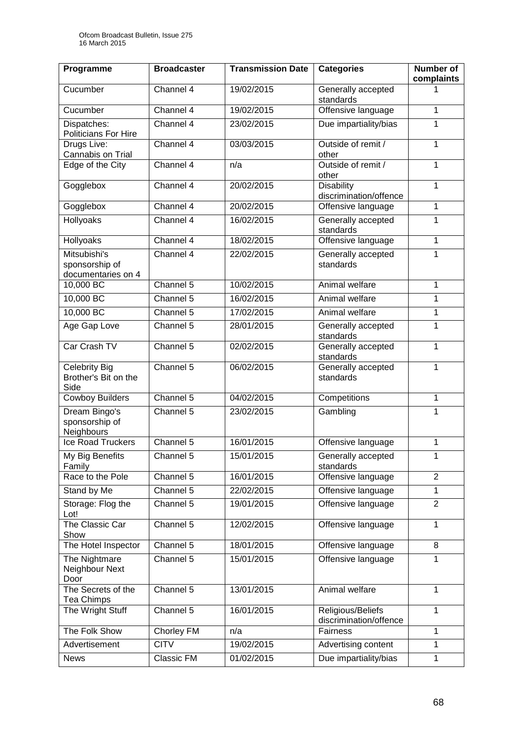| Programme | Broadcaster | Transmission Date | Categories | Number of complaints |
|---|---|---|---|---|
| Cucumber | Channel 4 | 19/02/2015 | Generally accepted standards | 1 |
| Cucumber | Channel 4 | 19/02/2015 | Offensive language | 1 |
| Dispatches: Politicians For Hire | Channel 4 | 23/02/2015 | Due impartiality/bias | 1 |
| Drugs Live: Cannabis on Trial | Channel 4 | 03/03/2015 | Outside of remit / other | 1 |
| Edge of the City | Channel 4 | n/a | Outside of remit / other | 1 |
| Gogglebox | Channel 4 | 20/02/2015 | Disability discrimination/offence | 1 |
| Gogglebox | Channel 4 | 20/02/2015 | Offensive language | 1 |
| Hollyoaks | Channel 4 | 16/02/2015 | Generally accepted standards | 1 |
| Hollyoaks | Channel 4 | 18/02/2015 | Offensive language | 1 |
| Mitsubishi's sponsorship of documentaries on 4 | Channel 4 | 22/02/2015 | Generally accepted standards | 1 |
| 10,000 BC | Channel 5 | 10/02/2015 | Animal welfare | 1 |
| 10,000 BC | Channel 5 | 16/02/2015 | Animal welfare | 1 |
| 10,000 BC | Channel 5 | 17/02/2015 | Animal welfare | 1 |
| Age Gap Love | Channel 5 | 28/01/2015 | Generally accepted standards | 1 |
| Car Crash TV | Channel 5 | 02/02/2015 | Generally accepted standards | 1 |
| Celebrity Big Brother's Bit on the Side | Channel 5 | 06/02/2015 | Generally accepted standards | 1 |
| Cowboy Builders | Channel 5 | 04/02/2015 | Competitions | 1 |
| Dream Bingo's sponsorship of Neighbours | Channel 5 | 23/02/2015 | Gambling | 1 |
| Ice Road Truckers | Channel 5 | 16/01/2015 | Offensive language | 1 |
| My Big Benefits Family | Channel 5 | 15/01/2015 | Generally accepted standards | 1 |
| Race to the Pole | Channel 5 | 16/01/2015 | Offensive language | 2 |
| Stand by Me | Channel 5 | 22/02/2015 | Offensive language | 1 |
| Storage: Flog the Lot! | Channel 5 | 19/01/2015 | Offensive language | 2 |
| The Classic Car Show | Channel 5 | 12/02/2015 | Offensive language | 1 |
| The Hotel Inspector | Channel 5 | 18/01/2015 | Offensive language | 8 |
| The Nightmare Neighbour Next Door | Channel 5 | 15/01/2015 | Offensive language | 1 |
| The Secrets of the Tea Chimps | Channel 5 | 13/01/2015 | Animal welfare | 1 |
| The Wright Stuff | Channel 5 | 16/01/2015 | Religious/Beliefs discrimination/offence | 1 |
| The Folk Show | Chorley FM | n/a | Fairness | 1 |
| Advertisement | CITV | 19/02/2015 | Advertising content | 1 |
| News | Classic FM | 01/02/2015 | Due impartiality/bias | 1 |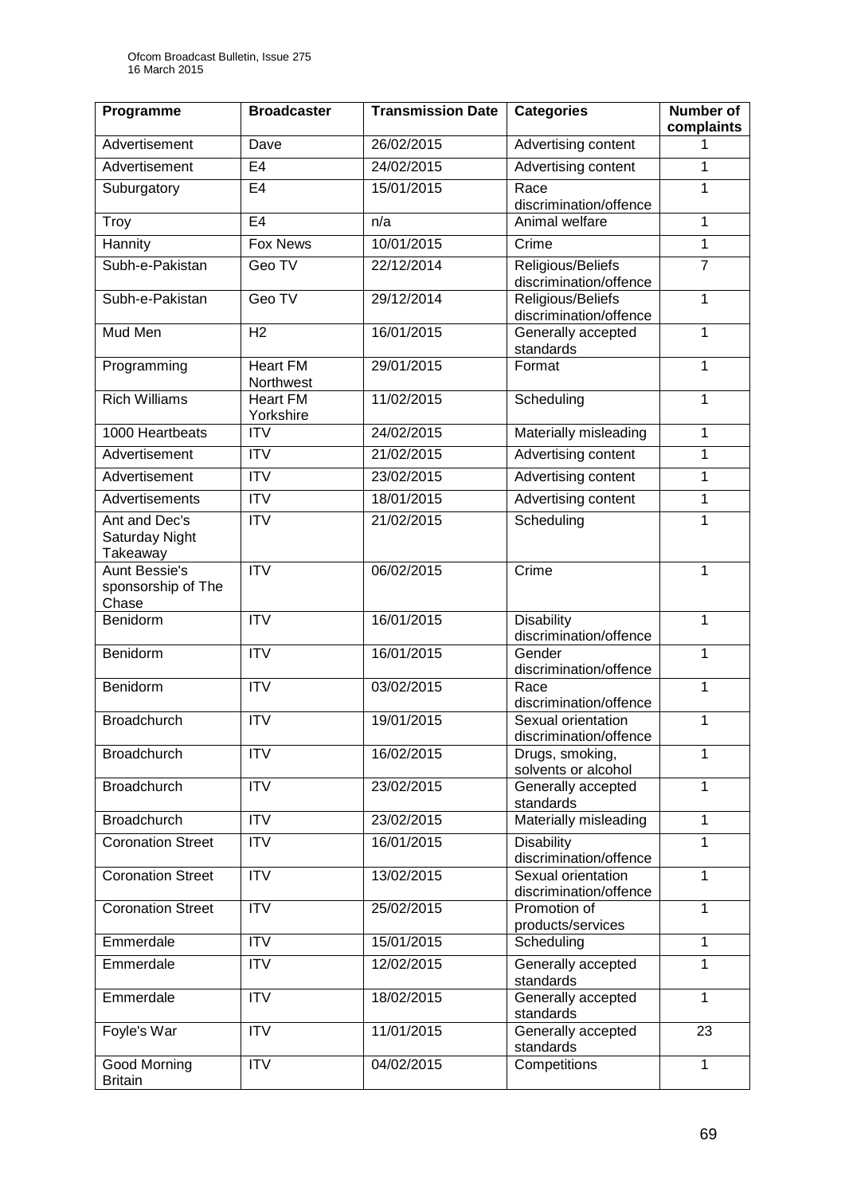| Programme | Broadcaster | Transmission Date | Categories | Number of complaints |
|---|---|---|---|---|
| Advertisement | Dave | 26/02/2015 | Advertising content | 1 |
| Advertisement | E4 | 24/02/2015 | Advertising content | 1 |
| Suburgatory | E4 | 15/01/2015 | Race discrimination/offence | 1 |
| Troy | E4 | n/a | Animal welfare | 1 |
| Hannity | Fox News | 10/01/2015 | Crime | 1 |
| Subh-e-Pakistan | Geo TV | 22/12/2014 | Religious/Beliefs discrimination/offence | 7 |
| Subh-e-Pakistan | Geo TV | 29/12/2014 | Religious/Beliefs discrimination/offence | 1 |
| Mud Men | H2 | 16/01/2015 | Generally accepted standards | 1 |
| Programming | Heart FM Northwest | 29/01/2015 | Format | 1 |
| Rich Williams | Heart FM Yorkshire | 11/02/2015 | Scheduling | 1 |
| 1000 Heartbeats | ITV | 24/02/2015 | Materially misleading | 1 |
| Advertisement | ITV | 21/02/2015 | Advertising content | 1 |
| Advertisement | ITV | 23/02/2015 | Advertising content | 1 |
| Advertisements | ITV | 18/01/2015 | Advertising content | 1 |
| Ant and Dec's Saturday Night Takeaway | ITV | 21/02/2015 | Scheduling | 1 |
| Aunt Bessie's sponsorship of The Chase | ITV | 06/02/2015 | Crime | 1 |
| Benidorm | ITV | 16/01/2015 | Disability discrimination/offence | 1 |
| Benidorm | ITV | 16/01/2015 | Gender discrimination/offence | 1 |
| Benidorm | ITV | 03/02/2015 | Race discrimination/offence | 1 |
| Broadchurch | ITV | 19/01/2015 | Sexual orientation discrimination/offence | 1 |
| Broadchurch | ITV | 16/02/2015 | Drugs, smoking, solvents or alcohol | 1 |
| Broadchurch | ITV | 23/02/2015 | Generally accepted standards | 1 |
| Broadchurch | ITV | 23/02/2015 | Materially misleading | 1 |
| Coronation Street | ITV | 16/01/2015 | Disability discrimination/offence | 1 |
| Coronation Street | ITV | 13/02/2015 | Sexual orientation discrimination/offence | 1 |
| Coronation Street | ITV | 25/02/2015 | Promotion of products/services | 1 |
| Emmerdale | ITV | 15/01/2015 | Scheduling | 1 |
| Emmerdale | ITV | 12/02/2015 | Generally accepted standards | 1 |
| Emmerdale | ITV | 18/02/2015 | Generally accepted standards | 1 |
| Foyle's War | ITV | 11/01/2015 | Generally accepted standards | 23 |
| Good Morning Britain | ITV | 04/02/2015 | Competitions | 1 |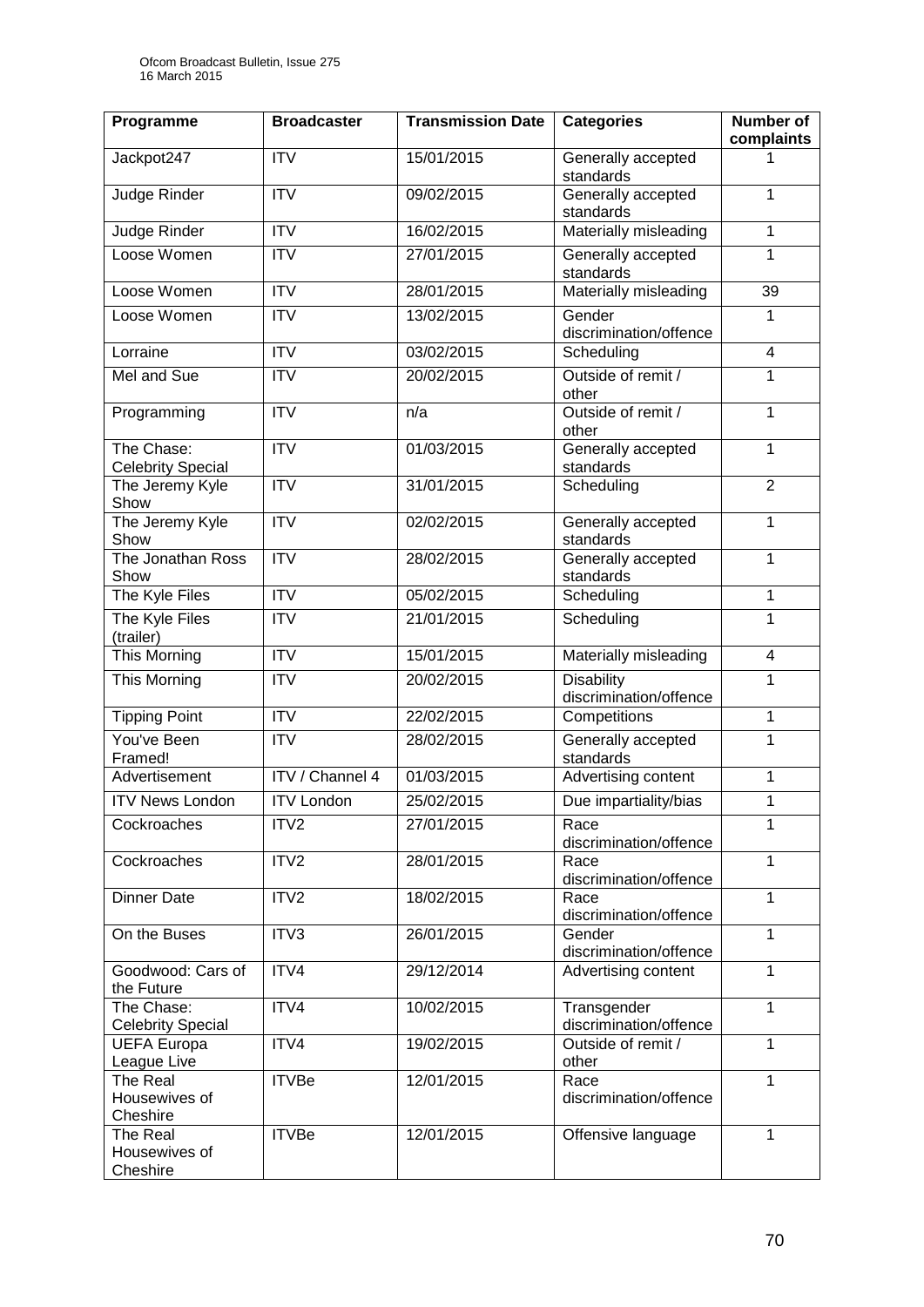| Programme | Broadcaster | Transmission Date | Categories | Number of complaints |
|---|---|---|---|---|
| Jackpot247 | ITV | 15/01/2015 | Generally accepted standards | 1 |
| Judge Rinder | ITV | 09/02/2015 | Generally accepted standards | 1 |
| Judge Rinder | ITV | 16/02/2015 | Materially misleading | 1 |
| Loose Women | ITV | 27/01/2015 | Generally accepted standards | 1 |
| Loose Women | ITV | 28/01/2015 | Materially misleading | 39 |
| Loose Women | ITV | 13/02/2015 | Gender discrimination/offence | 1 |
| Lorraine | ITV | 03/02/2015 | Scheduling | 4 |
| Mel and Sue | ITV | 20/02/2015 | Outside of remit / other | 1 |
| Programming | ITV | n/a | Outside of remit / other | 1 |
| The Chase: Celebrity Special | ITV | 01/03/2015 | Generally accepted standards | 1 |
| The Jeremy Kyle Show | ITV | 31/01/2015 | Scheduling | 2 |
| The Jeremy Kyle Show | ITV | 02/02/2015 | Generally accepted standards | 1 |
| The Jonathan Ross Show | ITV | 28/02/2015 | Generally accepted standards | 1 |
| The Kyle Files | ITV | 05/02/2015 | Scheduling | 1 |
| The Kyle Files (trailer) | ITV | 21/01/2015 | Scheduling | 1 |
| This Morning | ITV | 15/01/2015 | Materially misleading | 4 |
| This Morning | ITV | 20/02/2015 | Disability discrimination/offence | 1 |
| Tipping Point | ITV | 22/02/2015 | Competitions | 1 |
| You've Been Framed! | ITV | 28/02/2015 | Generally accepted standards | 1 |
| Advertisement | ITV / Channel 4 | 01/03/2015 | Advertising content | 1 |
| ITV News London | ITV London | 25/02/2015 | Due impartiality/bias | 1 |
| Cockroaches | ITV2 | 27/01/2015 | Race discrimination/offence | 1 |
| Cockroaches | ITV2 | 28/01/2015 | Race discrimination/offence | 1 |
| Dinner Date | ITV2 | 18/02/2015 | Race discrimination/offence | 1 |
| On the Buses | ITV3 | 26/01/2015 | Gender discrimination/offence | 1 |
| Goodwood: Cars of the Future | ITV4 | 29/12/2014 | Advertising content | 1 |
| The Chase: Celebrity Special | ITV4 | 10/02/2015 | Transgender discrimination/offence | 1 |
| UEFA Europa League Live | ITV4 | 19/02/2015 | Outside of remit / other | 1 |
| The Real Housewives of Cheshire | ITVBe | 12/01/2015 | Race discrimination/offence | 1 |
| The Real Housewives of Cheshire | ITVBe | 12/01/2015 | Offensive language | 1 |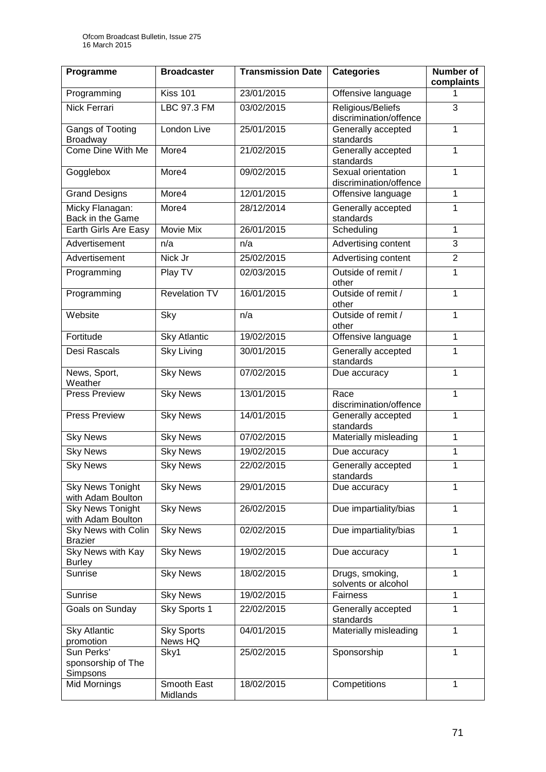| Programme | Broadcaster | Transmission Date | Categories | Number of complaints |
|---|---|---|---|---|
| Programming | Kiss 101 | 23/01/2015 | Offensive language | 1 |
| Nick Ferrari | LBC 97.3 FM | 03/02/2015 | Religious/Beliefs discrimination/offence | 3 |
| Gangs of Tooting Broadway | London Live | 25/01/2015 | Generally accepted standards | 1 |
| Come Dine With Me | More4 | 21/02/2015 | Generally accepted standards | 1 |
| Gogglebox | More4 | 09/02/2015 | Sexual orientation discrimination/offence | 1 |
| Grand Designs | More4 | 12/01/2015 | Offensive language | 1 |
| Micky Flanagan: Back in the Game | More4 | 28/12/2014 | Generally accepted standards | 1 |
| Earth Girls Are Easy | Movie Mix | 26/01/2015 | Scheduling | 1 |
| Advertisement | n/a | n/a | Advertising content | 3 |
| Advertisement | Nick Jr | 25/02/2015 | Advertising content | 2 |
| Programming | Play TV | 02/03/2015 | Outside of remit / other | 1 |
| Programming | Revelation TV | 16/01/2015 | Outside of remit / other | 1 |
| Website | Sky | n/a | Outside of remit / other | 1 |
| Fortitude | Sky Atlantic | 19/02/2015 | Offensive language | 1 |
| Desi Rascals | Sky Living | 30/01/2015 | Generally accepted standards | 1 |
| News, Sport, Weather | Sky News | 07/02/2015 | Due accuracy | 1 |
| Press Preview | Sky News | 13/01/2015 | Race discrimination/offence | 1 |
| Press Preview | Sky News | 14/01/2015 | Generally accepted standards | 1 |
| Sky News | Sky News | 07/02/2015 | Materially misleading | 1 |
| Sky News | Sky News | 19/02/2015 | Due accuracy | 1 |
| Sky News | Sky News | 22/02/2015 | Generally accepted standards | 1 |
| Sky News Tonight with Adam Boulton | Sky News | 29/01/2015 | Due accuracy | 1 |
| Sky News Tonight with Adam Boulton | Sky News | 26/02/2015 | Due impartiality/bias | 1 |
| Sky News with Colin Brazier | Sky News | 02/02/2015 | Due impartiality/bias | 1 |
| Sky News with Kay Burley | Sky News | 19/02/2015 | Due accuracy | 1 |
| Sunrise | Sky News | 18/02/2015 | Drugs, smoking, solvents or alcohol | 1 |
| Sunrise | Sky News | 19/02/2015 | Fairness | 1 |
| Goals on Sunday | Sky Sports 1 | 22/02/2015 | Generally accepted standards | 1 |
| Sky Atlantic promotion | Sky Sports News HQ | 04/01/2015 | Materially misleading | 1 |
| Sun Perks' sponsorship of The Simpsons | Sky1 | 25/02/2015 | Sponsorship | 1 |
| Mid Mornings | Smooth East Midlands | 18/02/2015 | Competitions | 1 |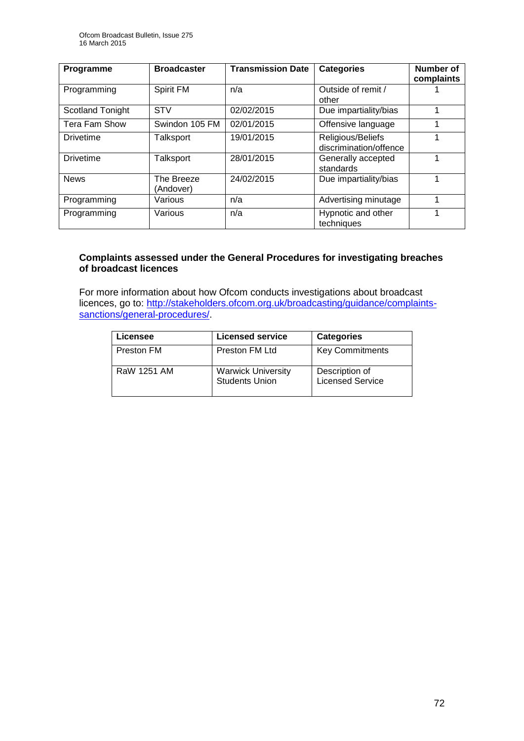| Programme | Broadcaster | Transmission Date | Categories | Number of complaints |
|---|---|---|---|---|
| Programming | Spirit FM | n/a | Outside of remit / other | 1 |
| Scotland Tonight | STV | 02/02/2015 | Due impartiality/bias | 1 |
| Tera Fam Show | Swindon 105 FM | 02/01/2015 | Offensive language | 1 |
| Drivetime | Talksport | 19/01/2015 | Religious/Beliefs discrimination/offence | 1 |
| Drivetime | Talksport | 28/01/2015 | Generally accepted standards | 1 |
| News | The Breeze (Andover) | 24/02/2015 | Due impartiality/bias | 1 |
| Programming | Various | n/a | Advertising minutage | 1 |
| Programming | Various | n/a | Hypnotic and other techniques | 1 |

**Complaints assessed under the General Procedures for investigating breaches of broadcast licences**

For more information about how Ofcom conducts investigations about broadcast licences, go to: http://stakeholders.ofcom.org.uk/broadcasting/guidance/complaints-sanctions/general-procedures/.

| Licensee | Licensed service | Categories |
|---|---|---|
| Preston FM | Preston FM Ltd | Key Commitments |
| RaW 1251 AM | Warwick University Students Union | Description of Licensed Service |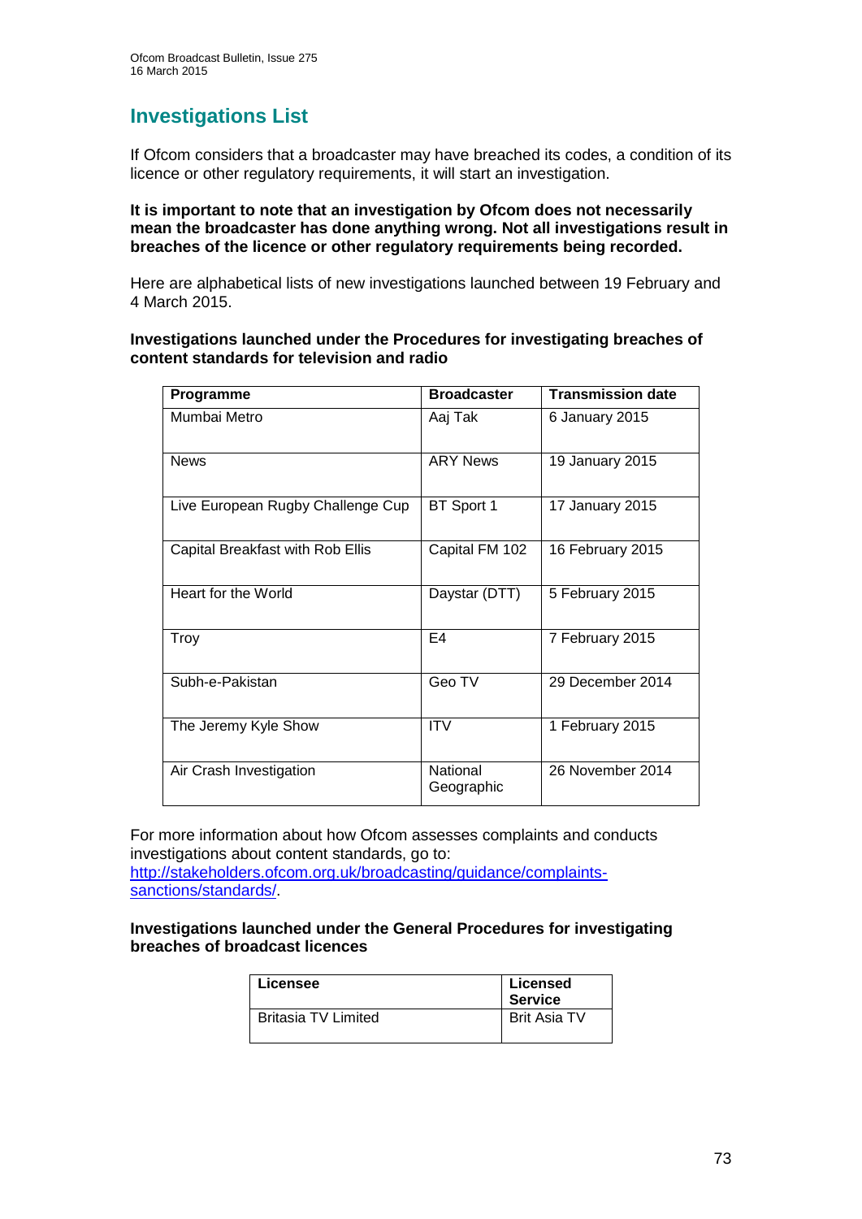# Investigations List

If Ofcom considers that a broadcaster may have breached its codes, a condition of its licence or other regulatory requirements, it will start an investigation.

**It is important to note that an investigation by Ofcom does not necessarily mean the broadcaster has done anything wrong. Not all investigations result in breaches of the licence or other regulatory requirements being recorded.**

Here are alphabetical lists of new investigations launched between 19 February and 4 March 2015.

**Investigations launched under the Procedures for investigating breaches of content standards for television and radio**

| Programme | Broadcaster | Transmission date |
|---|---|---|
| Mumbai Metro | Aaj Tak | 6 January 2015 |
| News | ARY News | 19 January 2015 |
| Live European Rugby Challenge Cup | BT Sport 1 | 17 January 2015 |
| Capital Breakfast with Rob Ellis | Capital FM 102 | 16 February 2015 |
| Heart for the World | Daystar (DTT) | 5 February 2015 |
| Troy | E4 | 7 February 2015 |
| Subh-e-Pakistan | Geo TV | 29 December 2014 |
| The Jeremy Kyle Show | ITV | 1 February 2015 |
| Air Crash Investigation | National Geographic | 26 November 2014 |

For more information about how Ofcom assesses complaints and conducts investigations about content standards, go to: http://stakeholders.ofcom.org.uk/broadcasting/guidance/complaints-sanctions/standards/.

**Investigations launched under the General Procedures for investigating breaches of broadcast licences**

| Licensee | Licensed Service |
|---|---|
| Britasia TV Limited | Brit Asia TV |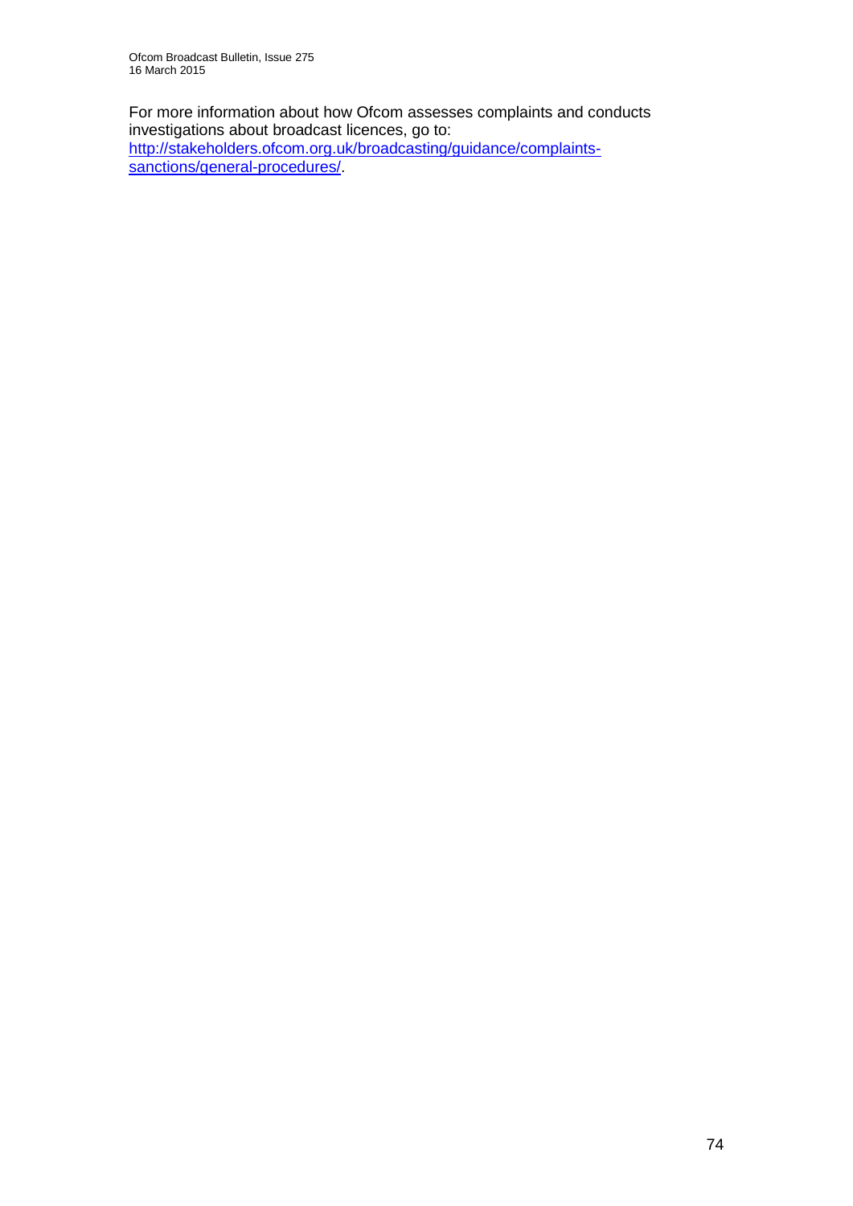For more information about how Ofcom assesses complaints and conducts investigations about broadcast licences, go to: [http://stakeholders.ofcom.org.uk/broadcasting/guidance/complaints-sanctions/general-procedures/](http://stakeholders.ofcom.org.uk/broadcasting/guidance/complaints-sanctions/general-procedures/).